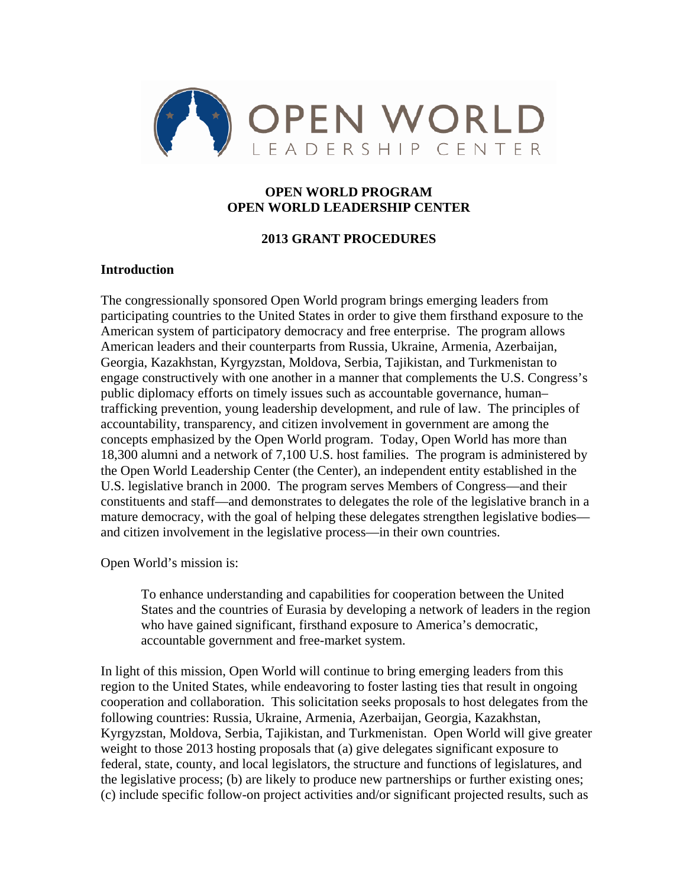OPEN WORLD
LEADERSHIP CENTER

**OPEN WORLD PROGRAM**
**OPEN WORLD LEADERSHIP CENTER**

**2013 GRANT PROCEDURES**

## Introduction

The congressionally sponsored Open World program brings emerging leaders from participating countries to the United States in order to give them firsthand exposure to the American system of participatory democracy and free enterprise. The program allows American leaders and their counterparts from Russia, Ukraine, Armenia, Azerbaijan, Georgia, Kazakhstan, Kyrgyzstan, Moldova, Serbia, Tajikistan, and Turkmenistan to engage constructively with one another in a manner that complements the U.S. Congress's public diplomacy efforts on timely issues such as accountable governance, human–trafficking prevention, young leadership development, and rule of law. The principles of accountability, transparency, and citizen involvement in government are among the concepts emphasized by the Open World program. Today, Open World has more than 18,300 alumni and a network of 7,100 U.S. host families. The program is administered by the Open World Leadership Center (the Center), an independent entity established in the U.S. legislative branch in 2000. The program serves Members of Congress—and their constituents and staff—and demonstrates to delegates the role of the legislative branch in a mature democracy, with the goal of helping these delegates strengthen legislative bodies—and citizen involvement in the legislative process—in their own countries.

Open World's mission is:

> To enhance understanding and capabilities for cooperation between the United States and the countries of Eurasia by developing a network of leaders in the region who have gained significant, firsthand exposure to America's democratic, accountable government and free-market system.

In light of this mission, Open World will continue to bring emerging leaders from this region to the United States, while endeavoring to foster lasting ties that result in ongoing cooperation and collaboration. This solicitation seeks proposals to host delegates from the following countries: Russia, Ukraine, Armenia, Azerbaijan, Georgia, Kazakhstan, Kyrgyzstan, Moldova, Serbia, Tajikistan, and Turkmenistan. Open World will give greater weight to those 2013 hosting proposals that (a) give delegates significant exposure to federal, state, county, and local legislators, the structure and functions of legislatures, and the legislative process; (b) are likely to produce new partnerships or further existing ones; (c) include specific follow-on project activities and/or significant projected results, such as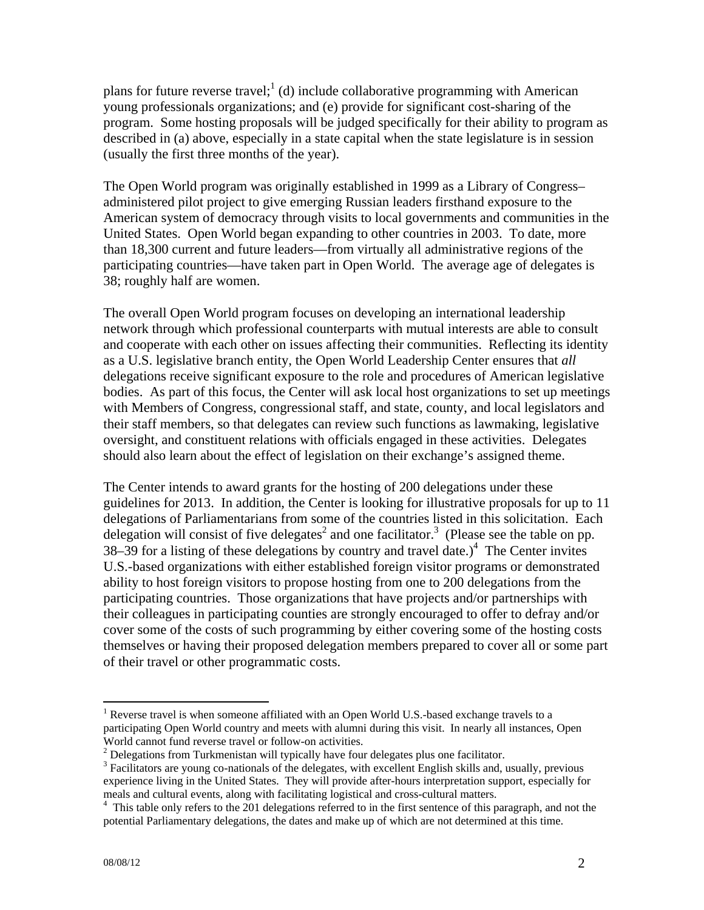plans for future reverse travel;[1] (d) include collaborative programming with American young professionals organizations; and (e) provide for significant cost-sharing of the program. Some hosting proposals will be judged specifically for their ability to program as described in (a) above, especially in a state capital when the state legislature is in session (usually the first three months of the year).

The Open World program was originally established in 1999 as a Library of Congress–administered pilot project to give emerging Russian leaders firsthand exposure to the American system of democracy through visits to local governments and communities in the United States. Open World began expanding to other countries in 2003. To date, more than 18,300 current and future leaders—from virtually all administrative regions of the participating countries—have taken part in Open World. The average age of delegates is 38; roughly half are women.

The overall Open World program focuses on developing an international leadership network through which professional counterparts with mutual interests are able to consult and cooperate with each other on issues affecting their communities. Reflecting its identity as a U.S. legislative branch entity, the Open World Leadership Center ensures that *all* delegations receive significant exposure to the role and procedures of American legislative bodies. As part of this focus, the Center will ask local host organizations to set up meetings with Members of Congress, congressional staff, and state, county, and local legislators and their staff members, so that delegates can review such functions as lawmaking, legislative oversight, and constituent relations with officials engaged in these activities. Delegates should also learn about the effect of legislation on their exchange's assigned theme.

The Center intends to award grants for the hosting of 200 delegations under these guidelines for 2013. In addition, the Center is looking for illustrative proposals for up to 11 delegations of Parliamentarians from some of the countries listed in this solicitation. Each delegation will consist of five delegates[2] and one facilitator.[3] (Please see the table on pp. 38–39 for a listing of these delegations by country and travel date.)[4] The Center invites U.S.-based organizations with either established foreign visitor programs or demonstrated ability to host foreign visitors to propose hosting from one to 200 delegations from the participating countries. Those organizations that have projects and/or partnerships with their colleagues in participating counties are strongly encouraged to offer to defray and/or cover some of the costs of such programming by either covering some of the hosting costs themselves or having their proposed delegation members prepared to cover all or some part of their travel or other programmatic costs.

---

[1] Reverse travel is when someone affiliated with an Open World U.S.-based exchange travels to a participating Open World country and meets with alumni during this visit. In nearly all instances, Open World cannot fund reverse travel or follow-on activities.

[2] Delegations from Turkmenistan will typically have four delegates plus one facilitator.

[3] Facilitators are young co-nationals of the delegates, with excellent English skills and, usually, previous experience living in the United States. They will provide after-hours interpretation support, especially for meals and cultural events, along with facilitating logistical and cross-cultural matters.

[4] This table only refers to the 201 delegations referred to in the first sentence of this paragraph, and not the potential Parliamentary delegations, the dates and make up of which are not determined at this time.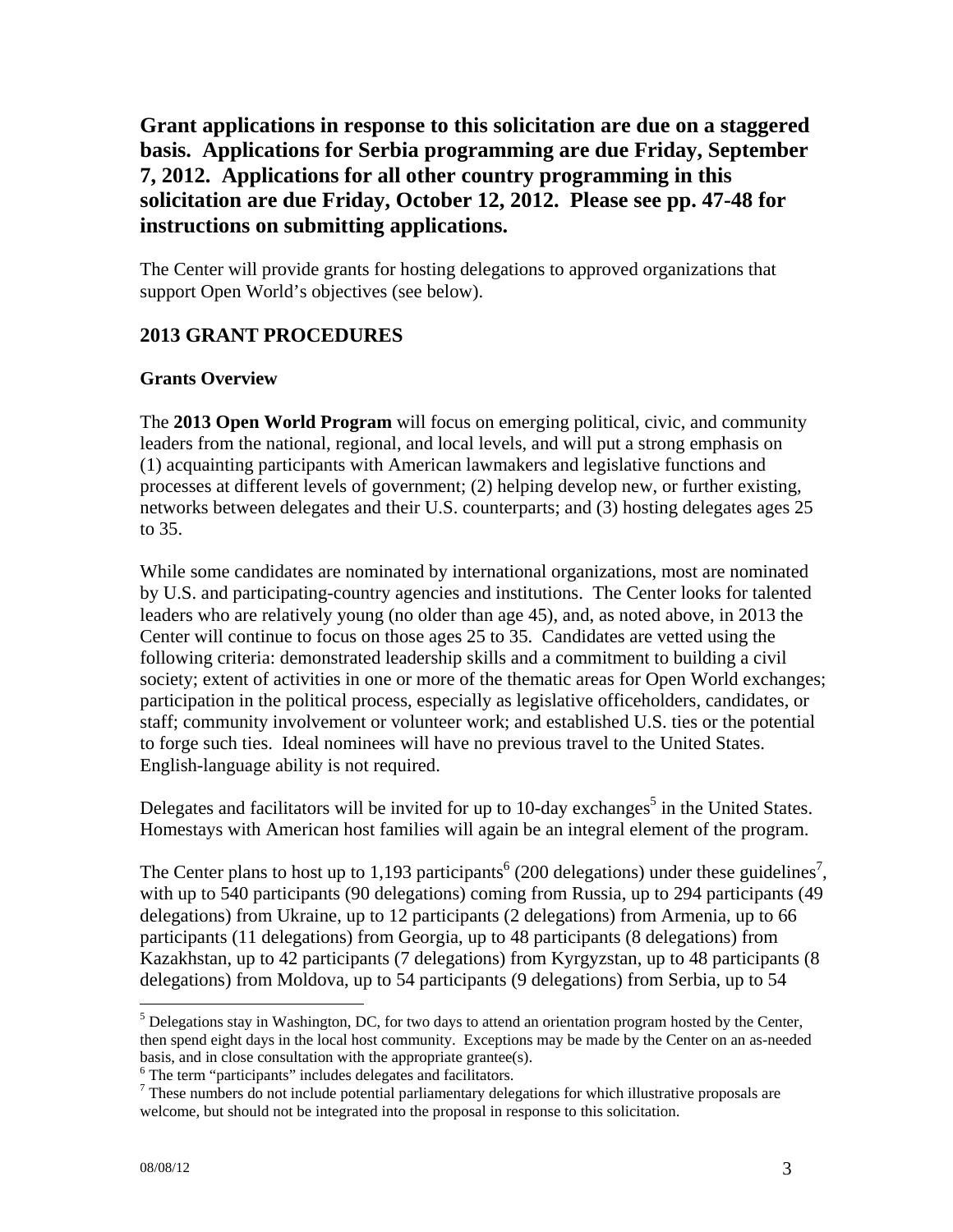**Grant applications in response to this solicitation are due on a staggered basis. Applications for Serbia programming are due Friday, September 7, 2012. Applications for all other country programming in this solicitation are due Friday, October 12, 2012. Please see pp. 47-48 for instructions on submitting applications.**

The Center will provide grants for hosting delegations to approved organizations that support Open World's objectives (see below).

## 2013 GRANT PROCEDURES

### Grants Overview

The **2013 Open World Program** will focus on emerging political, civic, and community leaders from the national, regional, and local levels, and will put a strong emphasis on (1) acquainting participants with American lawmakers and legislative functions and processes at different levels of government; (2) helping develop new, or further existing, networks between delegates and their U.S. counterparts; and (3) hosting delegates ages 25 to 35.

While some candidates are nominated by international organizations, most are nominated by U.S. and participating-country agencies and institutions. The Center looks for talented leaders who are relatively young (no older than age 45), and, as noted above, in 2013 the Center will continue to focus on those ages 25 to 35. Candidates are vetted using the following criteria: demonstrated leadership skills and a commitment to building a civil society; extent of activities in one or more of the thematic areas for Open World exchanges; participation in the political process, especially as legislative officeholders, candidates, or staff; community involvement or volunteer work; and established U.S. ties or the potential to forge such ties. Ideal nominees will have no previous travel to the United States. English-language ability is not required.

Delegates and facilitators will be invited for up to 10-day exchanges[5] in the United States. Homestays with American host families will again be an integral element of the program.

The Center plans to host up to 1,193 participants[6] (200 delegations) under these guidelines[7], with up to 540 participants (90 delegations) coming from Russia, up to 294 participants (49 delegations) from Ukraine, up to 12 participants (2 delegations) from Armenia, up to 66 participants (11 delegations) from Georgia, up to 48 participants (8 delegations) from Kazakhstan, up to 42 participants (7 delegations) from Kyrgyzstan, up to 48 participants (8 delegations) from Moldova, up to 54 participants (9 delegations) from Serbia, up to 54

[5] Delegations stay in Washington, DC, for two days to attend an orientation program hosted by the Center, then spend eight days in the local host community. Exceptions may be made by the Center on an as-needed basis, and in close consultation with the appropriate grantee(s).

[6] The term "participants" includes delegates and facilitators.

[7] These numbers do not include potential parliamentary delegations for which illustrative proposals are welcome, but should not be integrated into the proposal in response to this solicitation.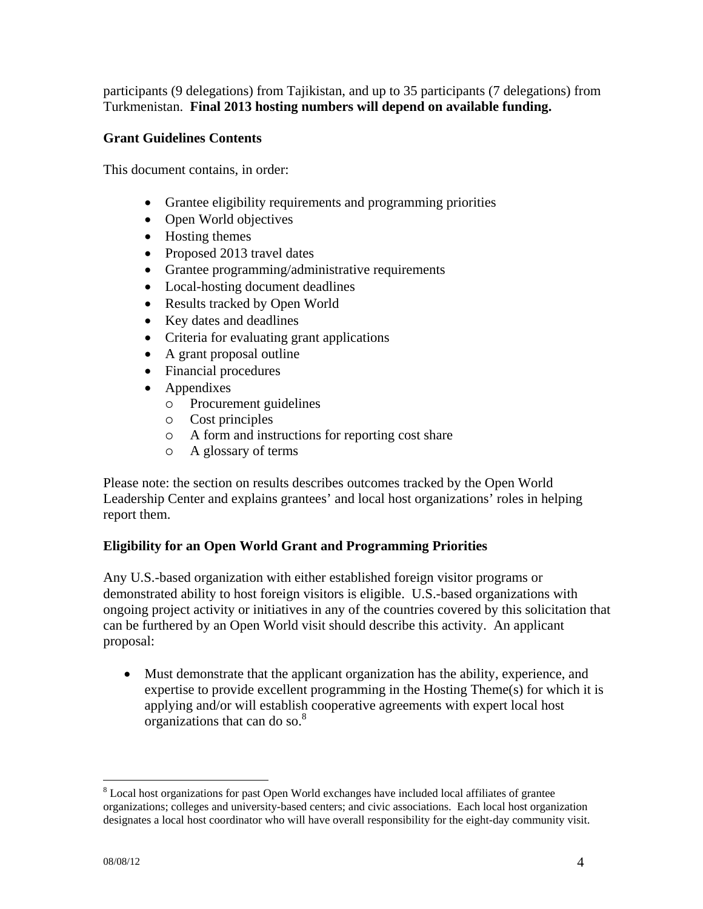participants (9 delegations) from Tajikistan, and up to 35 participants (7 delegations) from Turkmenistan. **Final 2013 hosting numbers will depend on available funding.**

**Grant Guidelines Contents**

This document contains, in order:

- Grantee eligibility requirements and programming priorities
- Open World objectives
- Hosting themes
- Proposed 2013 travel dates
- Grantee programming/administrative requirements
- Local-hosting document deadlines
- Results tracked by Open World
- Key dates and deadlines
- Criteria for evaluating grant applications
- A grant proposal outline
- Financial procedures
- Appendixes
  - Procurement guidelines
  - Cost principles
  - A form and instructions for reporting cost share
  - A glossary of terms

Please note: the section on results describes outcomes tracked by the Open World Leadership Center and explains grantees' and local host organizations' roles in helping report them.

**Eligibility for an Open World Grant and Programming Priorities**

Any U.S.-based organization with either established foreign visitor programs or demonstrated ability to host foreign visitors is eligible. U.S.-based organizations with ongoing project activity or initiatives in any of the countries covered by this solicitation that can be furthered by an Open World visit should describe this activity. An applicant proposal:

- Must demonstrate that the applicant organization has the ability, experience, and expertise to provide excellent programming in the Hosting Theme(s) for which it is applying and/or will establish cooperative agreements with expert local host organizations that can do so.[8]

[8] Local host organizations for past Open World exchanges have included local affiliates of grantee organizations; colleges and university-based centers; and civic associations. Each local host organization designates a local host coordinator who will have overall responsibility for the eight-day community visit.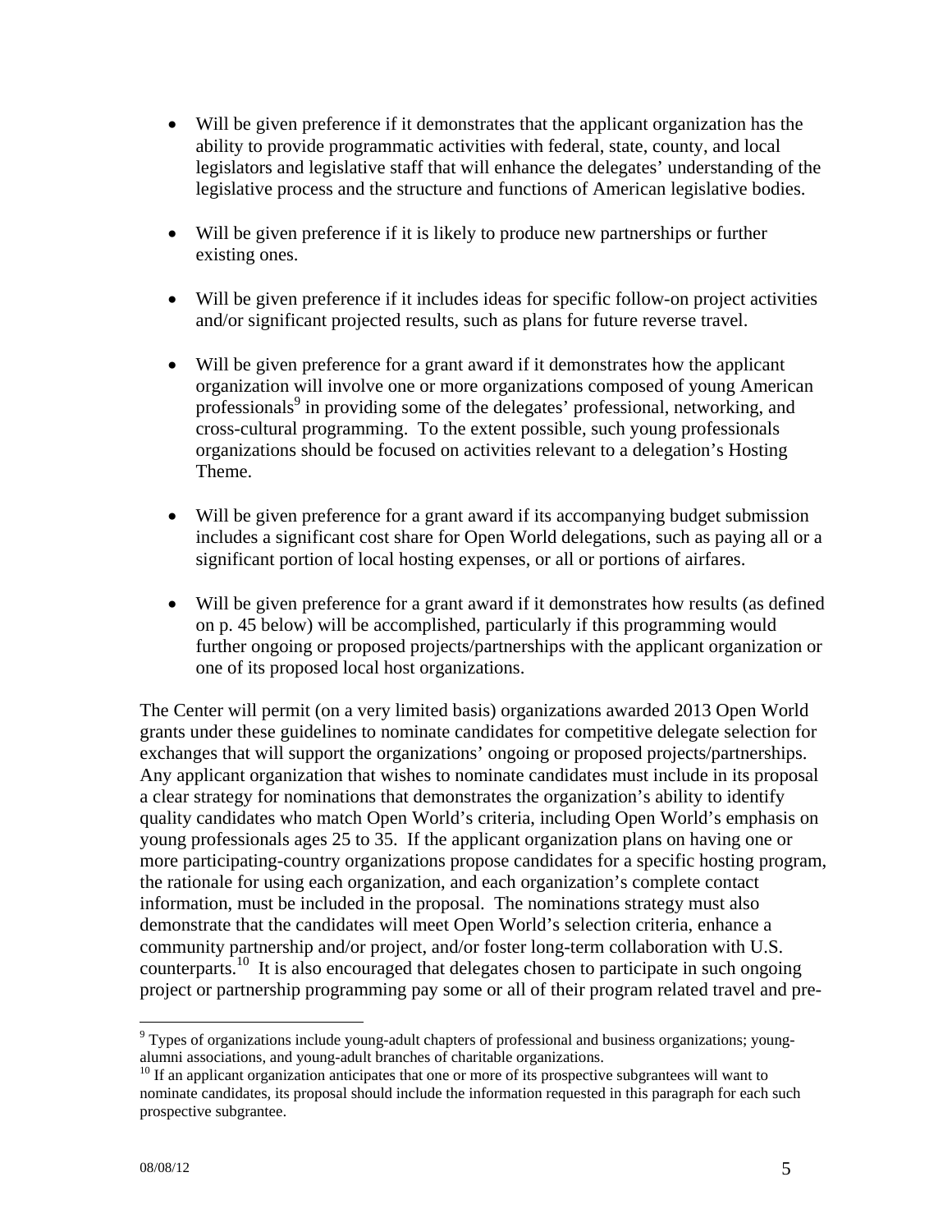- Will be given preference if it demonstrates that the applicant organization has the ability to provide programmatic activities with federal, state, county, and local legislators and legislative staff that will enhance the delegates' understanding of the legislative process and the structure and functions of American legislative bodies.

- Will be given preference if it is likely to produce new partnerships or further existing ones.

- Will be given preference if it includes ideas for specific follow-on project activities and/or significant projected results, such as plans for future reverse travel.

- Will be given preference for a grant award if it demonstrates how the applicant organization will involve one or more organizations composed of young American professionals[9] in providing some of the delegates' professional, networking, and cross-cultural programming. To the extent possible, such young professionals organizations should be focused on activities relevant to a delegation's Hosting Theme.

- Will be given preference for a grant award if its accompanying budget submission includes a significant cost share for Open World delegations, such as paying all or a significant portion of local hosting expenses, or all or portions of airfares.

- Will be given preference for a grant award if it demonstrates how results (as defined on p. 45 below) will be accomplished, particularly if this programming would further ongoing or proposed projects/partnerships with the applicant organization or one of its proposed local host organizations.

The Center will permit (on a very limited basis) organizations awarded 2013 Open World grants under these guidelines to nominate candidates for competitive delegate selection for exchanges that will support the organizations' ongoing or proposed projects/partnerships. Any applicant organization that wishes to nominate candidates must include in its proposal a clear strategy for nominations that demonstrates the organization's ability to identify quality candidates who match Open World's criteria, including Open World's emphasis on young professionals ages 25 to 35. If the applicant organization plans on having one or more participating-country organizations propose candidates for a specific hosting program, the rationale for using each organization, and each organization's complete contact information, must be included in the proposal. The nominations strategy must also demonstrate that the candidates will meet Open World's selection criteria, enhance a community partnership and/or project, and/or foster long-term collaboration with U.S. counterparts.[10] It is also encouraged that delegates chosen to participate in such ongoing project or partnership programming pay some or all of their program related travel and pre-

[9] Types of organizations include young-adult chapters of professional and business organizations; young-alumni associations, and young-adult branches of charitable organizations.

[10] If an applicant organization anticipates that one or more of its prospective subgrantees will want to nominate candidates, its proposal should include the information requested in this paragraph for each such prospective subgrantee.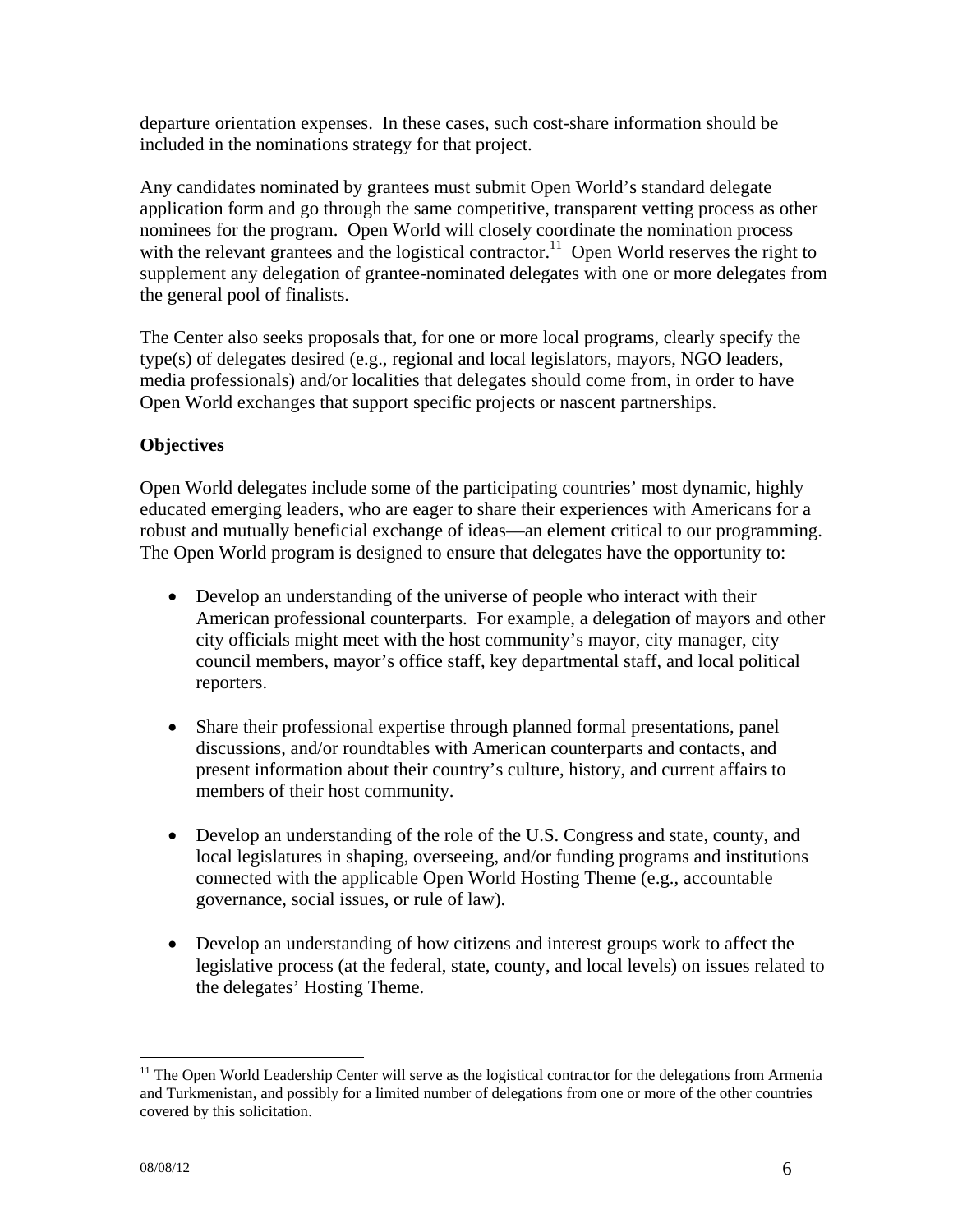departure orientation expenses. In these cases, such cost-share information should be included in the nominations strategy for that project.

Any candidates nominated by grantees must submit Open World's standard delegate application form and go through the same competitive, transparent vetting process as other nominees for the program. Open World will closely coordinate the nomination process with the relevant grantees and the logistical contractor.[11] Open World reserves the right to supplement any delegation of grantee-nominated delegates with one or more delegates from the general pool of finalists.

The Center also seeks proposals that, for one or more local programs, clearly specify the type(s) of delegates desired (e.g., regional and local legislators, mayors, NGO leaders, media professionals) and/or localities that delegates should come from, in order to have Open World exchanges that support specific projects or nascent partnerships.

**Objectives**

Open World delegates include some of the participating countries' most dynamic, highly educated emerging leaders, who are eager to share their experiences with Americans for a robust and mutually beneficial exchange of ideas—an element critical to our programming. The Open World program is designed to ensure that delegates have the opportunity to:

- Develop an understanding of the universe of people who interact with their American professional counterparts. For example, a delegation of mayors and other city officials might meet with the host community's mayor, city manager, city council members, mayor's office staff, key departmental staff, and local political reporters.

- Share their professional expertise through planned formal presentations, panel discussions, and/or roundtables with American counterparts and contacts, and present information about their country's culture, history, and current affairs to members of their host community.

- Develop an understanding of the role of the U.S. Congress and state, county, and local legislatures in shaping, overseeing, and/or funding programs and institutions connected with the applicable Open World Hosting Theme (e.g., accountable governance, social issues, or rule of law).

- Develop an understanding of how citizens and interest groups work to affect the legislative process (at the federal, state, county, and local levels) on issues related to the delegates' Hosting Theme.

[11] The Open World Leadership Center will serve as the logistical contractor for the delegations from Armenia and Turkmenistan, and possibly for a limited number of delegations from one or more of the other countries covered by this solicitation.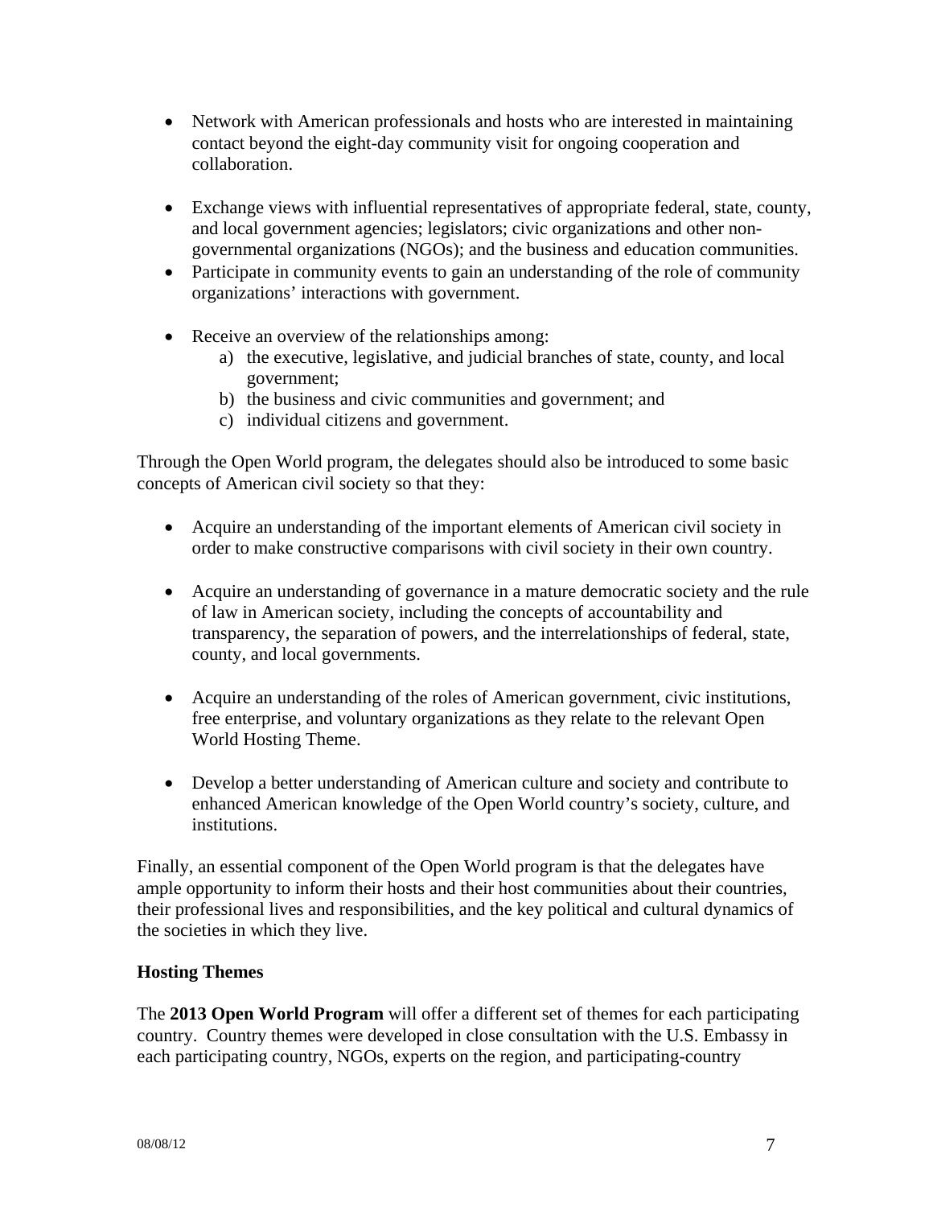- Network with American professionals and hosts who are interested in maintaining contact beyond the eight-day community visit for ongoing cooperation and collaboration.

- Exchange views with influential representatives of appropriate federal, state, county, and local government agencies; legislators; civic organizations and other non-governmental organizations (NGOs); and the business and education communities.
- Participate in community events to gain an understanding of the role of community organizations' interactions with government.

- Receive an overview of the relationships among:
    a) the executive, legislative, and judicial branches of state, county, and local government;
    b) the business and civic communities and government; and
    c) individual citizens and government.

Through the Open World program, the delegates should also be introduced to some basic concepts of American civil society so that they:

- Acquire an understanding of the important elements of American civil society in order to make constructive comparisons with civil society in their own country.

- Acquire an understanding of governance in a mature democratic society and the rule of law in American society, including the concepts of accountability and transparency, the separation of powers, and the interrelationships of federal, state, county, and local governments.

- Acquire an understanding of the roles of American government, civic institutions, free enterprise, and voluntary organizations as they relate to the relevant Open World Hosting Theme.

- Develop a better understanding of American culture and society and contribute to enhanced American knowledge of the Open World country's society, culture, and institutions.

Finally, an essential component of the Open World program is that the delegates have ample opportunity to inform their hosts and their host communities about their countries, their professional lives and responsibilities, and the key political and cultural dynamics of the societies in which they live.

**Hosting Themes**

The **2013 Open World Program** will offer a different set of themes for each participating country. Country themes were developed in close consultation with the U.S. Embassy in each participating country, NGOs, experts on the region, and participating-country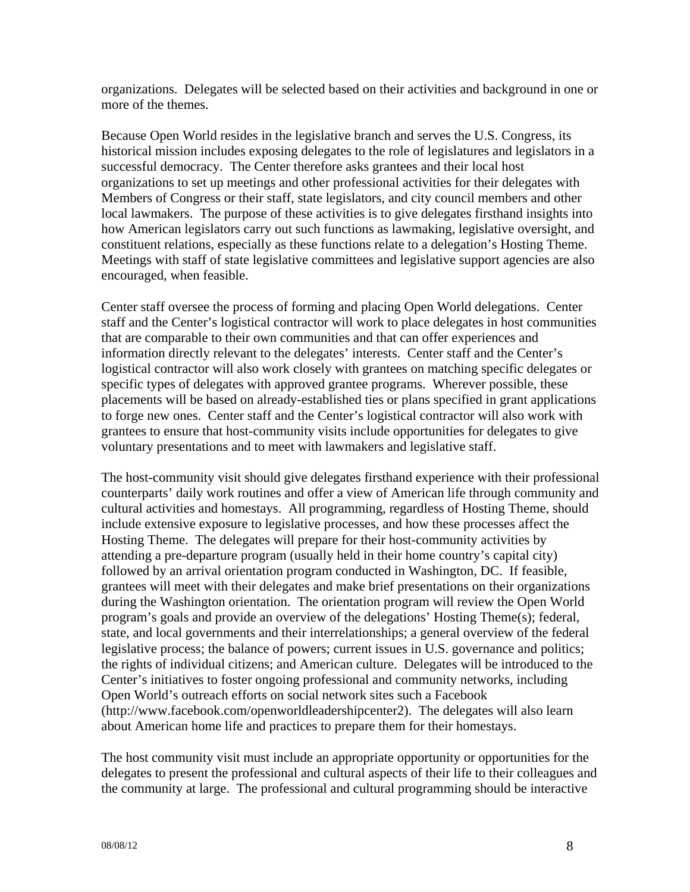organizations. Delegates will be selected based on their activities and background in one or more of the themes.

Because Open World resides in the legislative branch and serves the U.S. Congress, its historical mission includes exposing delegates to the role of legislatures and legislators in a successful democracy. The Center therefore asks grantees and their local host organizations to set up meetings and other professional activities for their delegates with Members of Congress or their staff, state legislators, and city council members and other local lawmakers. The purpose of these activities is to give delegates firsthand insights into how American legislators carry out such functions as lawmaking, legislative oversight, and constituent relations, especially as these functions relate to a delegation's Hosting Theme. Meetings with staff of state legislative committees and legislative support agencies are also encouraged, when feasible.

Center staff oversee the process of forming and placing Open World delegations. Center staff and the Center's logistical contractor will work to place delegates in host communities that are comparable to their own communities and that can offer experiences and information directly relevant to the delegates' interests. Center staff and the Center's logistical contractor will also work closely with grantees on matching specific delegates or specific types of delegates with approved grantee programs. Wherever possible, these placements will be based on already-established ties or plans specified in grant applications to forge new ones. Center staff and the Center's logistical contractor will also work with grantees to ensure that host-community visits include opportunities for delegates to give voluntary presentations and to meet with lawmakers and legislative staff.

The host-community visit should give delegates firsthand experience with their professional counterparts' daily work routines and offer a view of American life through community and cultural activities and homestays. All programming, regardless of Hosting Theme, should include extensive exposure to legislative processes, and how these processes affect the Hosting Theme. The delegates will prepare for their host-community activities by attending a pre-departure program (usually held in their home country's capital city) followed by an arrival orientation program conducted in Washington, DC. If feasible, grantees will meet with their delegates and make brief presentations on their organizations during the Washington orientation. The orientation program will review the Open World program's goals and provide an overview of the delegations' Hosting Theme(s); federal, state, and local governments and their interrelationships; a general overview of the federal legislative process; the balance of powers; current issues in U.S. governance and politics; the rights of individual citizens; and American culture. Delegates will be introduced to the Center's initiatives to foster ongoing professional and community networks, including Open World's outreach efforts on social network sites such a Facebook (http://www.facebook.com/openworldleadershipcenter2). The delegates will also learn about American home life and practices to prepare them for their homestays.

The host community visit must include an appropriate opportunity or opportunities for the delegates to present the professional and cultural aspects of their life to their colleagues and the community at large. The professional and cultural programming should be interactive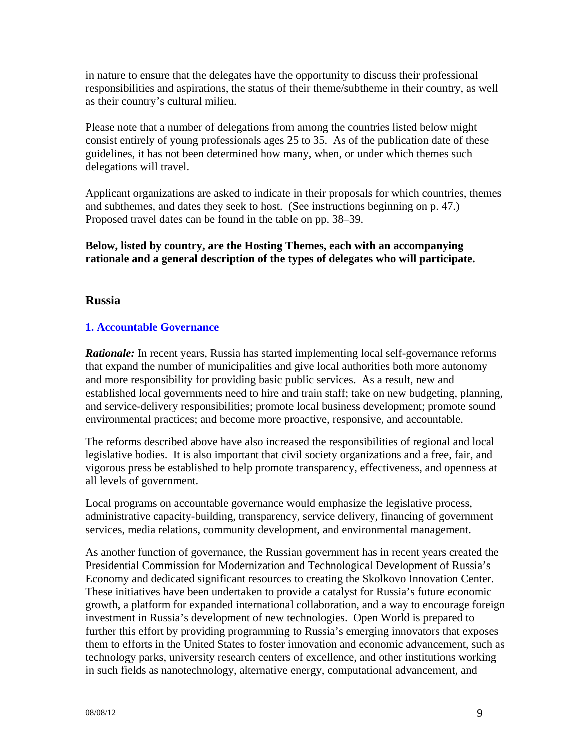in nature to ensure that the delegates have the opportunity to discuss their professional responsibilities and aspirations, the status of their theme/subtheme in their country, as well as their country's cultural milieu.

Please note that a number of delegations from among the countries listed below might consist entirely of young professionals ages 25 to 35. As of the publication date of these guidelines, it has not been determined how many, when, or under which themes such delegations will travel.

Applicant organizations are asked to indicate in their proposals for which countries, themes and subthemes, and dates they seek to host. (See instructions beginning on p. 47.) Proposed travel dates can be found in the table on pp. 38–39.

**Below, listed by country, are the Hosting Themes, each with an accompanying rationale and a general description of the types of delegates who will participate.**

## Russia

### 1. Accountable Governance

***Rationale:*** In recent years, Russia has started implementing local self-governance reforms that expand the number of municipalities and give local authorities both more autonomy and more responsibility for providing basic public services. As a result, new and established local governments need to hire and train staff; take on new budgeting, planning, and service-delivery responsibilities; promote local business development; promote sound environmental practices; and become more proactive, responsive, and accountable.

The reforms described above have also increased the responsibilities of regional and local legislative bodies. It is also important that civil society organizations and a free, fair, and vigorous press be established to help promote transparency, effectiveness, and openness at all levels of government.

Local programs on accountable governance would emphasize the legislative process, administrative capacity-building, transparency, service delivery, financing of government services, media relations, community development, and environmental management.

As another function of governance, the Russian government has in recent years created the Presidential Commission for Modernization and Technological Development of Russia's Economy and dedicated significant resources to creating the Skolkovo Innovation Center. These initiatives have been undertaken to provide a catalyst for Russia's future economic growth, a platform for expanded international collaboration, and a way to encourage foreign investment in Russia's development of new technologies. Open World is prepared to further this effort by providing programming to Russia's emerging innovators that exposes them to efforts in the United States to foster innovation and economic advancement, such as technology parks, university research centers of excellence, and other institutions working in such fields as nanotechnology, alternative energy, computational advancement, and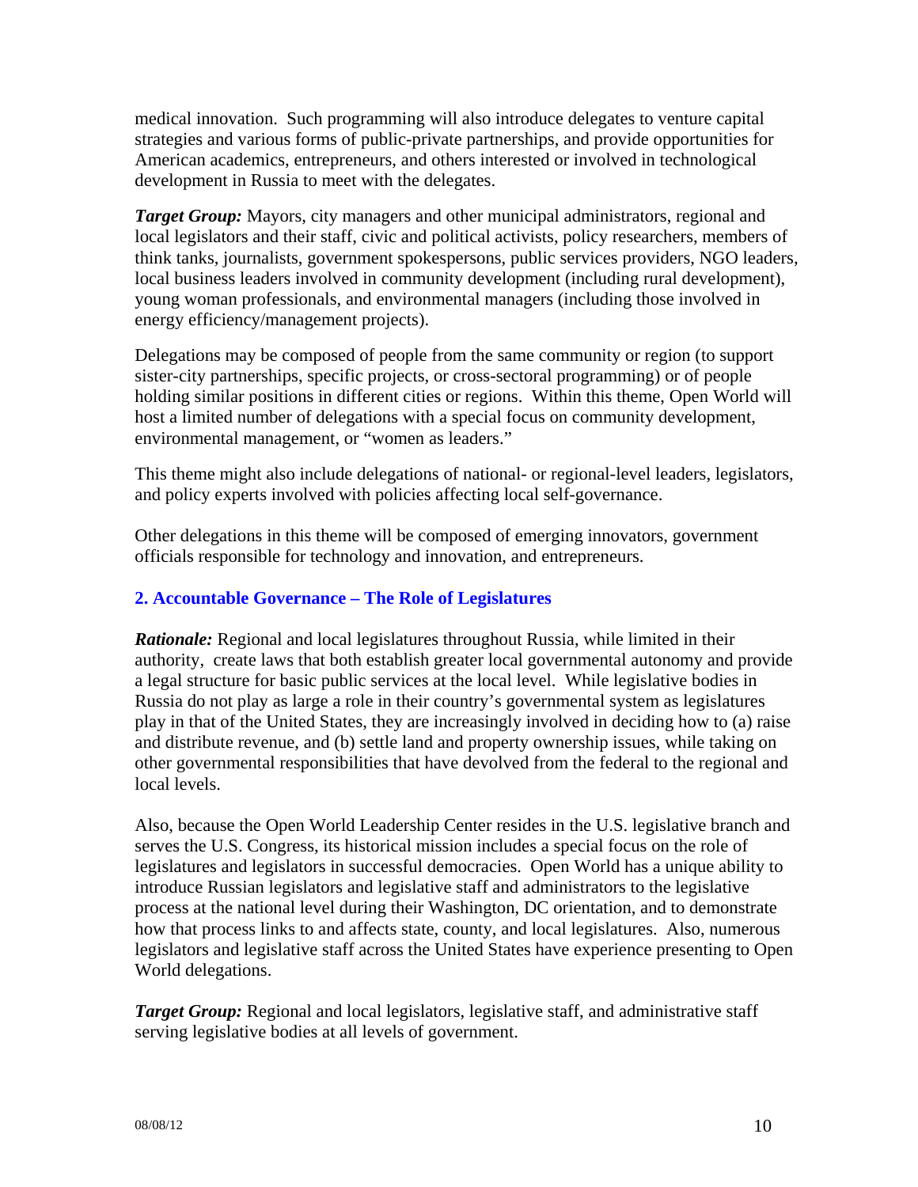medical innovation. Such programming will also introduce delegates to venture capital strategies and various forms of public-private partnerships, and provide opportunities for American academics, entrepreneurs, and others interested or involved in technological development in Russia to meet with the delegates.

***Target Group:*** Mayors, city managers and other municipal administrators, regional and local legislators and their staff, civic and political activists, policy researchers, members of think tanks, journalists, government spokespersons, public services providers, NGO leaders, local business leaders involved in community development (including rural development), young woman professionals, and environmental managers (including those involved in energy efficiency/management projects).

Delegations may be composed of people from the same community or region (to support sister-city partnerships, specific projects, or cross-sectoral programming) or of people holding similar positions in different cities or regions. Within this theme, Open World will host a limited number of delegations with a special focus on community development, environmental management, or "women as leaders."

This theme might also include delegations of national- or regional-level leaders, legislators, and policy experts involved with policies affecting local self-governance.

Other delegations in this theme will be composed of emerging innovators, government officials responsible for technology and innovation, and entrepreneurs.

## 2. Accountable Governance – The Role of Legislatures

***Rationale:*** Regional and local legislatures throughout Russia, while limited in their authority, create laws that both establish greater local governmental autonomy and provide a legal structure for basic public services at the local level. While legislative bodies in Russia do not play as large a role in their country's governmental system as legislatures play in that of the United States, they are increasingly involved in deciding how to (a) raise and distribute revenue, and (b) settle land and property ownership issues, while taking on other governmental responsibilities that have devolved from the federal to the regional and local levels.

Also, because the Open World Leadership Center resides in the U.S. legislative branch and serves the U.S. Congress, its historical mission includes a special focus on the role of legislatures and legislators in successful democracies. Open World has a unique ability to introduce Russian legislators and legislative staff and administrators to the legislative process at the national level during their Washington, DC orientation, and to demonstrate how that process links to and affects state, county, and local legislatures. Also, numerous legislators and legislative staff across the United States have experience presenting to Open World delegations.

***Target Group:*** Regional and local legislators, legislative staff, and administrative staff serving legislative bodies at all levels of government.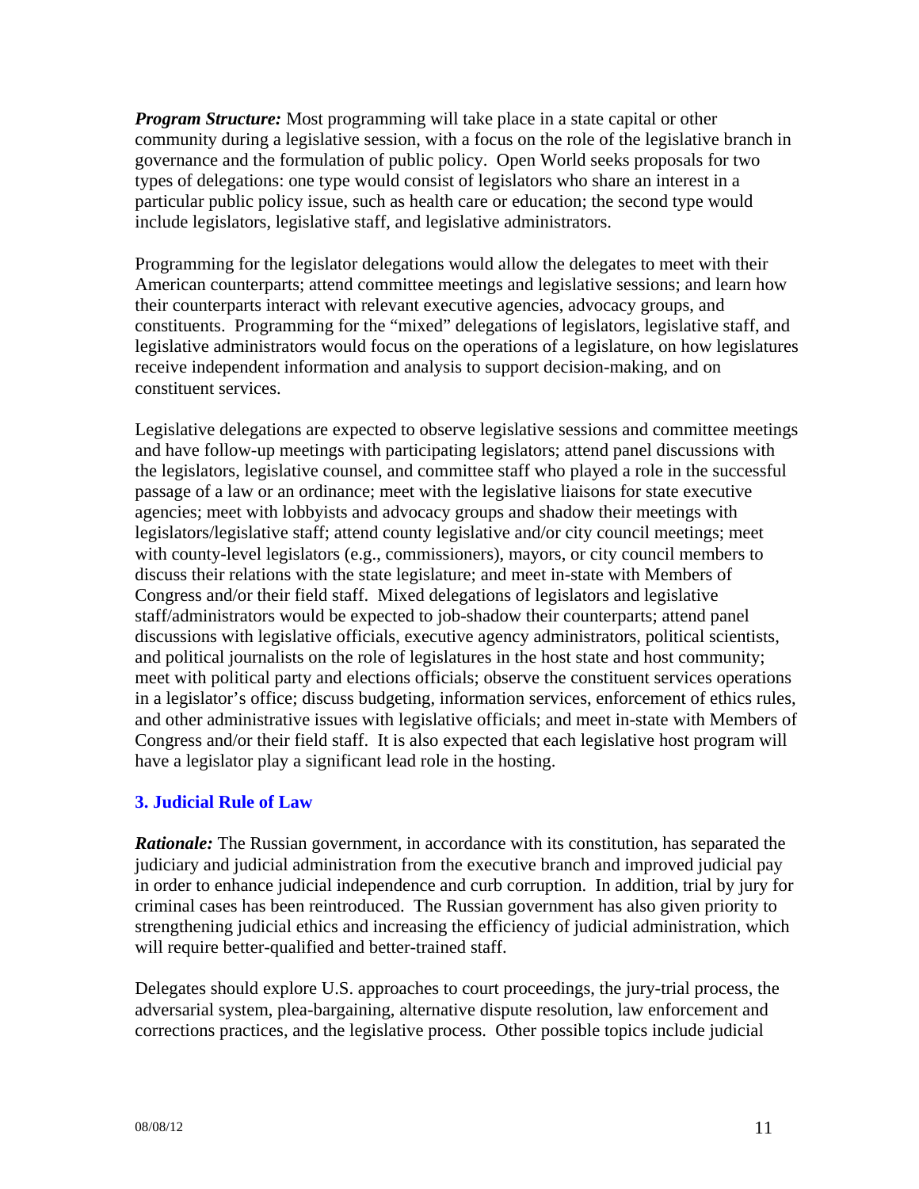***Program Structure:*** Most programming will take place in a state capital or other community during a legislative session, with a focus on the role of the legislative branch in governance and the formulation of public policy. Open World seeks proposals for two types of delegations: one type would consist of legislators who share an interest in a particular public policy issue, such as health care or education; the second type would include legislators, legislative staff, and legislative administrators.

Programming for the legislator delegations would allow the delegates to meet with their American counterparts; attend committee meetings and legislative sessions; and learn how their counterparts interact with relevant executive agencies, advocacy groups, and constituents. Programming for the "mixed" delegations of legislators, legislative staff, and legislative administrators would focus on the operations of a legislature, on how legislatures receive independent information and analysis to support decision-making, and on constituent services.

Legislative delegations are expected to observe legislative sessions and committee meetings and have follow-up meetings with participating legislators; attend panel discussions with the legislators, legislative counsel, and committee staff who played a role in the successful passage of a law or an ordinance; meet with the legislative liaisons for state executive agencies; meet with lobbyists and advocacy groups and shadow their meetings with legislators/legislative staff; attend county legislative and/or city council meetings; meet with county-level legislators (e.g., commissioners), mayors, or city council members to discuss their relations with the state legislature; and meet in-state with Members of Congress and/or their field staff. Mixed delegations of legislators and legislative staff/administrators would be expected to job-shadow their counterparts; attend panel discussions with legislative officials, executive agency administrators, political scientists, and political journalists on the role of legislatures in the host state and host community; meet with political party and elections officials; observe the constituent services operations in a legislator's office; discuss budgeting, information services, enforcement of ethics rules, and other administrative issues with legislative officials; and meet in-state with Members of Congress and/or their field staff. It is also expected that each legislative host program will have a legislator play a significant lead role in the hosting.

### 3. Judicial Rule of Law

***Rationale:*** The Russian government, in accordance with its constitution, has separated the judiciary and judicial administration from the executive branch and improved judicial pay in order to enhance judicial independence and curb corruption. In addition, trial by jury for criminal cases has been reintroduced. The Russian government has also given priority to strengthening judicial ethics and increasing the efficiency of judicial administration, which will require better-qualified and better-trained staff.

Delegates should explore U.S. approaches to court proceedings, the jury-trial process, the adversarial system, plea-bargaining, alternative dispute resolution, law enforcement and corrections practices, and the legislative process. Other possible topics include judicial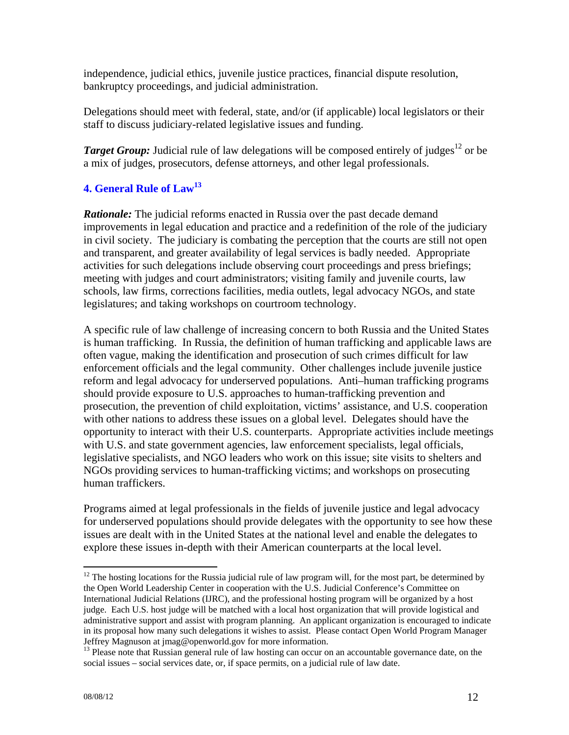independence, judicial ethics, juvenile justice practices, financial dispute resolution, bankruptcy proceedings, and judicial administration.

Delegations should meet with federal, state, and/or (if applicable) local legislators or their staff to discuss judiciary-related legislative issues and funding.

***Target Group:*** Judicial rule of law delegations will be composed entirely of judges[12] or be a mix of judges, prosecutors, defense attorneys, and other legal professionals.

### 4. General Rule of Law[13]

***Rationale:*** The judicial reforms enacted in Russia over the past decade demand improvements in legal education and practice and a redefinition of the role of the judiciary in civil society. The judiciary is combating the perception that the courts are still not open and transparent, and greater availability of legal services is badly needed. Appropriate activities for such delegations include observing court proceedings and press briefings; meeting with judges and court administrators; visiting family and juvenile courts, law schools, law firms, corrections facilities, media outlets, legal advocacy NGOs, and state legislatures; and taking workshops on courtroom technology.

A specific rule of law challenge of increasing concern to both Russia and the United States is human trafficking. In Russia, the definition of human trafficking and applicable laws are often vague, making the identification and prosecution of such crimes difficult for law enforcement officials and the legal community. Other challenges include juvenile justice reform and legal advocacy for underserved populations. Anti–human trafficking programs should provide exposure to U.S. approaches to human-trafficking prevention and prosecution, the prevention of child exploitation, victims' assistance, and U.S. cooperation with other nations to address these issues on a global level. Delegates should have the opportunity to interact with their U.S. counterparts. Appropriate activities include meetings with U.S. and state government agencies, law enforcement specialists, legal officials, legislative specialists, and NGO leaders who work on this issue; site visits to shelters and NGOs providing services to human-trafficking victims; and workshops on prosecuting human traffickers.

Programs aimed at legal professionals in the fields of juvenile justice and legal advocacy for underserved populations should provide delegates with the opportunity to see how these issues are dealt with in the United States at the national level and enable the delegates to explore these issues in-depth with their American counterparts at the local level.

---

[12] The hosting locations for the Russia judicial rule of law program will, for the most part, be determined by the Open World Leadership Center in cooperation with the U.S. Judicial Conference's Committee on International Judicial Relations (IJRC), and the professional hosting program will be organized by a host judge. Each U.S. host judge will be matched with a local host organization that will provide logistical and administrative support and assist with program planning. An applicant organization is encouraged to indicate in its proposal how many such delegations it wishes to assist. Please contact Open World Program Manager Jeffrey Magnuson at jmag@openworld.gov for more information.

[13] Please note that Russian general rule of law hosting can occur on an accountable governance date, on the social issues – social services date, or, if space permits, on a judicial rule of law date.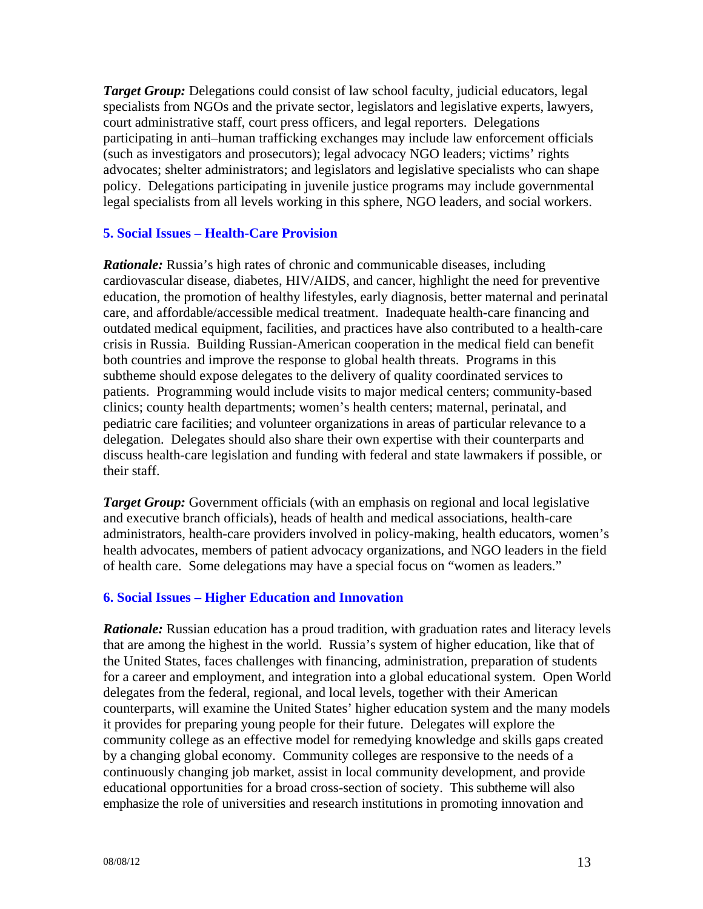***Target Group:*** Delegations could consist of law school faculty, judicial educators, legal specialists from NGOs and the private sector, legislators and legislative experts, lawyers, court administrative staff, court press officers, and legal reporters. Delegations participating in anti–human trafficking exchanges may include law enforcement officials (such as investigators and prosecutors); legal advocacy NGO leaders; victims' rights advocates; shelter administrators; and legislators and legislative specialists who can shape policy. Delegations participating in juvenile justice programs may include governmental legal specialists from all levels working in this sphere, NGO leaders, and social workers.

### 5. Social Issues – Health-Care Provision

***Rationale:*** Russia's high rates of chronic and communicable diseases, including cardiovascular disease, diabetes, HIV/AIDS, and cancer, highlight the need for preventive education, the promotion of healthy lifestyles, early diagnosis, better maternal and perinatal care, and affordable/accessible medical treatment. Inadequate health-care financing and outdated medical equipment, facilities, and practices have also contributed to a health-care crisis in Russia. Building Russian-American cooperation in the medical field can benefit both countries and improve the response to global health threats. Programs in this subtheme should expose delegates to the delivery of quality coordinated services to patients. Programming would include visits to major medical centers; community-based clinics; county health departments; women's health centers; maternal, perinatal, and pediatric care facilities; and volunteer organizations in areas of particular relevance to a delegation. Delegates should also share their own expertise with their counterparts and discuss health-care legislation and funding with federal and state lawmakers if possible, or their staff.

***Target Group:*** Government officials (with an emphasis on regional and local legislative and executive branch officials), heads of health and medical associations, health-care administrators, health-care providers involved in policy-making, health educators, women's health advocates, members of patient advocacy organizations, and NGO leaders in the field of health care. Some delegations may have a special focus on "women as leaders."

### 6. Social Issues – Higher Education and Innovation

***Rationale:*** Russian education has a proud tradition, with graduation rates and literacy levels that are among the highest in the world. Russia's system of higher education, like that of the United States, faces challenges with financing, administration, preparation of students for a career and employment, and integration into a global educational system. Open World delegates from the federal, regional, and local levels, together with their American counterparts, will examine the United States' higher education system and the many models it provides for preparing young people for their future. Delegates will explore the community college as an effective model for remedying knowledge and skills gaps created by a changing global economy. Community colleges are responsive to the needs of a continuously changing job market, assist in local community development, and provide educational opportunities for a broad cross-section of society. This subtheme will also emphasize the role of universities and research institutions in promoting innovation and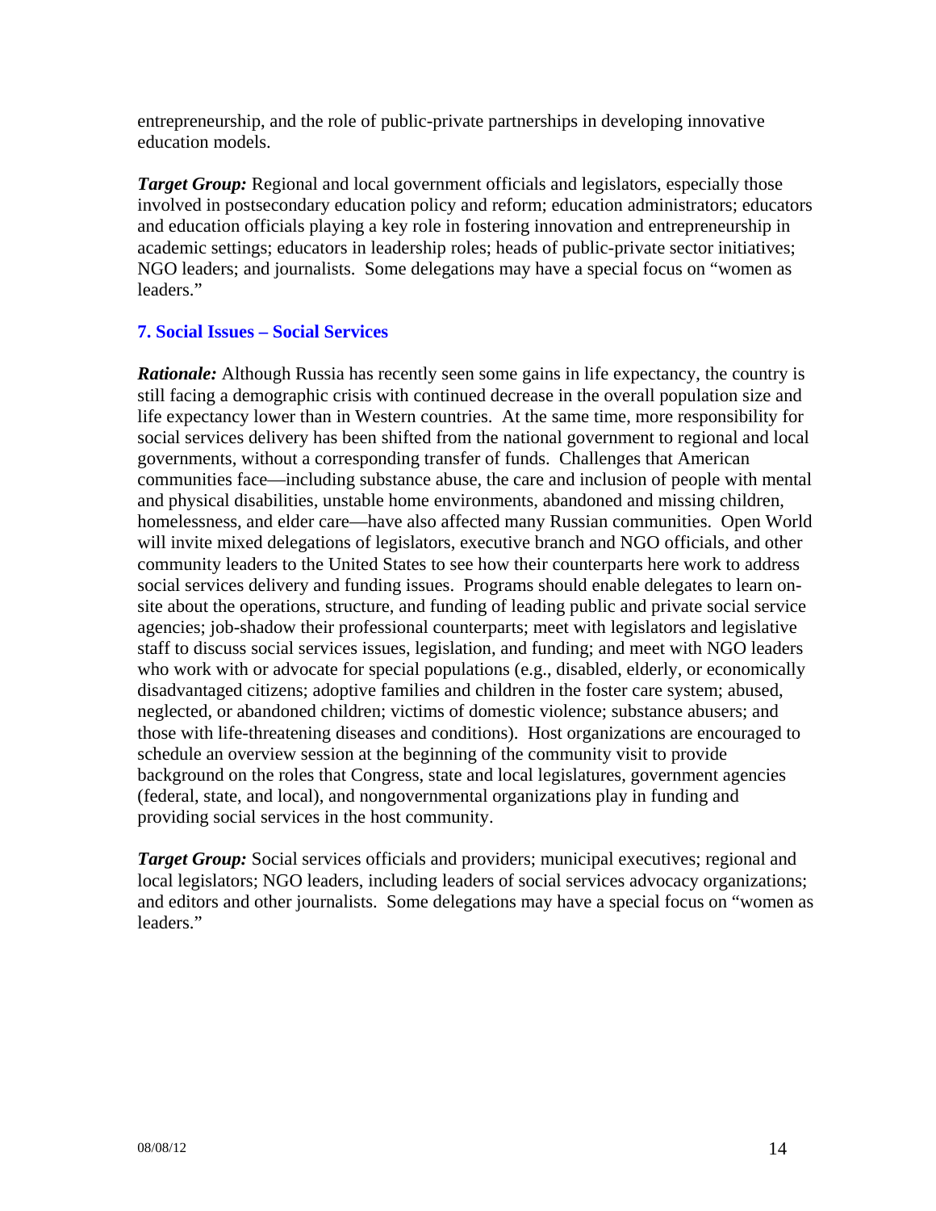entrepreneurship, and the role of public-private partnerships in developing innovative education models.

***Target Group:*** Regional and local government officials and legislators, especially those involved in postsecondary education policy and reform; education administrators; educators and education officials playing a key role in fostering innovation and entrepreneurship in academic settings; educators in leadership roles; heads of public-private sector initiatives; NGO leaders; and journalists. Some delegations may have a special focus on "women as leaders."

### 7. Social Issues – Social Services

***Rationale:*** Although Russia has recently seen some gains in life expectancy, the country is still facing a demographic crisis with continued decrease in the overall population size and life expectancy lower than in Western countries. At the same time, more responsibility for social services delivery has been shifted from the national government to regional and local governments, without a corresponding transfer of funds. Challenges that American communities face—including substance abuse, the care and inclusion of people with mental and physical disabilities, unstable home environments, abandoned and missing children, homelessness, and elder care—have also affected many Russian communities. Open World will invite mixed delegations of legislators, executive branch and NGO officials, and other community leaders to the United States to see how their counterparts here work to address social services delivery and funding issues. Programs should enable delegates to learn on-site about the operations, structure, and funding of leading public and private social service agencies; job-shadow their professional counterparts; meet with legislators and legislative staff to discuss social services issues, legislation, and funding; and meet with NGO leaders who work with or advocate for special populations (e.g., disabled, elderly, or economically disadvantaged citizens; adoptive families and children in the foster care system; abused, neglected, or abandoned children; victims of domestic violence; substance abusers; and those with life-threatening diseases and conditions). Host organizations are encouraged to schedule an overview session at the beginning of the community visit to provide background on the roles that Congress, state and local legislatures, government agencies (federal, state, and local), and nongovernmental organizations play in funding and providing social services in the host community.

***Target Group:*** Social services officials and providers; municipal executives; regional and local legislators; NGO leaders, including leaders of social services advocacy organizations; and editors and other journalists. Some delegations may have a special focus on "women as leaders."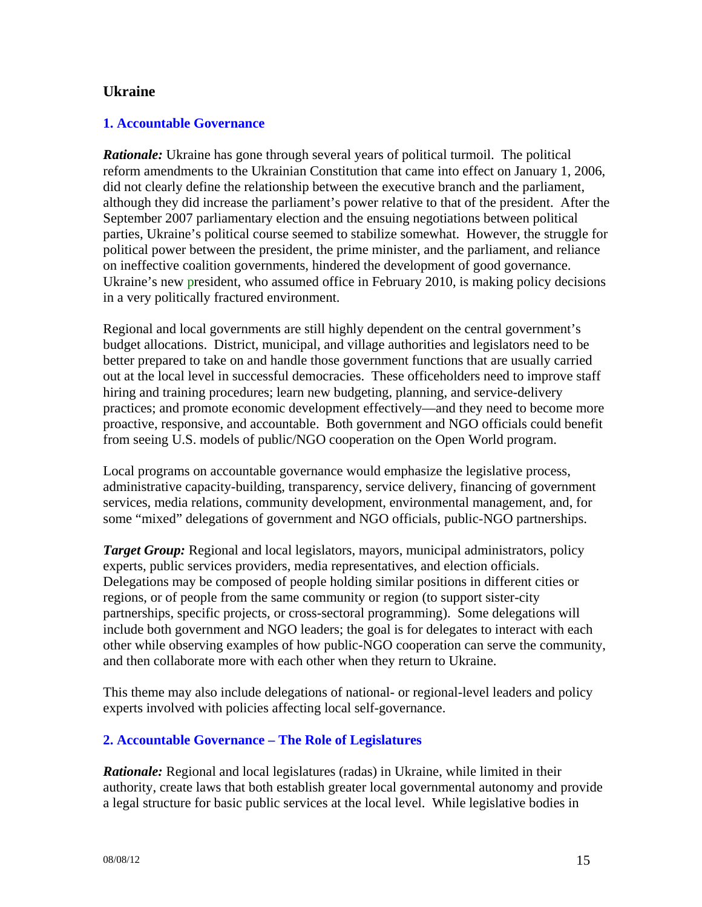## Ukraine

### 1. Accountable Governance

***Rationale:*** Ukraine has gone through several years of political turmoil. The political reform amendments to the Ukrainian Constitution that came into effect on January 1, 2006, did not clearly define the relationship between the executive branch and the parliament, although they did increase the parliament's power relative to that of the president. After the September 2007 parliamentary election and the ensuing negotiations between political parties, Ukraine's political course seemed to stabilize somewhat. However, the struggle for political power between the president, the prime minister, and the parliament, and reliance on ineffective coalition governments, hindered the development of good governance. Ukraine's new president, who assumed office in February 2010, is making policy decisions in a very politically fractured environment.

Regional and local governments are still highly dependent on the central government's budget allocations. District, municipal, and village authorities and legislators need to be better prepared to take on and handle those government functions that are usually carried out at the local level in successful democracies. These officeholders need to improve staff hiring and training procedures; learn new budgeting, planning, and service-delivery practices; and promote economic development effectively—and they need to become more proactive, responsive, and accountable. Both government and NGO officials could benefit from seeing U.S. models of public/NGO cooperation on the Open World program.

Local programs on accountable governance would emphasize the legislative process, administrative capacity-building, transparency, service delivery, financing of government services, media relations, community development, environmental management, and, for some "mixed" delegations of government and NGO officials, public-NGO partnerships.

***Target Group:*** Regional and local legislators, mayors, municipal administrators, policy experts, public services providers, media representatives, and election officials. Delegations may be composed of people holding similar positions in different cities or regions, or of people from the same community or region (to support sister-city partnerships, specific projects, or cross-sectoral programming). Some delegations will include both government and NGO leaders; the goal is for delegates to interact with each other while observing examples of how public-NGO cooperation can serve the community, and then collaborate more with each other when they return to Ukraine.

This theme may also include delegations of national- or regional-level leaders and policy experts involved with policies affecting local self-governance.

### 2. Accountable Governance – The Role of Legislatures

***Rationale:*** Regional and local legislatures (radas) in Ukraine, while limited in their authority, create laws that both establish greater local governmental autonomy and provide a legal structure for basic public services at the local level. While legislative bodies in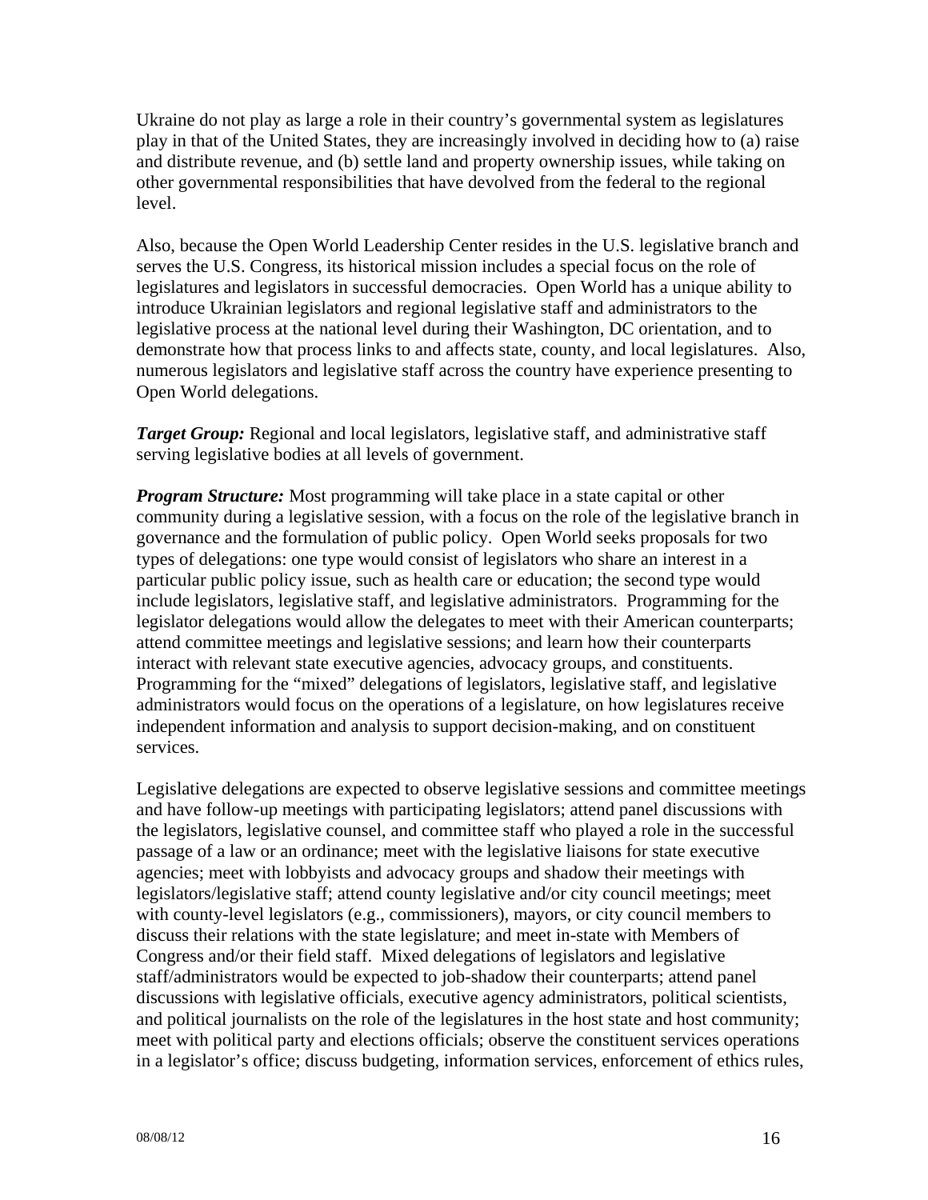Ukraine do not play as large a role in their country's governmental system as legislatures play in that of the United States, they are increasingly involved in deciding how to (a) raise and distribute revenue, and (b) settle land and property ownership issues, while taking on other governmental responsibilities that have devolved from the federal to the regional level.

Also, because the Open World Leadership Center resides in the U.S. legislative branch and serves the U.S. Congress, its historical mission includes a special focus on the role of legislatures and legislators in successful democracies. Open World has a unique ability to introduce Ukrainian legislators and regional legislative staff and administrators to the legislative process at the national level during their Washington, DC orientation, and to demonstrate how that process links to and affects state, county, and local legislatures. Also, numerous legislators and legislative staff across the country have experience presenting to Open World delegations.

***Target Group:*** Regional and local legislators, legislative staff, and administrative staff serving legislative bodies at all levels of government.

***Program Structure:*** Most programming will take place in a state capital or other community during a legislative session, with a focus on the role of the legislative branch in governance and the formulation of public policy. Open World seeks proposals for two types of delegations: one type would consist of legislators who share an interest in a particular public policy issue, such as health care or education; the second type would include legislators, legislative staff, and legislative administrators. Programming for the legislator delegations would allow the delegates to meet with their American counterparts; attend committee meetings and legislative sessions; and learn how their counterparts interact with relevant state executive agencies, advocacy groups, and constituents. Programming for the "mixed" delegations of legislators, legislative staff, and legislative administrators would focus on the operations of a legislature, on how legislatures receive independent information and analysis to support decision-making, and on constituent services.

Legislative delegations are expected to observe legislative sessions and committee meetings and have follow-up meetings with participating legislators; attend panel discussions with the legislators, legislative counsel, and committee staff who played a role in the successful passage of a law or an ordinance; meet with the legislative liaisons for state executive agencies; meet with lobbyists and advocacy groups and shadow their meetings with legislators/legislative staff; attend county legislative and/or city council meetings; meet with county-level legislators (e.g., commissioners), mayors, or city council members to discuss their relations with the state legislature; and meet in-state with Members of Congress and/or their field staff. Mixed delegations of legislators and legislative staff/administrators would be expected to job-shadow their counterparts; attend panel discussions with legislative officials, executive agency administrators, political scientists, and political journalists on the role of the legislatures in the host state and host community; meet with political party and elections officials; observe the constituent services operations in a legislator's office; discuss budgeting, information services, enforcement of ethics rules,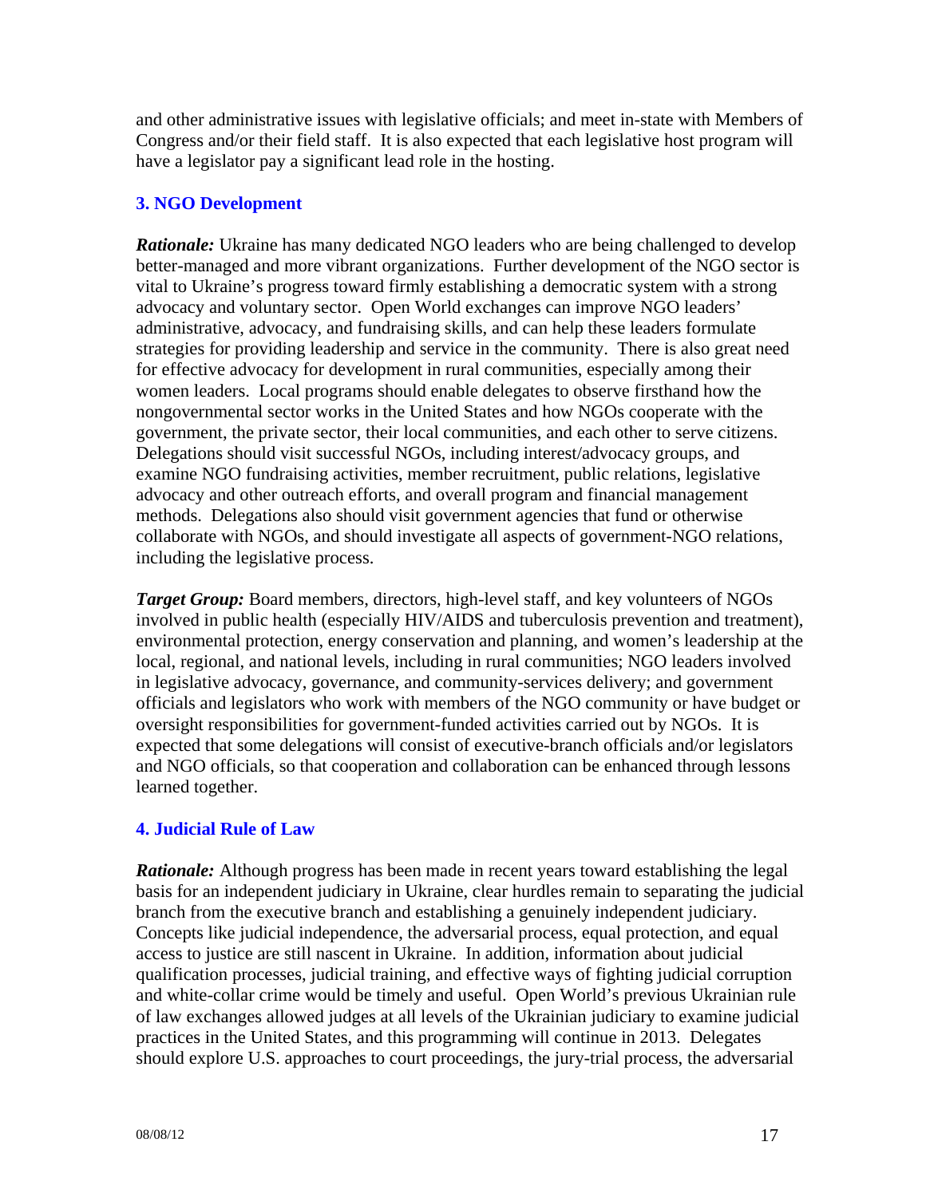and other administrative issues with legislative officials; and meet in-state with Members of Congress and/or their field staff. It is also expected that each legislative host program will have a legislator pay a significant lead role in the hosting.

### 3. NGO Development

***Rationale:*** Ukraine has many dedicated NGO leaders who are being challenged to develop better-managed and more vibrant organizations. Further development of the NGO sector is vital to Ukraine's progress toward firmly establishing a democratic system with a strong advocacy and voluntary sector. Open World exchanges can improve NGO leaders' administrative, advocacy, and fundraising skills, and can help these leaders formulate strategies for providing leadership and service in the community. There is also great need for effective advocacy for development in rural communities, especially among their women leaders. Local programs should enable delegates to observe firsthand how the nongovernmental sector works in the United States and how NGOs cooperate with the government, the private sector, their local communities, and each other to serve citizens. Delegations should visit successful NGOs, including interest/advocacy groups, and examine NGO fundraising activities, member recruitment, public relations, legislative advocacy and other outreach efforts, and overall program and financial management methods. Delegations also should visit government agencies that fund or otherwise collaborate with NGOs, and should investigate all aspects of government-NGO relations, including the legislative process.

***Target Group:*** Board members, directors, high-level staff, and key volunteers of NGOs involved in public health (especially HIV/AIDS and tuberculosis prevention and treatment), environmental protection, energy conservation and planning, and women's leadership at the local, regional, and national levels, including in rural communities; NGO leaders involved in legislative advocacy, governance, and community-services delivery; and government officials and legislators who work with members of the NGO community or have budget or oversight responsibilities for government-funded activities carried out by NGOs. It is expected that some delegations will consist of executive-branch officials and/or legislators and NGO officials, so that cooperation and collaboration can be enhanced through lessons learned together.

### 4. Judicial Rule of Law

***Rationale:*** Although progress has been made in recent years toward establishing the legal basis for an independent judiciary in Ukraine, clear hurdles remain to separating the judicial branch from the executive branch and establishing a genuinely independent judiciary. Concepts like judicial independence, the adversarial process, equal protection, and equal access to justice are still nascent in Ukraine. In addition, information about judicial qualification processes, judicial training, and effective ways of fighting judicial corruption and white-collar crime would be timely and useful. Open World's previous Ukrainian rule of law exchanges allowed judges at all levels of the Ukrainian judiciary to examine judicial practices in the United States, and this programming will continue in 2013. Delegates should explore U.S. approaches to court proceedings, the jury-trial process, the adversarial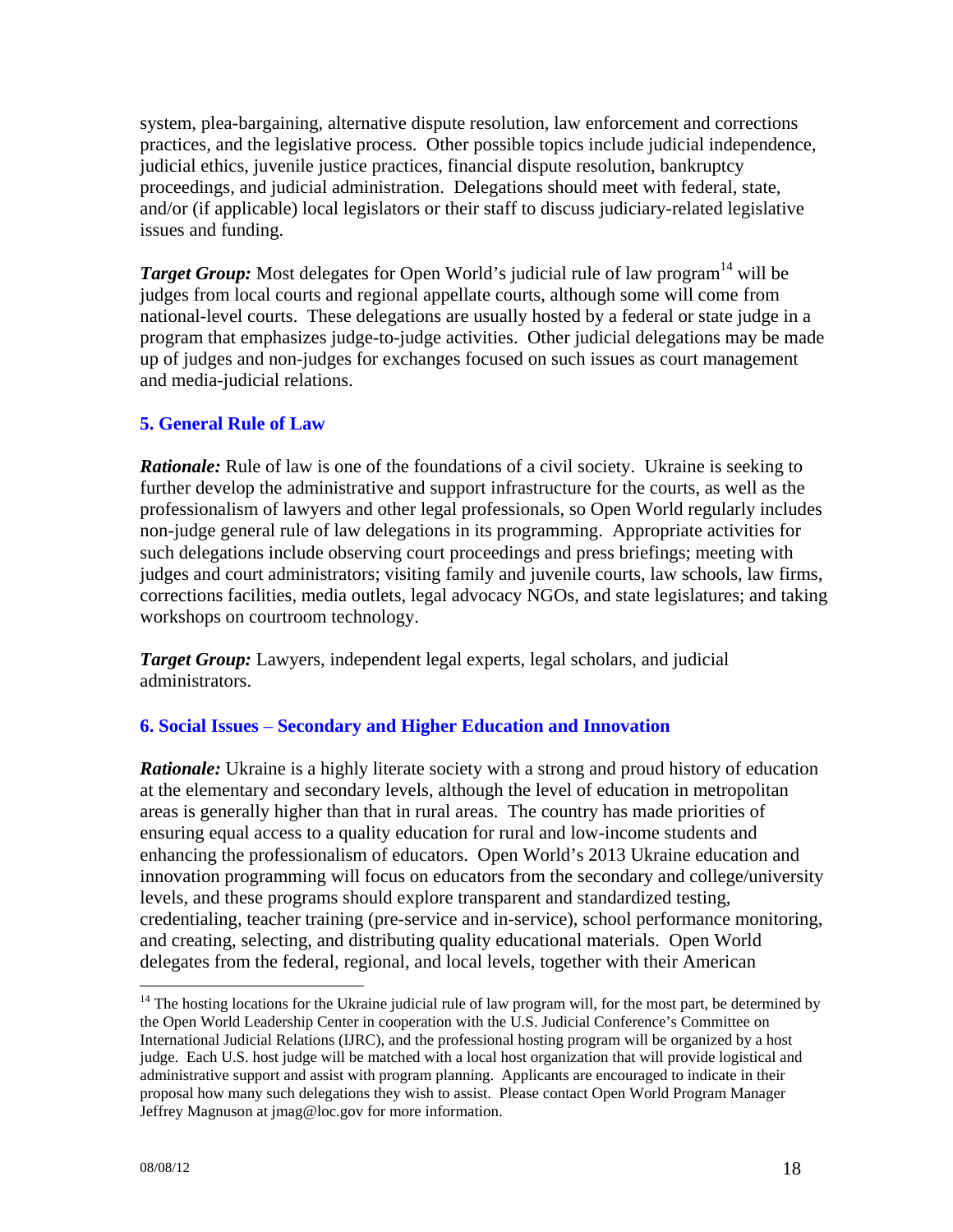system, plea-bargaining, alternative dispute resolution, law enforcement and corrections practices, and the legislative process. Other possible topics include judicial independence, judicial ethics, juvenile justice practices, financial dispute resolution, bankruptcy proceedings, and judicial administration. Delegations should meet with federal, state, and/or (if applicable) local legislators or their staff to discuss judiciary-related legislative issues and funding.

***Target Group:*** Most delegates for Open World's judicial rule of law program[14] will be judges from local courts and regional appellate courts, although some will come from national-level courts. These delegations are usually hosted by a federal or state judge in a program that emphasizes judge-to-judge activities. Other judicial delegations may be made up of judges and non-judges for exchanges focused on such issues as court management and media-judicial relations.

### 5. General Rule of Law

***Rationale:*** Rule of law is one of the foundations of a civil society. Ukraine is seeking to further develop the administrative and support infrastructure for the courts, as well as the professionalism of lawyers and other legal professionals, so Open World regularly includes non-judge general rule of law delegations in its programming. Appropriate activities for such delegations include observing court proceedings and press briefings; meeting with judges and court administrators; visiting family and juvenile courts, law schools, law firms, corrections facilities, media outlets, legal advocacy NGOs, and state legislatures; and taking workshops on courtroom technology.

***Target Group:*** Lawyers, independent legal experts, legal scholars, and judicial administrators.

### 6. Social Issues – Secondary and Higher Education and Innovation

***Rationale:*** Ukraine is a highly literate society with a strong and proud history of education at the elementary and secondary levels, although the level of education in metropolitan areas is generally higher than that in rural areas. The country has made priorities of ensuring equal access to a quality education for rural and low-income students and enhancing the professionalism of educators. Open World's 2013 Ukraine education and innovation programming will focus on educators from the secondary and college/university levels, and these programs should explore transparent and standardized testing, credentialing, teacher training (pre-service and in-service), school performance monitoring, and creating, selecting, and distributing quality educational materials. Open World delegates from the federal, regional, and local levels, together with their American

---

[14] The hosting locations for the Ukraine judicial rule of law program will, for the most part, be determined by the Open World Leadership Center in cooperation with the U.S. Judicial Conference's Committee on International Judicial Relations (IJRC), and the professional hosting program will be organized by a host judge. Each U.S. host judge will be matched with a local host organization that will provide logistical and administrative support and assist with program planning. Applicants are encouraged to indicate in their proposal how many such delegations they wish to assist. Please contact Open World Program Manager Jeffrey Magnuson at jmag@loc.gov for more information.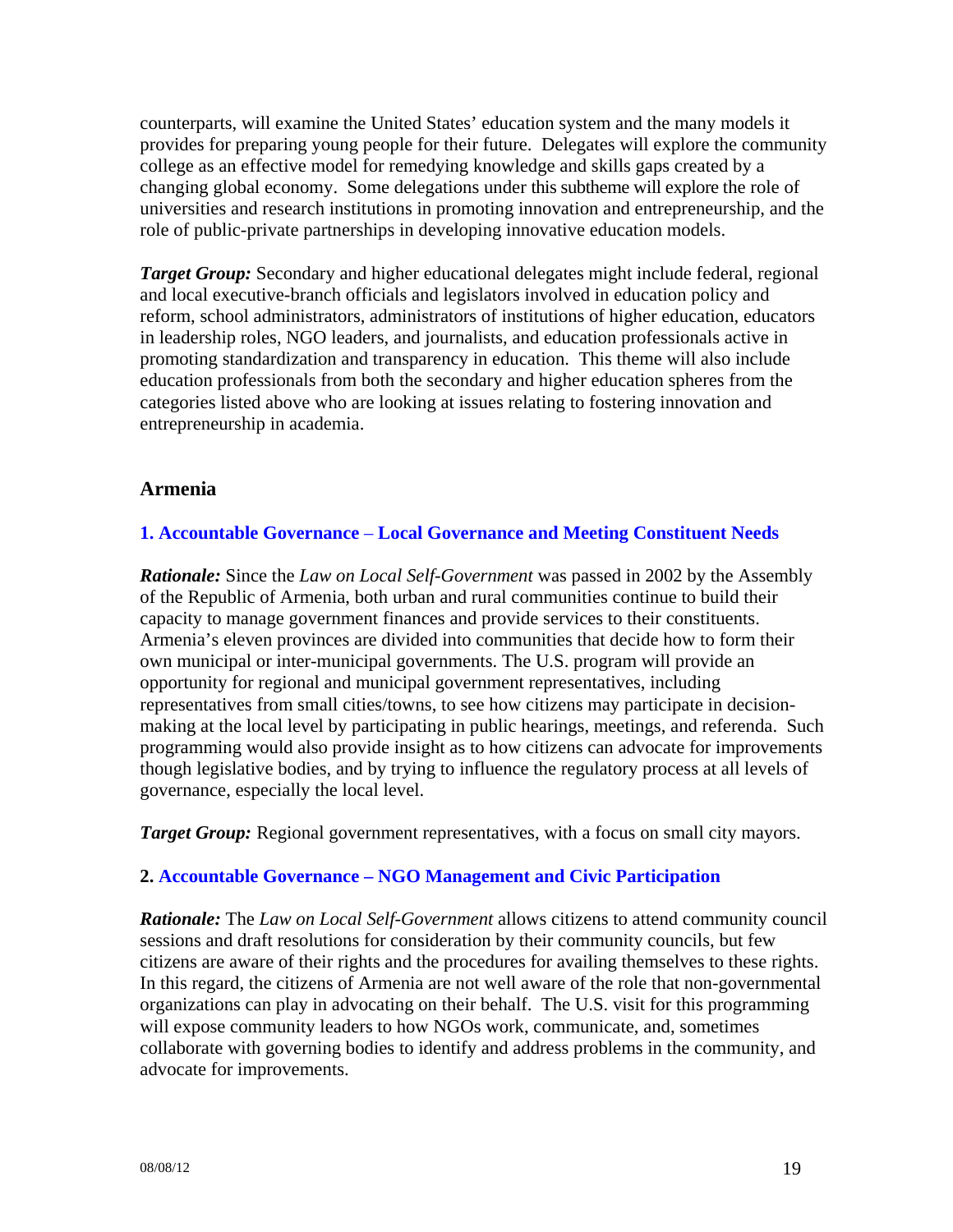counterparts, will examine the United States' education system and the many models it provides for preparing young people for their future. Delegates will explore the community college as an effective model for remedying knowledge and skills gaps created by a changing global economy. Some delegations under this subtheme will explore the role of universities and research institutions in promoting innovation and entrepreneurship, and the role of public-private partnerships in developing innovative education models.

***Target Group:*** Secondary and higher educational delegates might include federal, regional and local executive-branch officials and legislators involved in education policy and reform, school administrators, administrators of institutions of higher education, educators in leadership roles, NGO leaders, and journalists, and education professionals active in promoting standardization and transparency in education. This theme will also include education professionals from both the secondary and higher education spheres from the categories listed above who are looking at issues relating to fostering innovation and entrepreneurship in academia.

## Armenia

### 1. Accountable Governance – Local Governance and Meeting Constituent Needs

***Rationale:*** Since the *Law on Local Self-Government* was passed in 2002 by the Assembly of the Republic of Armenia, both urban and rural communities continue to build their capacity to manage government finances and provide services to their constituents. Armenia's eleven provinces are divided into communities that decide how to form their own municipal or inter-municipal governments. The U.S. program will provide an opportunity for regional and municipal government representatives, including representatives from small cities/towns, to see how citizens may participate in decision-making at the local level by participating in public hearings, meetings, and referenda. Such programming would also provide insight as to how citizens can advocate for improvements though legislative bodies, and by trying to influence the regulatory process at all levels of governance, especially the local level.

***Target Group:*** Regional government representatives, with a focus on small city mayors.

### 2. Accountable Governance – NGO Management and Civic Participation

***Rationale:*** The *Law on Local Self-Government* allows citizens to attend community council sessions and draft resolutions for consideration by their community councils, but few citizens are aware of their rights and the procedures for availing themselves to these rights. In this regard, the citizens of Armenia are not well aware of the role that non-governmental organizations can play in advocating on their behalf. The U.S. visit for this programming will expose community leaders to how NGOs work, communicate, and, sometimes collaborate with governing bodies to identify and address problems in the community, and advocate for improvements.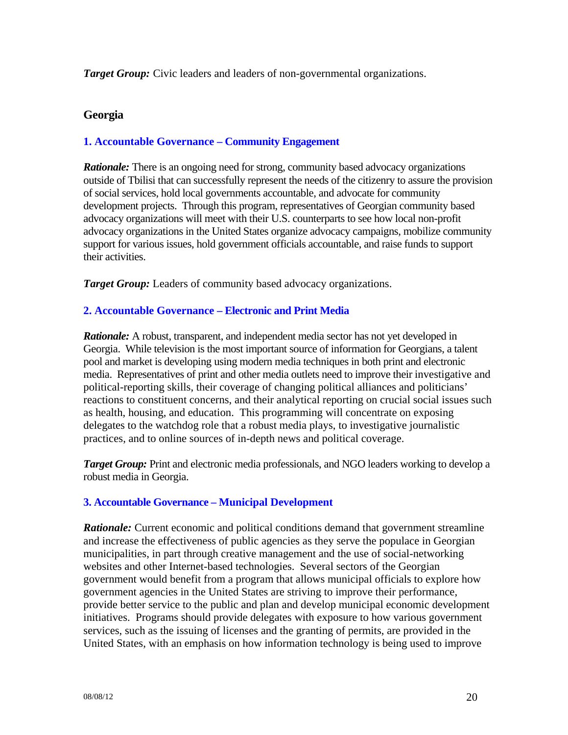***Target Group:*** Civic leaders and leaders of non-governmental organizations.

## Georgia

### 1. Accountable Governance – Community Engagement

***Rationale:*** There is an ongoing need for strong, community based advocacy organizations outside of Tbilisi that can successfully represent the needs of the citizenry to assure the provision of social services, hold local governments accountable, and advocate for community development projects. Through this program, representatives of Georgian community based advocacy organizations will meet with their U.S. counterparts to see how local non-profit advocacy organizations in the United States organize advocacy campaigns, mobilize community support for various issues, hold government officials accountable, and raise funds to support their activities.

***Target Group:*** Leaders of community based advocacy organizations.

### 2. Accountable Governance – Electronic and Print Media

***Rationale:*** A robust, transparent, and independent media sector has not yet developed in Georgia. While television is the most important source of information for Georgians, a talent pool and market is developing using modern media techniques in both print and electronic media. Representatives of print and other media outlets need to improve their investigative and political-reporting skills, their coverage of changing political alliances and politicians' reactions to constituent concerns, and their analytical reporting on crucial social issues such as health, housing, and education. This programming will concentrate on exposing delegates to the watchdog role that a robust media plays, to investigative journalistic practices, and to online sources of in-depth news and political coverage.

***Target Group:*** Print and electronic media professionals, and NGO leaders working to develop a robust media in Georgia.

### 3. Accountable Governance – Municipal Development

***Rationale:*** Current economic and political conditions demand that government streamline and increase the effectiveness of public agencies as they serve the populace in Georgian municipalities, in part through creative management and the use of social-networking websites and other Internet-based technologies. Several sectors of the Georgian government would benefit from a program that allows municipal officials to explore how government agencies in the United States are striving to improve their performance, provide better service to the public and plan and develop municipal economic development initiatives. Programs should provide delegates with exposure to how various government services, such as the issuing of licenses and the granting of permits, are provided in the United States, with an emphasis on how information technology is being used to improve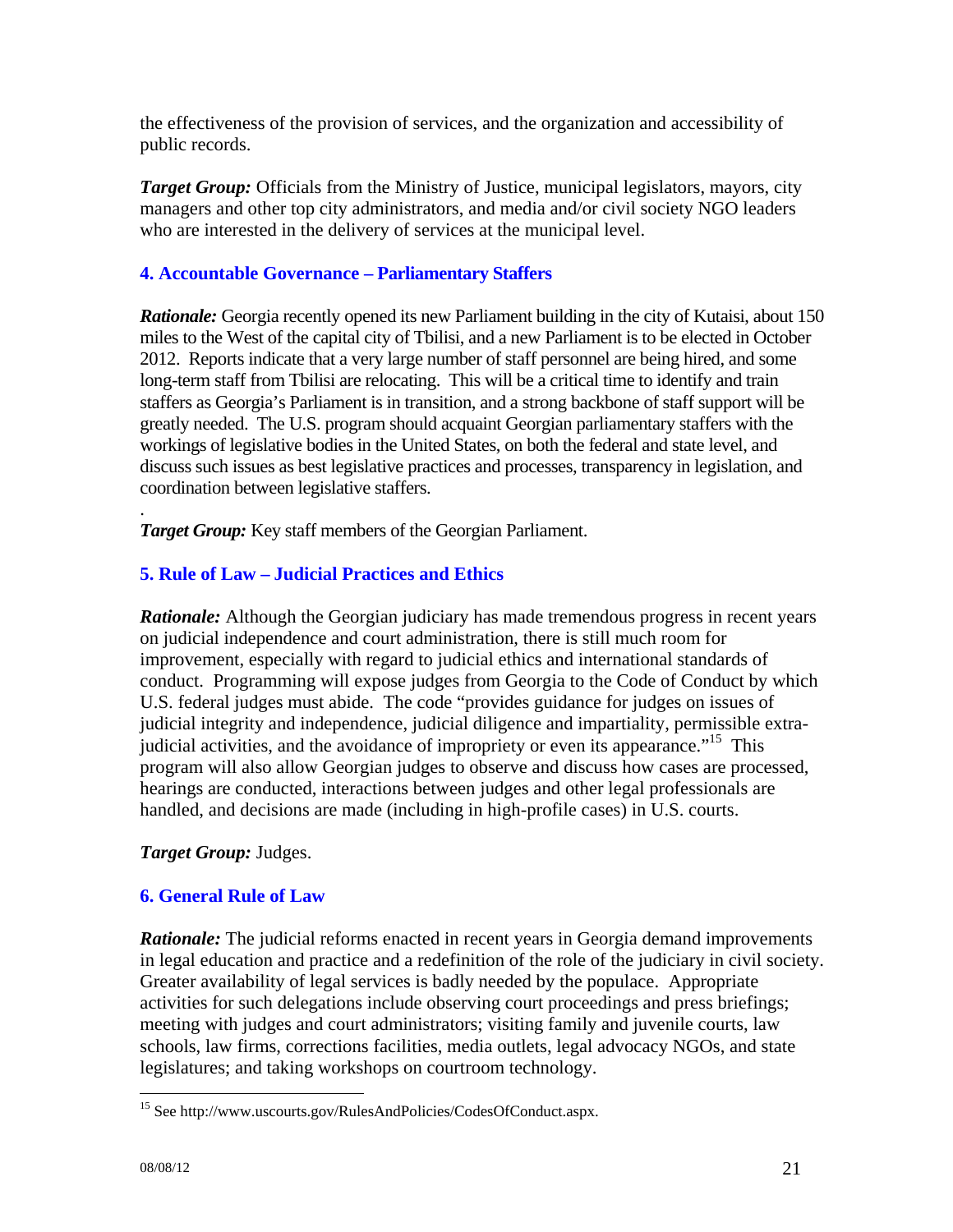the effectiveness of the provision of services, and the organization and accessibility of public records.

***Target Group:*** Officials from the Ministry of Justice, municipal legislators, mayors, city managers and other top city administrators, and media and/or civil society NGO leaders who are interested in the delivery of services at the municipal level.

### 4. Accountable Governance – Parliamentary Staffers

***Rationale:*** Georgia recently opened its new Parliament building in the city of Kutaisi, about 150 miles to the West of the capital city of Tbilisi, and a new Parliament is to be elected in October 2012. Reports indicate that a very large number of staff personnel are being hired, and some long-term staff from Tbilisi are relocating. This will be a critical time to identify and train staffers as Georgia's Parliament is in transition, and a strong backbone of staff support will be greatly needed. The U.S. program should acquaint Georgian parliamentary staffers with the workings of legislative bodies in the United States, on both the federal and state level, and discuss such issues as best legislative practices and processes, transparency in legislation, and coordination between legislative staffers.

.

***Target Group:*** Key staff members of the Georgian Parliament.

### 5. Rule of Law – Judicial Practices and Ethics

***Rationale:*** Although the Georgian judiciary has made tremendous progress in recent years on judicial independence and court administration, there is still much room for improvement, especially with regard to judicial ethics and international standards of conduct. Programming will expose judges from Georgia to the Code of Conduct by which U.S. federal judges must abide. The code "provides guidance for judges on issues of judicial integrity and independence, judicial diligence and impartiality, permissible extra-judicial activities, and the avoidance of impropriety or even its appearance."[15] This program will also allow Georgian judges to observe and discuss how cases are processed, hearings are conducted, interactions between judges and other legal professionals are handled, and decisions are made (including in high-profile cases) in U.S. courts.

***Target Group:*** Judges.

### 6. General Rule of Law

***Rationale:*** The judicial reforms enacted in recent years in Georgia demand improvements in legal education and practice and a redefinition of the role of the judiciary in civil society. Greater availability of legal services is badly needed by the populace. Appropriate activities for such delegations include observing court proceedings and press briefings; meeting with judges and court administrators; visiting family and juvenile courts, law schools, law firms, corrections facilities, media outlets, legal advocacy NGOs, and state legislatures; and taking workshops on courtroom technology.

---

[15] See http://www.uscourts.gov/RulesAndPolicies/CodesOfConduct.aspx.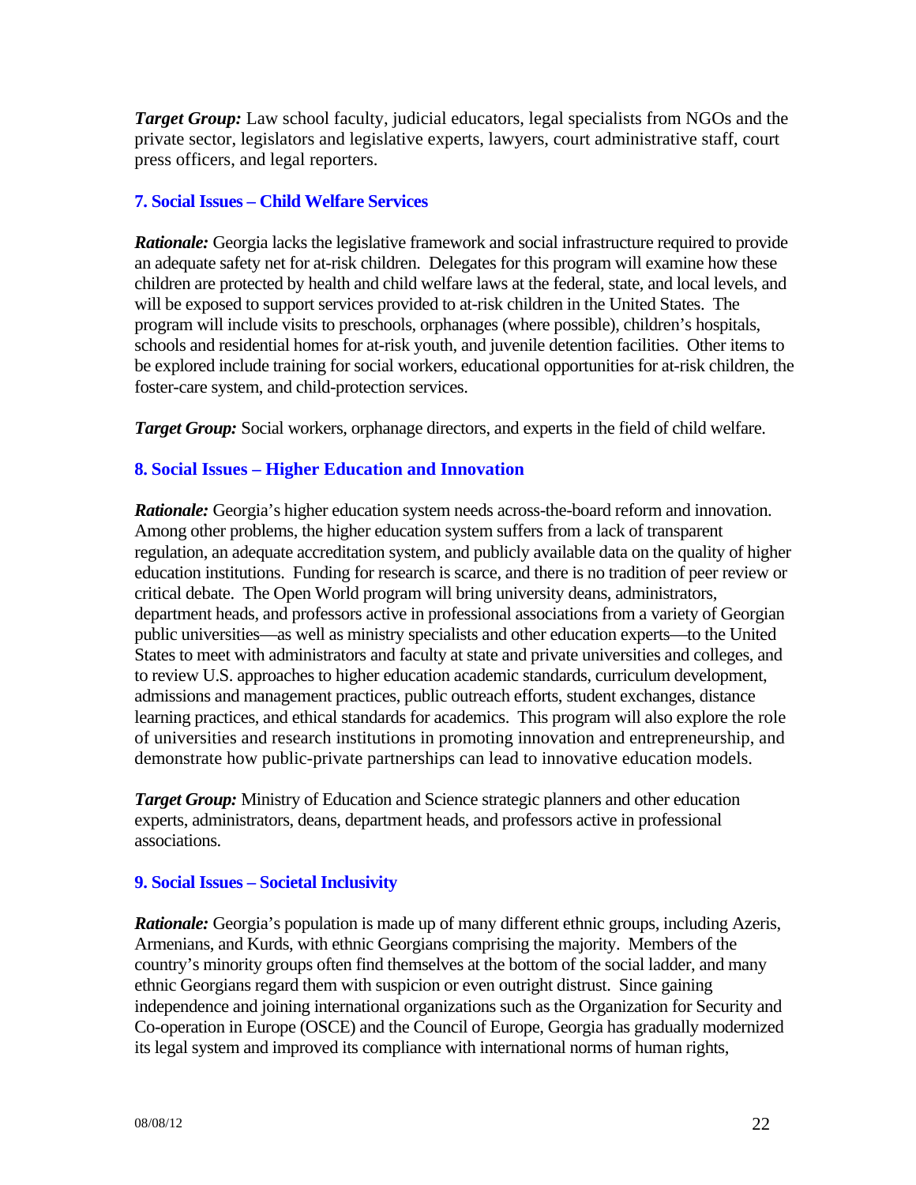***Target Group:*** Law school faculty, judicial educators, legal specialists from NGOs and the private sector, legislators and legislative experts, lawyers, court administrative staff, court press officers, and legal reporters.

### 7. Social Issues – Child Welfare Services

***Rationale:*** Georgia lacks the legislative framework and social infrastructure required to provide an adequate safety net for at-risk children. Delegates for this program will examine how these children are protected by health and child welfare laws at the federal, state, and local levels, and will be exposed to support services provided to at-risk children in the United States. The program will include visits to preschools, orphanages (where possible), children's hospitals, schools and residential homes for at-risk youth, and juvenile detention facilities. Other items to be explored include training for social workers, educational opportunities for at-risk children, the foster-care system, and child-protection services.

***Target Group:*** Social workers, orphanage directors, and experts in the field of child welfare.

### 8. Social Issues – Higher Education and Innovation

***Rationale:*** Georgia's higher education system needs across-the-board reform and innovation. Among other problems, the higher education system suffers from a lack of transparent regulation, an adequate accreditation system, and publicly available data on the quality of higher education institutions. Funding for research is scarce, and there is no tradition of peer review or critical debate. The Open World program will bring university deans, administrators, department heads, and professors active in professional associations from a variety of Georgian public universities—as well as ministry specialists and other education experts—to the United States to meet with administrators and faculty at state and private universities and colleges, and to review U.S. approaches to higher education academic standards, curriculum development, admissions and management practices, public outreach efforts, student exchanges, distance learning practices, and ethical standards for academics. This program will also explore the role of universities and research institutions in promoting innovation and entrepreneurship, and demonstrate how public-private partnerships can lead to innovative education models.

***Target Group:*** Ministry of Education and Science strategic planners and other education experts, administrators, deans, department heads, and professors active in professional associations.

### 9. Social Issues – Societal Inclusivity

***Rationale:*** Georgia's population is made up of many different ethnic groups, including Azeris, Armenians, and Kurds, with ethnic Georgians comprising the majority. Members of the country's minority groups often find themselves at the bottom of the social ladder, and many ethnic Georgians regard them with suspicion or even outright distrust. Since gaining independence and joining international organizations such as the Organization for Security and Co-operation in Europe (OSCE) and the Council of Europe, Georgia has gradually modernized its legal system and improved its compliance with international norms of human rights,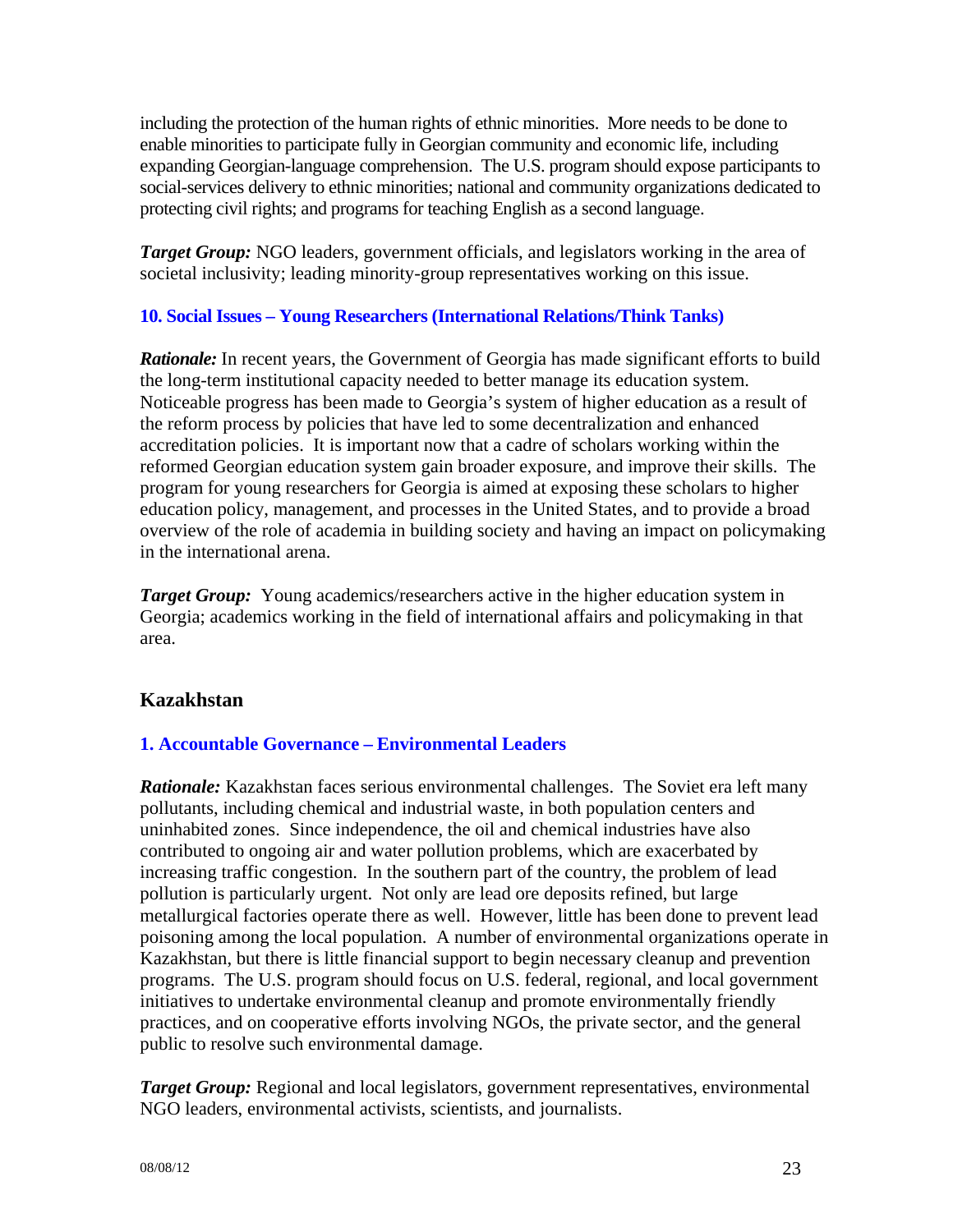including the protection of the human rights of ethnic minorities. More needs to be done to enable minorities to participate fully in Georgian community and economic life, including expanding Georgian-language comprehension. The U.S. program should expose participants to social-services delivery to ethnic minorities; national and community organizations dedicated to protecting civil rights; and programs for teaching English as a second language.

***Target Group:*** NGO leaders, government officials, and legislators working in the area of societal inclusivity; leading minority-group representatives working on this issue.

### 10. Social Issues – Young Researchers (International Relations/Think Tanks)

***Rationale:*** In recent years, the Government of Georgia has made significant efforts to build the long-term institutional capacity needed to better manage its education system. Noticeable progress has been made to Georgia's system of higher education as a result of the reform process by policies that have led to some decentralization and enhanced accreditation policies. It is important now that a cadre of scholars working within the reformed Georgian education system gain broader exposure, and improve their skills. The program for young researchers for Georgia is aimed at exposing these scholars to higher education policy, management, and processes in the United States, and to provide a broad overview of the role of academia in building society and having an impact on policymaking in the international arena.

***Target Group:*** Young academics/researchers active in the higher education system in Georgia; academics working in the field of international affairs and policymaking in that area.

## Kazakhstan

### 1. Accountable Governance – Environmental Leaders

***Rationale:*** Kazakhstan faces serious environmental challenges. The Soviet era left many pollutants, including chemical and industrial waste, in both population centers and uninhabited zones. Since independence, the oil and chemical industries have also contributed to ongoing air and water pollution problems, which are exacerbated by increasing traffic congestion. In the southern part of the country, the problem of lead pollution is particularly urgent. Not only are lead ore deposits refined, but large metallurgical factories operate there as well. However, little has been done to prevent lead poisoning among the local population. A number of environmental organizations operate in Kazakhstan, but there is little financial support to begin necessary cleanup and prevention programs. The U.S. program should focus on U.S. federal, regional, and local government initiatives to undertake environmental cleanup and promote environmentally friendly practices, and on cooperative efforts involving NGOs, the private sector, and the general public to resolve such environmental damage.

***Target Group:*** Regional and local legislators, government representatives, environmental NGO leaders, environmental activists, scientists, and journalists.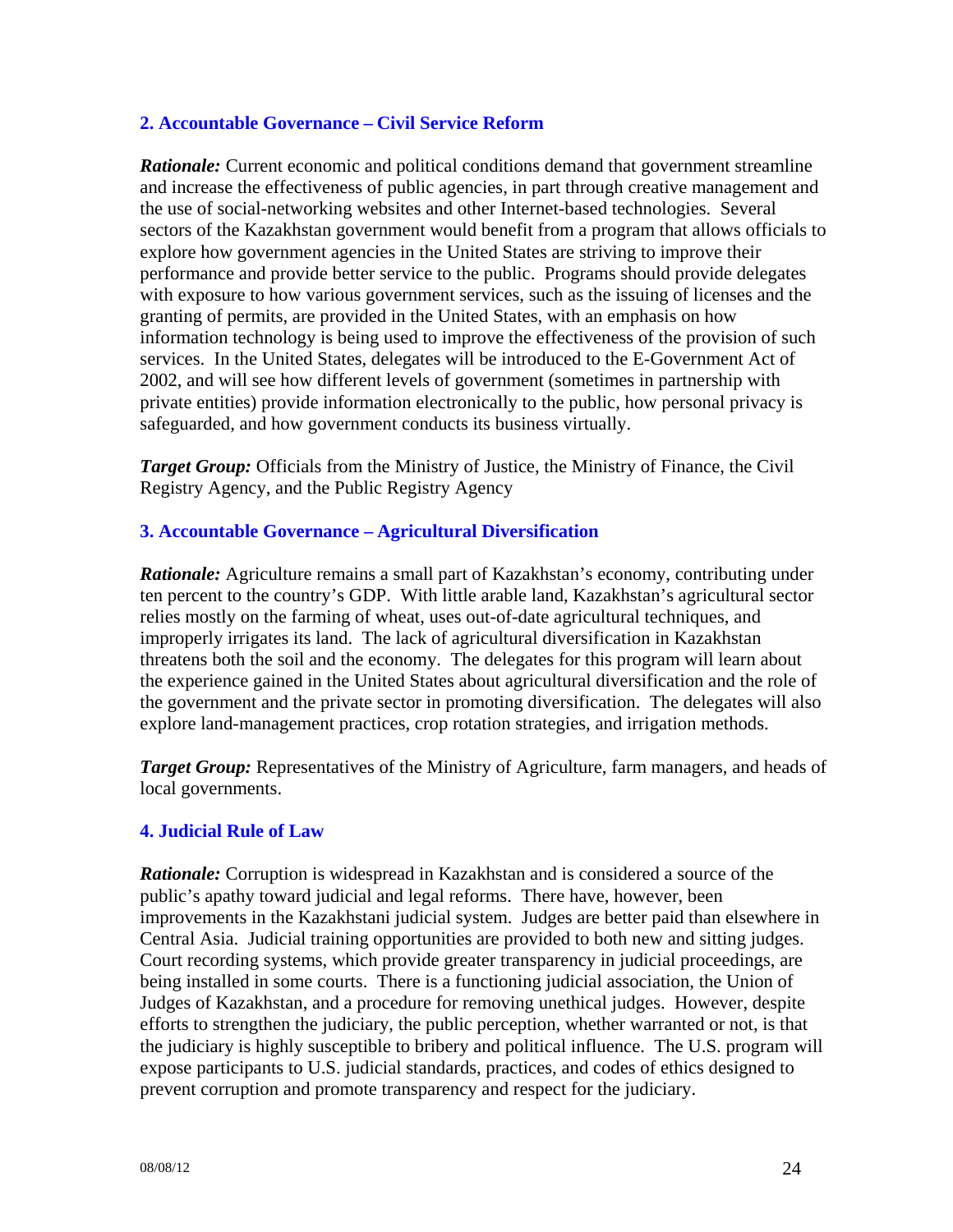### 2. Accountable Governance – Civil Service Reform

***Rationale:*** Current economic and political conditions demand that government streamline and increase the effectiveness of public agencies, in part through creative management and the use of social-networking websites and other Internet-based technologies. Several sectors of the Kazakhstan government would benefit from a program that allows officials to explore how government agencies in the United States are striving to improve their performance and provide better service to the public. Programs should provide delegates with exposure to how various government services, such as the issuing of licenses and the granting of permits, are provided in the United States, with an emphasis on how information technology is being used to improve the effectiveness of the provision of such services. In the United States, delegates will be introduced to the E-Government Act of 2002, and will see how different levels of government (sometimes in partnership with private entities) provide information electronically to the public, how personal privacy is safeguarded, and how government conducts its business virtually.

***Target Group:*** Officials from the Ministry of Justice, the Ministry of Finance, the Civil Registry Agency, and the Public Registry Agency

### 3. Accountable Governance – Agricultural Diversification

***Rationale:*** Agriculture remains a small part of Kazakhstan's economy, contributing under ten percent to the country's GDP. With little arable land, Kazakhstan's agricultural sector relies mostly on the farming of wheat, uses out-of-date agricultural techniques, and improperly irrigates its land. The lack of agricultural diversification in Kazakhstan threatens both the soil and the economy. The delegates for this program will learn about the experience gained in the United States about agricultural diversification and the role of the government and the private sector in promoting diversification. The delegates will also explore land-management practices, crop rotation strategies, and irrigation methods.

***Target Group:*** Representatives of the Ministry of Agriculture, farm managers, and heads of local governments.

### 4. Judicial Rule of Law

***Rationale:*** Corruption is widespread in Kazakhstan and is considered a source of the public's apathy toward judicial and legal reforms. There have, however, been improvements in the Kazakhstani judicial system. Judges are better paid than elsewhere in Central Asia. Judicial training opportunities are provided to both new and sitting judges. Court recording systems, which provide greater transparency in judicial proceedings, are being installed in some courts. There is a functioning judicial association, the Union of Judges of Kazakhstan, and a procedure for removing unethical judges. However, despite efforts to strengthen the judiciary, the public perception, whether warranted or not, is that the judiciary is highly susceptible to bribery and political influence. The U.S. program will expose participants to U.S. judicial standards, practices, and codes of ethics designed to prevent corruption and promote transparency and respect for the judiciary.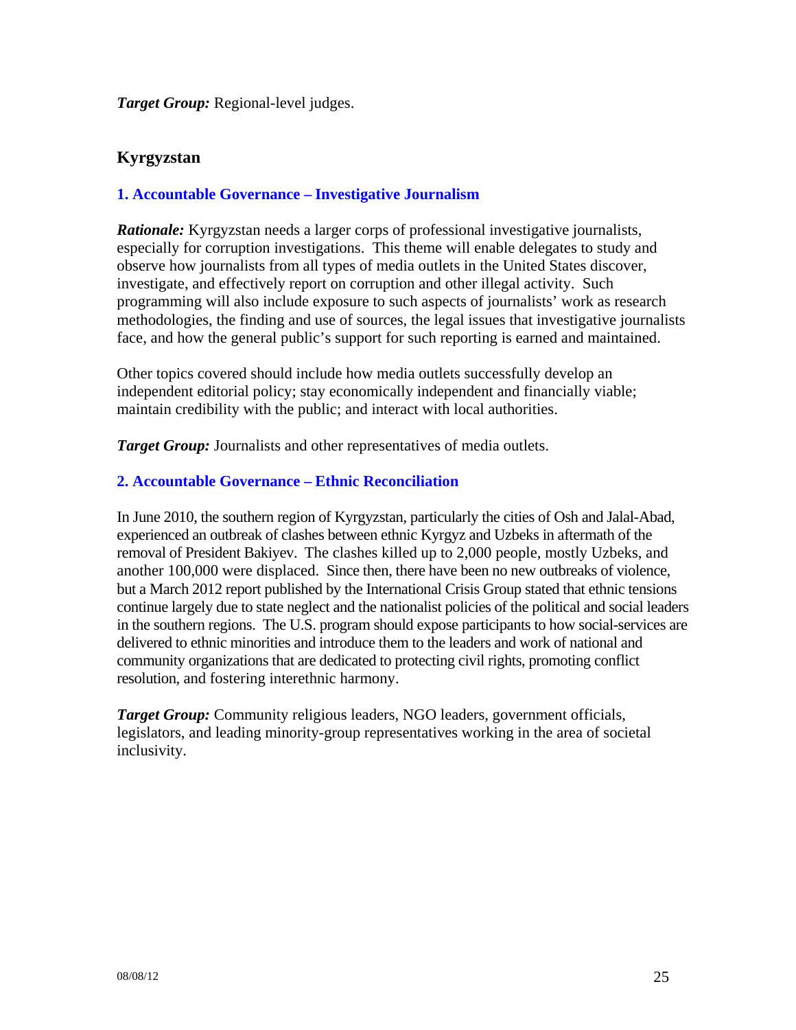***Target Group:*** Regional-level judges.

## Kyrgyzstan

### 1. Accountable Governance – Investigative Journalism

***Rationale:*** Kyrgyzstan needs a larger corps of professional investigative journalists, especially for corruption investigations. This theme will enable delegates to study and observe how journalists from all types of media outlets in the United States discover, investigate, and effectively report on corruption and other illegal activity. Such programming will also include exposure to such aspects of journalists' work as research methodologies, the finding and use of sources, the legal issues that investigative journalists face, and how the general public's support for such reporting is earned and maintained.

Other topics covered should include how media outlets successfully develop an independent editorial policy; stay economically independent and financially viable; maintain credibility with the public; and interact with local authorities.

***Target Group:*** Journalists and other representatives of media outlets.

### 2. Accountable Governance – Ethnic Reconciliation

In June 2010, the southern region of Kyrgyzstan, particularly the cities of Osh and Jalal-Abad, experienced an outbreak of clashes between ethnic Kyrgyz and Uzbeks in aftermath of the removal of President Bakiyev. The clashes killed up to 2,000 people, mostly Uzbeks, and another 100,000 were displaced. Since then, there have been no new outbreaks of violence, but a March 2012 report published by the International Crisis Group stated that ethnic tensions continue largely due to state neglect and the nationalist policies of the political and social leaders in the southern regions. The U.S. program should expose participants to how social-services are delivered to ethnic minorities and introduce them to the leaders and work of national and community organizations that are dedicated to protecting civil rights, promoting conflict resolution, and fostering interethnic harmony.

***Target Group:*** Community religious leaders, NGO leaders, government officials, legislators, and leading minority-group representatives working in the area of societal inclusivity.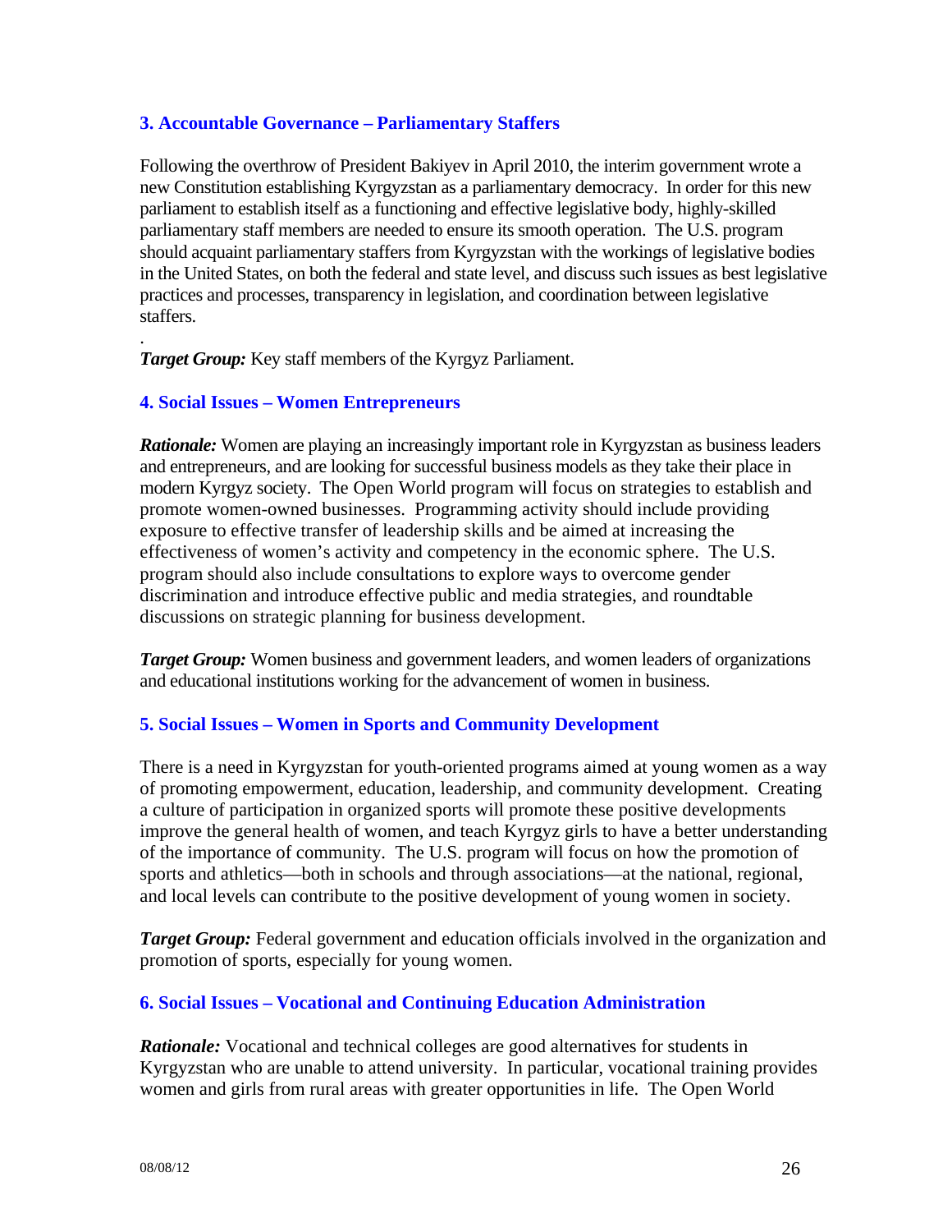### 3. Accountable Governance – Parliamentary Staffers

Following the overthrow of President Bakiyev in April 2010, the interim government wrote a new Constitution establishing Kyrgyzstan as a parliamentary democracy. In order for this new parliament to establish itself as a functioning and effective legislative body, highly-skilled parliamentary staff members are needed to ensure its smooth operation. The U.S. program should acquaint parliamentary staffers from Kyrgyzstan with the workings of legislative bodies in the United States, on both the federal and state level, and discuss such issues as best legislative practices and processes, transparency in legislation, and coordination between legislative staffers.

.

***Target Group:*** Key staff members of the Kyrgyz Parliament.

### 4. Social Issues – Women Entrepreneurs

***Rationale:*** Women are playing an increasingly important role in Kyrgyzstan as business leaders and entrepreneurs, and are looking for successful business models as they take their place in modern Kyrgyz society. The Open World program will focus on strategies to establish and promote women-owned businesses. Programming activity should include providing exposure to effective transfer of leadership skills and be aimed at increasing the effectiveness of women's activity and competency in the economic sphere. The U.S. program should also include consultations to explore ways to overcome gender discrimination and introduce effective public and media strategies, and roundtable discussions on strategic planning for business development.

***Target Group:*** Women business and government leaders, and women leaders of organizations and educational institutions working for the advancement of women in business.

### 5. Social Issues – Women in Sports and Community Development

There is a need in Kyrgyzstan for youth-oriented programs aimed at young women as a way of promoting empowerment, education, leadership, and community development. Creating a culture of participation in organized sports will promote these positive developments improve the general health of women, and teach Kyrgyz girls to have a better understanding of the importance of community. The U.S. program will focus on how the promotion of sports and athletics—both in schools and through associations—at the national, regional, and local levels can contribute to the positive development of young women in society.

***Target Group:*** Federal government and education officials involved in the organization and promotion of sports, especially for young women.

### 6. Social Issues – Vocational and Continuing Education Administration

***Rationale:*** Vocational and technical colleges are good alternatives for students in Kyrgyzstan who are unable to attend university. In particular, vocational training provides women and girls from rural areas with greater opportunities in life. The Open World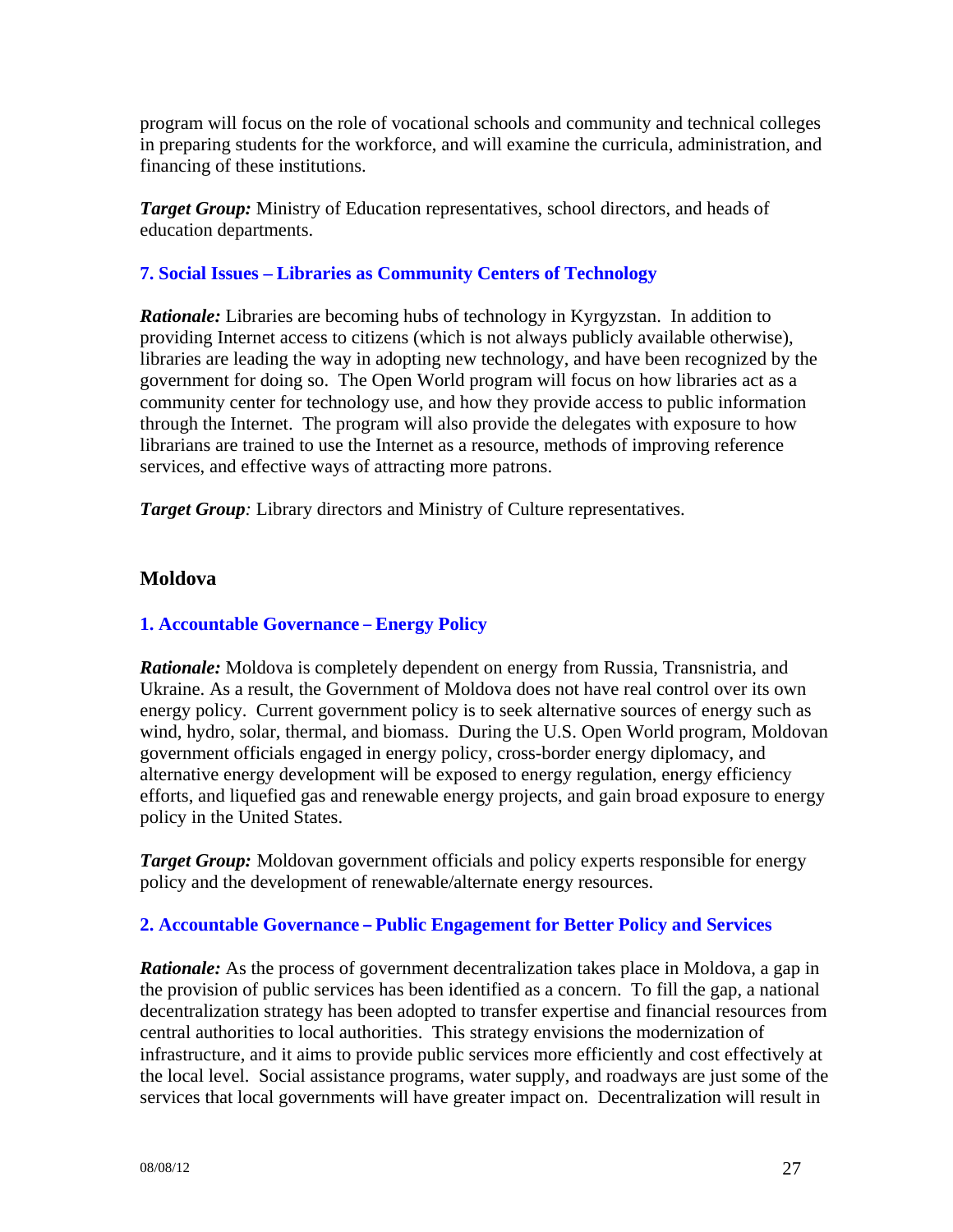program will focus on the role of vocational schools and community and technical colleges in preparing students for the workforce, and will examine the curricula, administration, and financing of these institutions.

***Target Group:*** Ministry of Education representatives, school directors, and heads of education departments.

### 7. Social Issues – Libraries as Community Centers of Technology

***Rationale:*** Libraries are becoming hubs of technology in Kyrgyzstan. In addition to providing Internet access to citizens (which is not always publicly available otherwise), libraries are leading the way in adopting new technology, and have been recognized by the government for doing so. The Open World program will focus on how libraries act as a community center for technology use, and how they provide access to public information through the Internet. The program will also provide the delegates with exposure to how librarians are trained to use the Internet as a resource, methods of improving reference services, and effective ways of attracting more patrons.

***Target Group****:* Library directors and Ministry of Culture representatives.

## Moldova

### 1. Accountable Governance – Energy Policy

***Rationale:*** Moldova is completely dependent on energy from Russia, Transnistria, and Ukraine. As a result, the Government of Moldova does not have real control over its own energy policy. Current government policy is to seek alternative sources of energy such as wind, hydro, solar, thermal, and biomass. During the U.S. Open World program, Moldovan government officials engaged in energy policy, cross-border energy diplomacy, and alternative energy development will be exposed to energy regulation, energy efficiency efforts, and liquefied gas and renewable energy projects, and gain broad exposure to energy policy in the United States.

***Target Group:*** Moldovan government officials and policy experts responsible for energy policy and the development of renewable/alternate energy resources.

### 2. Accountable Governance – Public Engagement for Better Policy and Services

***Rationale:*** As the process of government decentralization takes place in Moldova, a gap in the provision of public services has been identified as a concern. To fill the gap, a national decentralization strategy has been adopted to transfer expertise and financial resources from central authorities to local authorities. This strategy envisions the modernization of infrastructure, and it aims to provide public services more efficiently and cost effectively at the local level. Social assistance programs, water supply, and roadways are just some of the services that local governments will have greater impact on. Decentralization will result in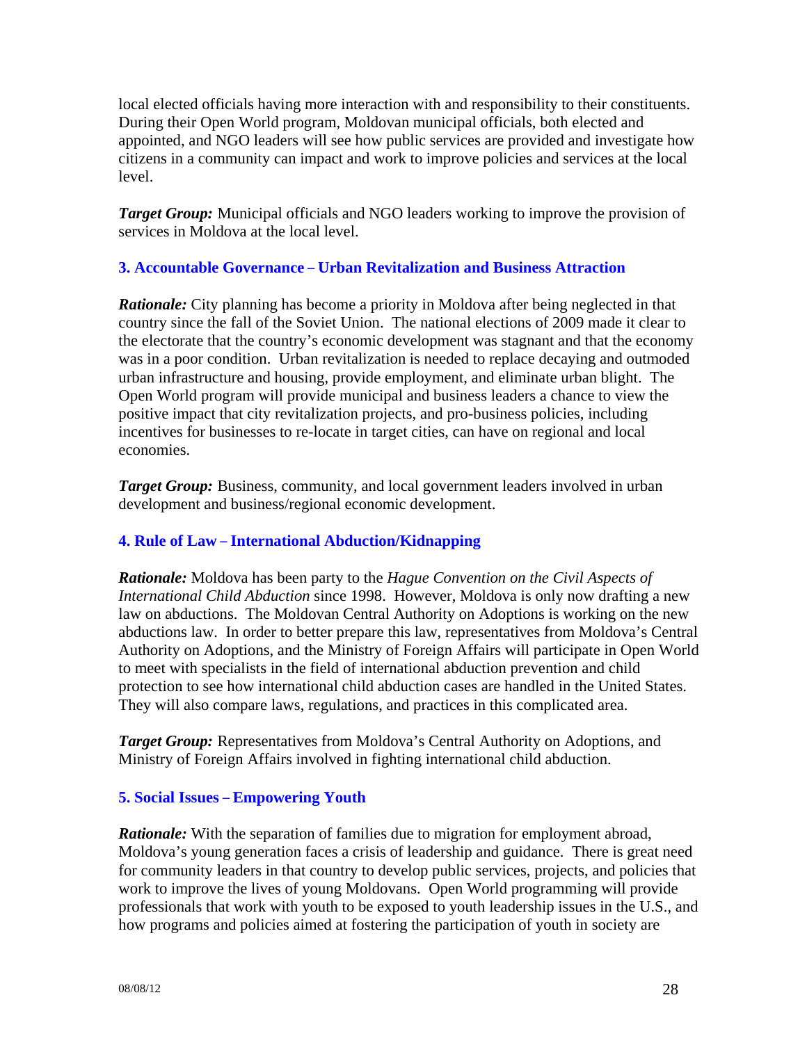local elected officials having more interaction with and responsibility to their constituents. During their Open World program, Moldovan municipal officials, both elected and appointed, and NGO leaders will see how public services are provided and investigate how citizens in a community can impact and work to improve policies and services at the local level.

***Target Group:*** Municipal officials and NGO leaders working to improve the provision of services in Moldova at the local level.

### 3. Accountable Governance – Urban Revitalization and Business Attraction

***Rationale:*** City planning has become a priority in Moldova after being neglected in that country since the fall of the Soviet Union. The national elections of 2009 made it clear to the electorate that the country's economic development was stagnant and that the economy was in a poor condition. Urban revitalization is needed to replace decaying and outmoded urban infrastructure and housing, provide employment, and eliminate urban blight. The Open World program will provide municipal and business leaders a chance to view the positive impact that city revitalization projects, and pro-business policies, including incentives for businesses to re-locate in target cities, can have on regional and local economies.

***Target Group:*** Business, community, and local government leaders involved in urban development and business/regional economic development.

### 4. Rule of Law – International Abduction/Kidnapping

***Rationale:*** Moldova has been party to the *Hague Convention on the Civil Aspects of International Child Abduction* since 1998. However, Moldova is only now drafting a new law on abductions. The Moldovan Central Authority on Adoptions is working on the new abductions law. In order to better prepare this law, representatives from Moldova's Central Authority on Adoptions, and the Ministry of Foreign Affairs will participate in Open World to meet with specialists in the field of international abduction prevention and child protection to see how international child abduction cases are handled in the United States. They will also compare laws, regulations, and practices in this complicated area.

***Target Group:*** Representatives from Moldova's Central Authority on Adoptions, and Ministry of Foreign Affairs involved in fighting international child abduction.

### 5. Social Issues – Empowering Youth

***Rationale:*** With the separation of families due to migration for employment abroad, Moldova's young generation faces a crisis of leadership and guidance. There is great need for community leaders in that country to develop public services, projects, and policies that work to improve the lives of young Moldovans. Open World programming will provide professionals that work with youth to be exposed to youth leadership issues in the U.S., and how programs and policies aimed at fostering the participation of youth in society are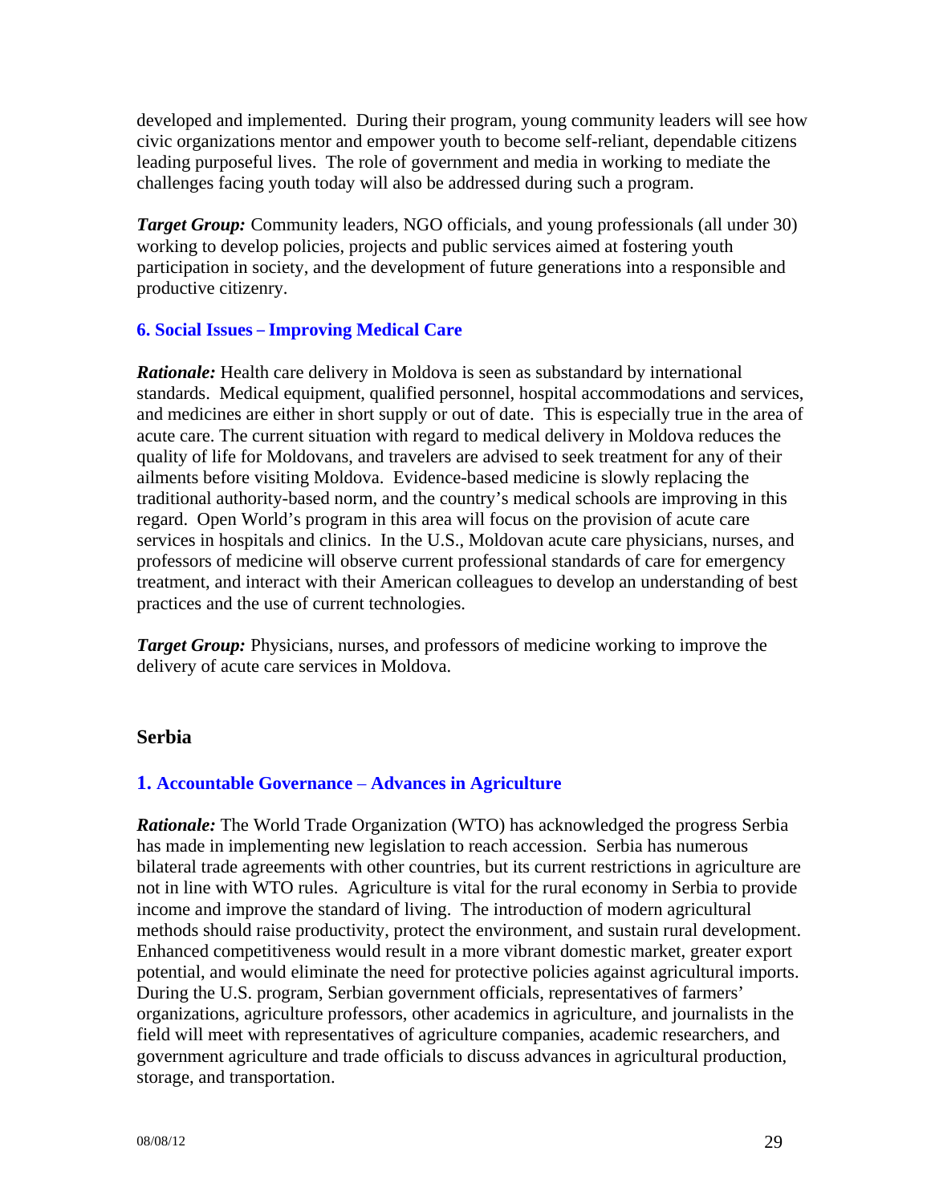developed and implemented. During their program, young community leaders will see how civic organizations mentor and empower youth to become self-reliant, dependable citizens leading purposeful lives. The role of government and media in working to mediate the challenges facing youth today will also be addressed during such a program.

***Target Group:*** Community leaders, NGO officials, and young professionals (all under 30) working to develop policies, projects and public services aimed at fostering youth participation in society, and the development of future generations into a responsible and productive citizenry.

### 6. Social Issues – Improving Medical Care

***Rationale:*** Health care delivery in Moldova is seen as substandard by international standards. Medical equipment, qualified personnel, hospital accommodations and services, and medicines are either in short supply or out of date. This is especially true in the area of acute care. The current situation with regard to medical delivery in Moldova reduces the quality of life for Moldovans, and travelers are advised to seek treatment for any of their ailments before visiting Moldova. Evidence-based medicine is slowly replacing the traditional authority-based norm, and the country's medical schools are improving in this regard. Open World's program in this area will focus on the provision of acute care services in hospitals and clinics. In the U.S., Moldovan acute care physicians, nurses, and professors of medicine will observe current professional standards of care for emergency treatment, and interact with their American colleagues to develop an understanding of best practices and the use of current technologies.

***Target Group:*** Physicians, nurses, and professors of medicine working to improve the delivery of acute care services in Moldova.

## Serbia

### 1. Accountable Governance – Advances in Agriculture

***Rationale:*** The World Trade Organization (WTO) has acknowledged the progress Serbia has made in implementing new legislation to reach accession. Serbia has numerous bilateral trade agreements with other countries, but its current restrictions in agriculture are not in line with WTO rules. Agriculture is vital for the rural economy in Serbia to provide income and improve the standard of living. The introduction of modern agricultural methods should raise productivity, protect the environment, and sustain rural development. Enhanced competitiveness would result in a more vibrant domestic market, greater export potential, and would eliminate the need for protective policies against agricultural imports. During the U.S. program, Serbian government officials, representatives of farmers' organizations, agriculture professors, other academics in agriculture, and journalists in the field will meet with representatives of agriculture companies, academic researchers, and government agriculture and trade officials to discuss advances in agricultural production, storage, and transportation.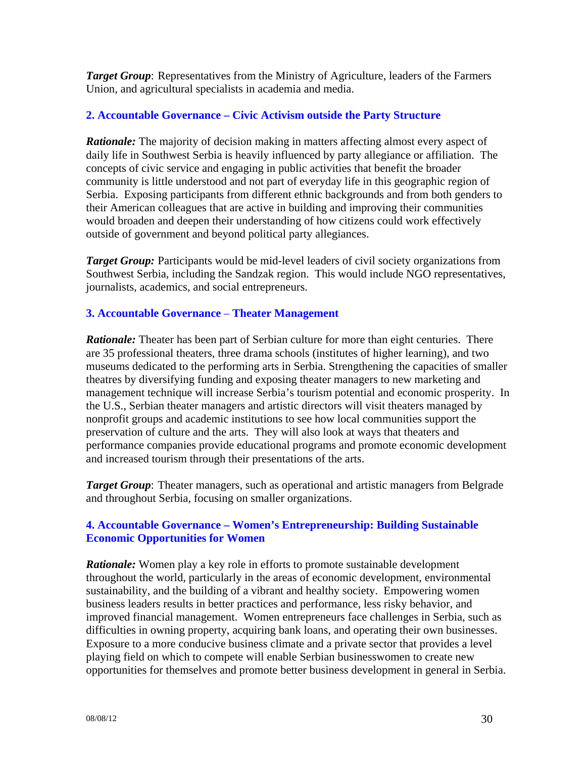***Target Group***: Representatives from the Ministry of Agriculture, leaders of the Farmers Union, and agricultural specialists in academia and media.

### 2. Accountable Governance – Civic Activism outside the Party Structure

***Rationale:*** The majority of decision making in matters affecting almost every aspect of daily life in Southwest Serbia is heavily influenced by party allegiance or affiliation. The concepts of civic service and engaging in public activities that benefit the broader community is little understood and not part of everyday life in this geographic region of Serbia. Exposing participants from different ethnic backgrounds and from both genders to their American colleagues that are active in building and improving their communities would broaden and deepen their understanding of how citizens could work effectively outside of government and beyond political party allegiances.

***Target Group:*** Participants would be mid-level leaders of civil society organizations from Southwest Serbia, including the Sandzak region. This would include NGO representatives, journalists, academics, and social entrepreneurs.

### 3. Accountable Governance – Theater Management

***Rationale:*** Theater has been part of Serbian culture for more than eight centuries. There are 35 professional theaters, three drama schools (institutes of higher learning), and two museums dedicated to the performing arts in Serbia. Strengthening the capacities of smaller theatres by diversifying funding and exposing theater managers to new marketing and management technique will increase Serbia's tourism potential and economic prosperity. In the U.S., Serbian theater managers and artistic directors will visit theaters managed by nonprofit groups and academic institutions to see how local communities support the preservation of culture and the arts. They will also look at ways that theaters and performance companies provide educational programs and promote economic development and increased tourism through their presentations of the arts.

***Target Group***: Theater managers, such as operational and artistic managers from Belgrade and throughout Serbia, focusing on smaller organizations.

### 4. Accountable Governance – Women's Entrepreneurship: Building Sustainable Economic Opportunities for Women

***Rationale:*** Women play a key role in efforts to promote sustainable development throughout the world, particularly in the areas of economic development, environmental sustainability, and the building of a vibrant and healthy society. Empowering women business leaders results in better practices and performance, less risky behavior, and improved financial management. Women entrepreneurs face challenges in Serbia, such as difficulties in owning property, acquiring bank loans, and operating their own businesses. Exposure to a more conducive business climate and a private sector that provides a level playing field on which to compete will enable Serbian businesswomen to create new opportunities for themselves and promote better business development in general in Serbia.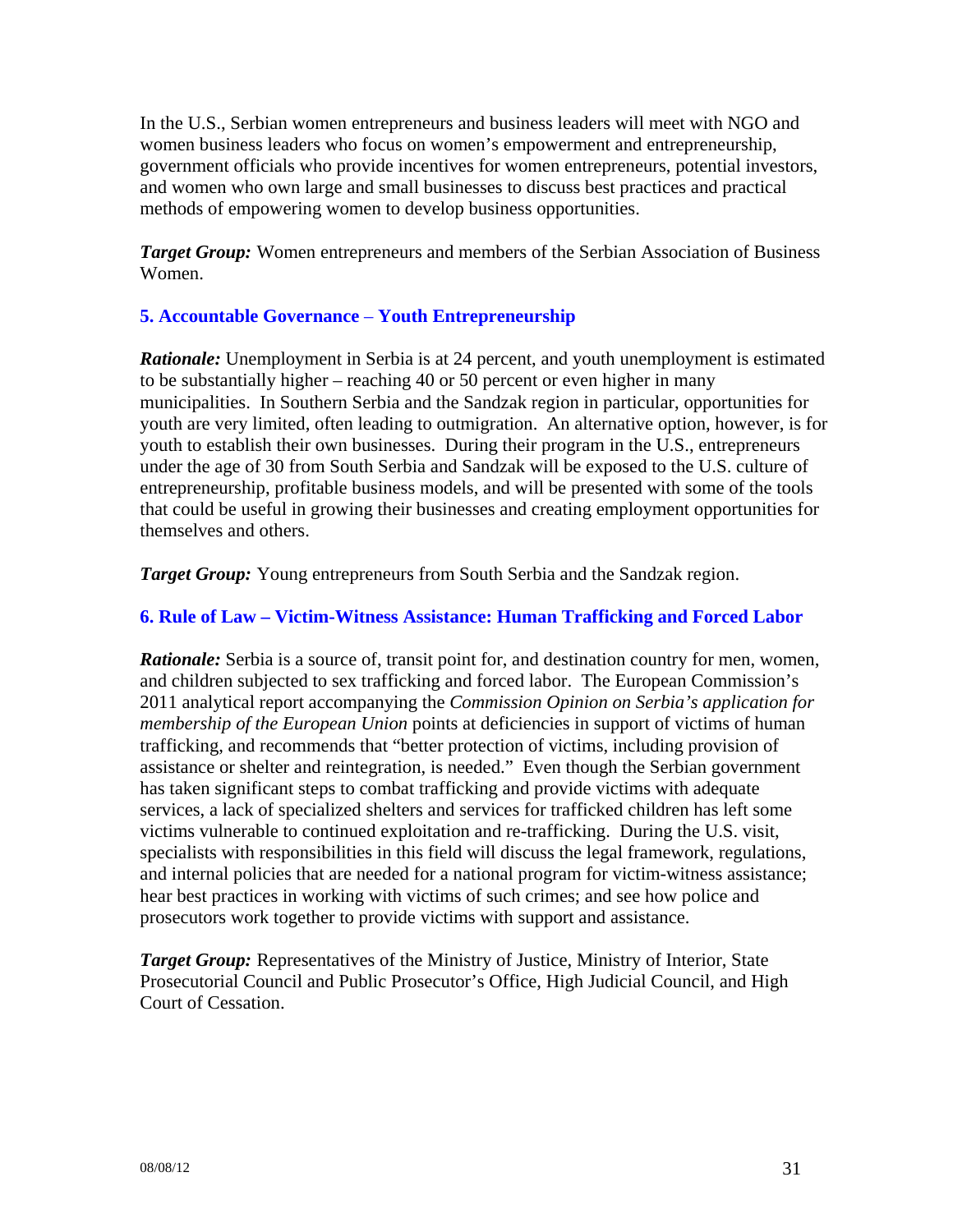In the U.S., Serbian women entrepreneurs and business leaders will meet with NGO and women business leaders who focus on women's empowerment and entrepreneurship, government officials who provide incentives for women entrepreneurs, potential investors, and women who own large and small businesses to discuss best practices and practical methods of empowering women to develop business opportunities.

***Target Group:*** Women entrepreneurs and members of the Serbian Association of Business Women.

### 5. Accountable Governance – Youth Entrepreneurship

***Rationale:*** Unemployment in Serbia is at 24 percent, and youth unemployment is estimated to be substantially higher – reaching 40 or 50 percent or even higher in many municipalities. In Southern Serbia and the Sandzak region in particular, opportunities for youth are very limited, often leading to outmigration. An alternative option, however, is for youth to establish their own businesses. During their program in the U.S., entrepreneurs under the age of 30 from South Serbia and Sandzak will be exposed to the U.S. culture of entrepreneurship, profitable business models, and will be presented with some of the tools that could be useful in growing their businesses and creating employment opportunities for themselves and others.

***Target Group:*** Young entrepreneurs from South Serbia and the Sandzak region.

### 6. Rule of Law – Victim-Witness Assistance: Human Trafficking and Forced Labor

***Rationale:*** Serbia is a source of, transit point for, and destination country for men, women, and children subjected to sex trafficking and forced labor. The European Commission's 2011 analytical report accompanying the *Commission Opinion on Serbia's application for membership of the European Union* points at deficiencies in support of victims of human trafficking, and recommends that "better protection of victims, including provision of assistance or shelter and reintegration, is needed." Even though the Serbian government has taken significant steps to combat trafficking and provide victims with adequate services, a lack of specialized shelters and services for trafficked children has left some victims vulnerable to continued exploitation and re-trafficking. During the U.S. visit, specialists with responsibilities in this field will discuss the legal framework, regulations, and internal policies that are needed for a national program for victim-witness assistance; hear best practices in working with victims of such crimes; and see how police and prosecutors work together to provide victims with support and assistance.

***Target Group:*** Representatives of the Ministry of Justice, Ministry of Interior, State Prosecutorial Council and Public Prosecutor's Office, High Judicial Council, and High Court of Cessation.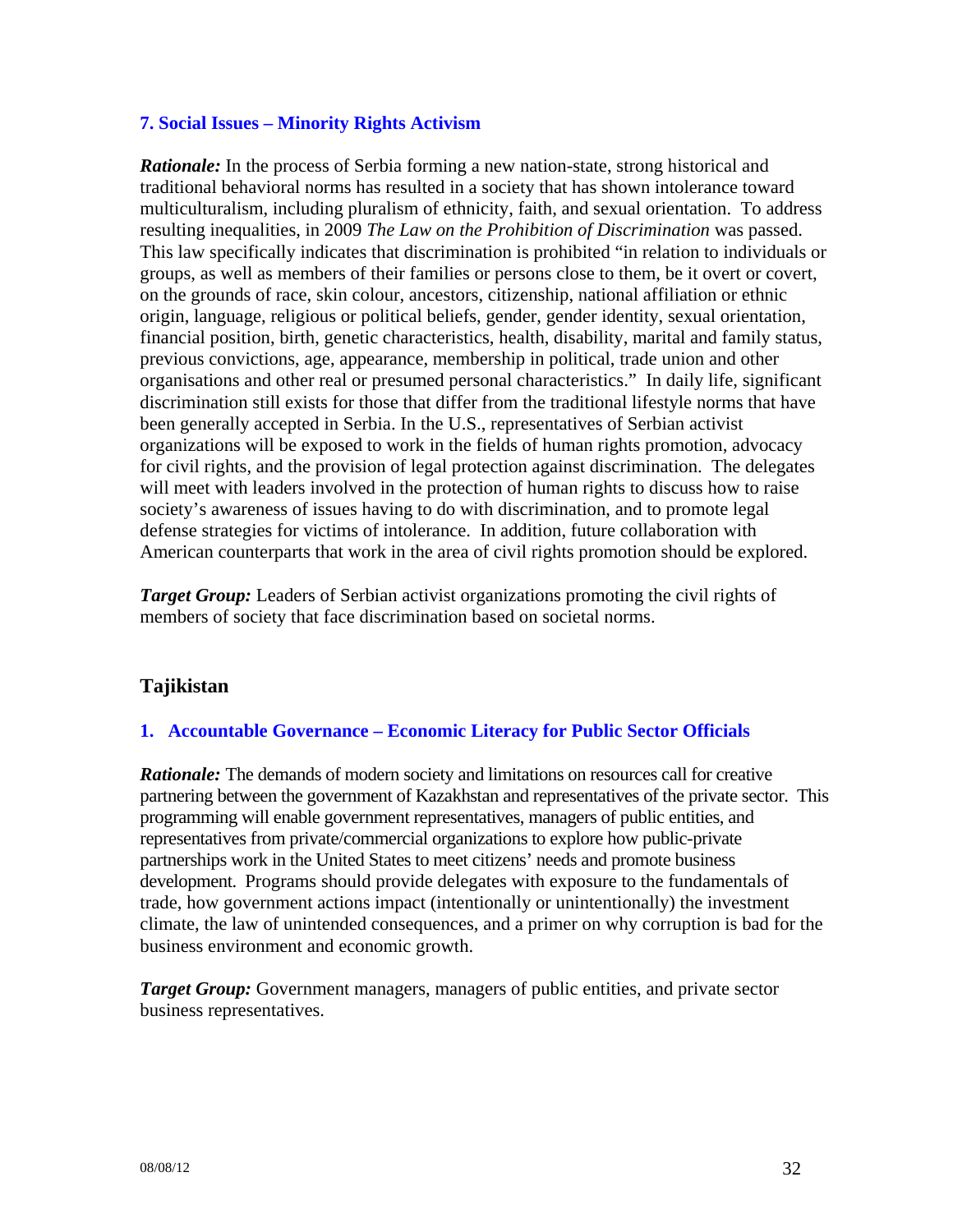### 7. Social Issues – Minority Rights Activism

***Rationale:*** In the process of Serbia forming a new nation-state, strong historical and traditional behavioral norms has resulted in a society that has shown intolerance toward multiculturalism, including pluralism of ethnicity, faith, and sexual orientation. To address resulting inequalities, in 2009 *The Law on the Prohibition of Discrimination* was passed. This law specifically indicates that discrimination is prohibited "in relation to individuals or groups, as well as members of their families or persons close to them, be it overt or covert, on the grounds of race, skin colour, ancestors, citizenship, national affiliation or ethnic origin, language, religious or political beliefs, gender, gender identity, sexual orientation, financial position, birth, genetic characteristics, health, disability, marital and family status, previous convictions, age, appearance, membership in political, trade union and other organisations and other real or presumed personal characteristics." In daily life, significant discrimination still exists for those that differ from the traditional lifestyle norms that have been generally accepted in Serbia. In the U.S., representatives of Serbian activist organizations will be exposed to work in the fields of human rights promotion, advocacy for civil rights, and the provision of legal protection against discrimination. The delegates will meet with leaders involved in the protection of human rights to discuss how to raise society's awareness of issues having to do with discrimination, and to promote legal defense strategies for victims of intolerance. In addition, future collaboration with American counterparts that work in the area of civil rights promotion should be explored.

***Target Group:*** Leaders of Serbian activist organizations promoting the civil rights of members of society that face discrimination based on societal norms.

## Tajikistan

### 1. Accountable Governance – Economic Literacy for Public Sector Officials

***Rationale:*** The demands of modern society and limitations on resources call for creative partnering between the government of Kazakhstan and representatives of the private sector. This programming will enable government representatives, managers of public entities, and representatives from private/commercial organizations to explore how public-private partnerships work in the United States to meet citizens' needs and promote business development. Programs should provide delegates with exposure to the fundamentals of trade, how government actions impact (intentionally or unintentionally) the investment climate, the law of unintended consequences, and a primer on why corruption is bad for the business environment and economic growth.

***Target Group:*** Government managers, managers of public entities, and private sector business representatives.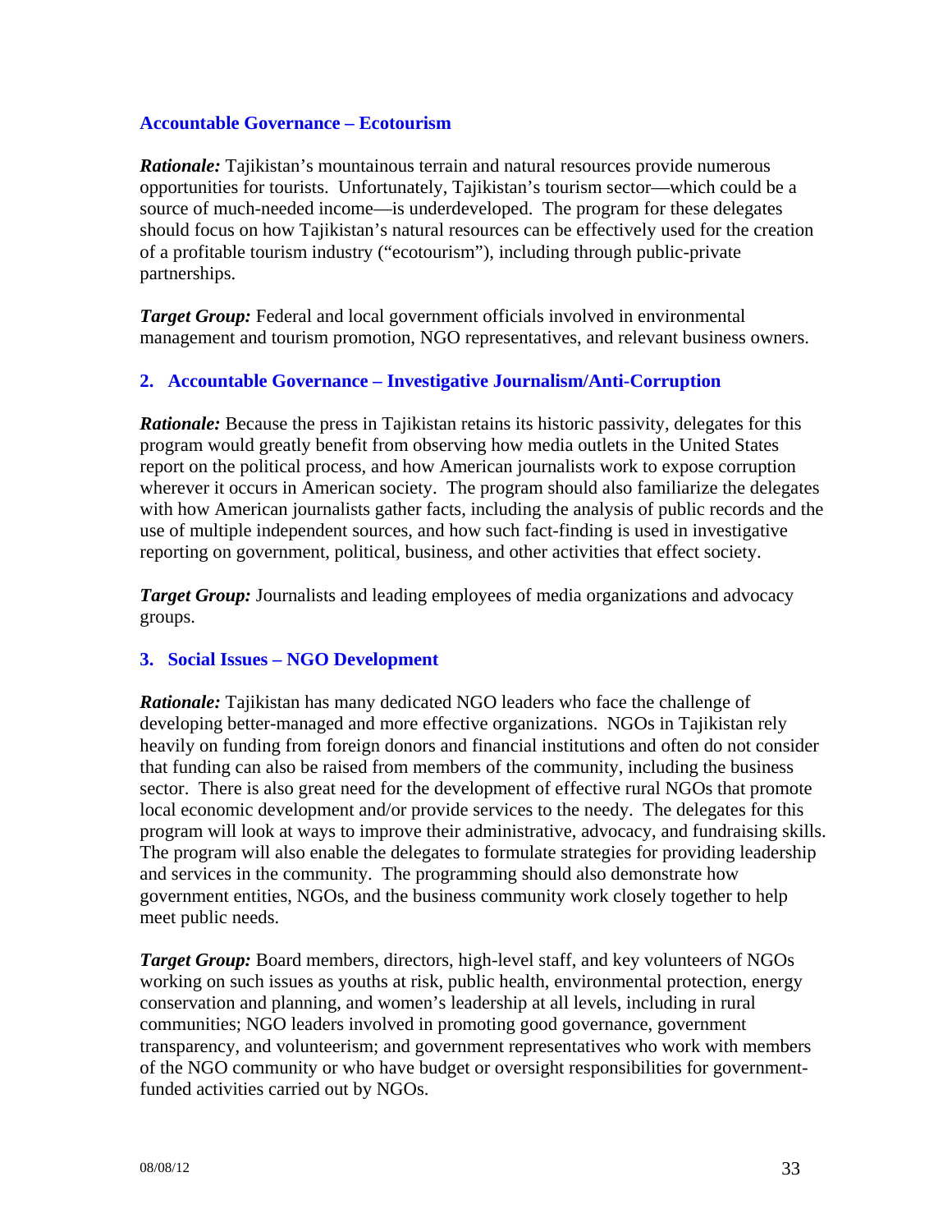### Accountable Governance – Ecotourism

***Rationale:*** Tajikistan's mountainous terrain and natural resources provide numerous opportunities for tourists. Unfortunately, Tajikistan's tourism sector—which could be a source of much-needed income—is underdeveloped. The program for these delegates should focus on how Tajikistan's natural resources can be effectively used for the creation of a profitable tourism industry ("ecotourism"), including through public-private partnerships.

***Target Group:*** Federal and local government officials involved in environmental management and tourism promotion, NGO representatives, and relevant business owners.

### 2. Accountable Governance – Investigative Journalism/Anti-Corruption

***Rationale:*** Because the press in Tajikistan retains its historic passivity, delegates for this program would greatly benefit from observing how media outlets in the United States report on the political process, and how American journalists work to expose corruption wherever it occurs in American society. The program should also familiarize the delegates with how American journalists gather facts, including the analysis of public records and the use of multiple independent sources, and how such fact-finding is used in investigative reporting on government, political, business, and other activities that effect society.

***Target Group:*** Journalists and leading employees of media organizations and advocacy groups.

### 3. Social Issues – NGO Development

***Rationale:*** Tajikistan has many dedicated NGO leaders who face the challenge of developing better-managed and more effective organizations. NGOs in Tajikistan rely heavily on funding from foreign donors and financial institutions and often do not consider that funding can also be raised from members of the community, including the business sector. There is also great need for the development of effective rural NGOs that promote local economic development and/or provide services to the needy. The delegates for this program will look at ways to improve their administrative, advocacy, and fundraising skills. The program will also enable the delegates to formulate strategies for providing leadership and services in the community. The programming should also demonstrate how government entities, NGOs, and the business community work closely together to help meet public needs.

***Target Group:*** Board members, directors, high-level staff, and key volunteers of NGOs working on such issues as youths at risk, public health, environmental protection, energy conservation and planning, and women's leadership at all levels, including in rural communities; NGO leaders involved in promoting good governance, government transparency, and volunteerism; and government representatives who work with members of the NGO community or who have budget or oversight responsibilities for government-funded activities carried out by NGOs.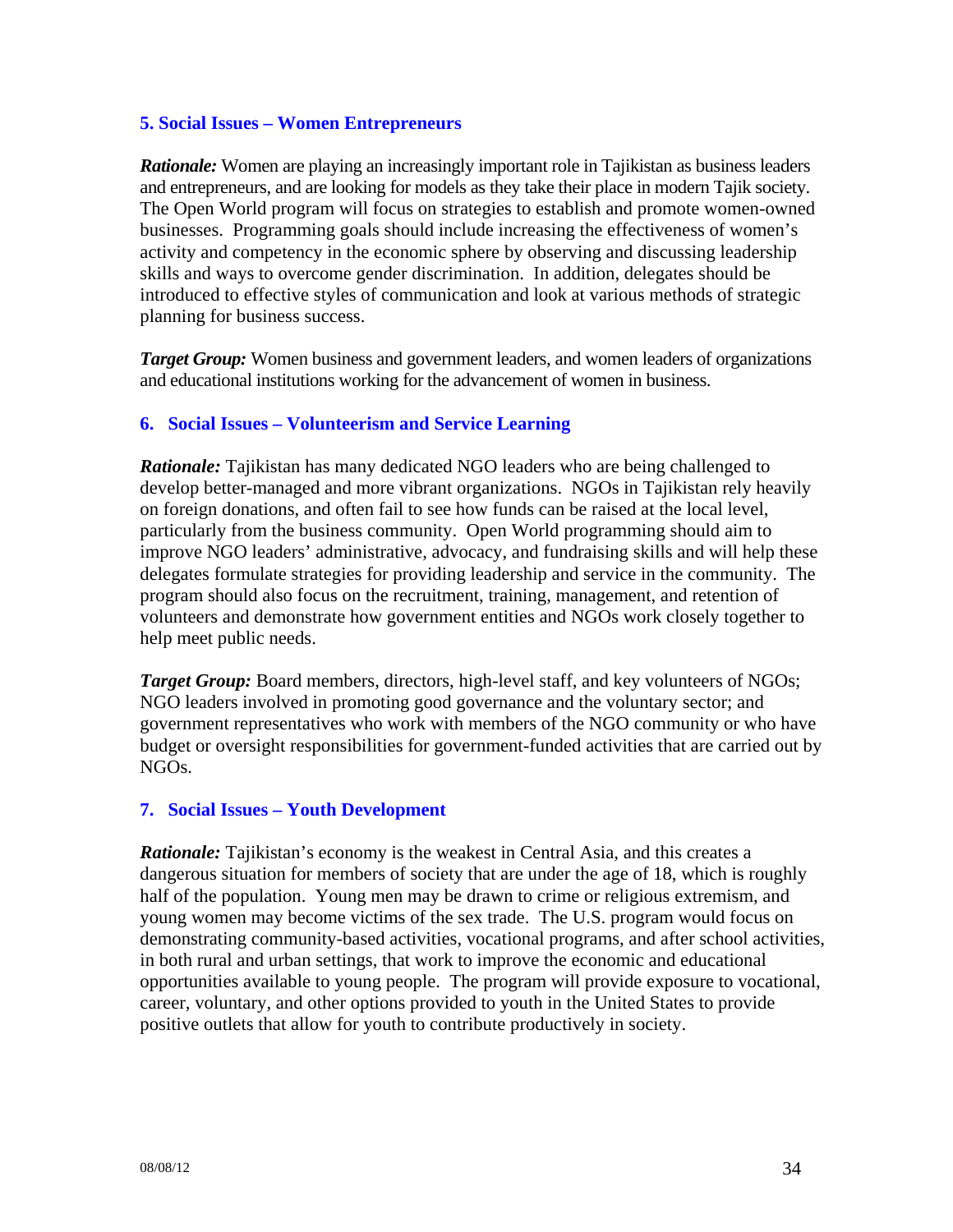### 5. Social Issues – Women Entrepreneurs

***Rationale:*** Women are playing an increasingly important role in Tajikistan as business leaders and entrepreneurs, and are looking for models as they take their place in modern Tajik society. The Open World program will focus on strategies to establish and promote women-owned businesses. Programming goals should include increasing the effectiveness of women's activity and competency in the economic sphere by observing and discussing leadership skills and ways to overcome gender discrimination. In addition, delegates should be introduced to effective styles of communication and look at various methods of strategic planning for business success.

***Target Group:*** Women business and government leaders, and women leaders of organizations and educational institutions working for the advancement of women in business.

### 6. Social Issues – Volunteerism and Service Learning

***Rationale:*** Tajikistan has many dedicated NGO leaders who are being challenged to develop better-managed and more vibrant organizations. NGOs in Tajikistan rely heavily on foreign donations, and often fail to see how funds can be raised at the local level, particularly from the business community. Open World programming should aim to improve NGO leaders' administrative, advocacy, and fundraising skills and will help these delegates formulate strategies for providing leadership and service in the community. The program should also focus on the recruitment, training, management, and retention of volunteers and demonstrate how government entities and NGOs work closely together to help meet public needs.

***Target Group:*** Board members, directors, high-level staff, and key volunteers of NGOs; NGO leaders involved in promoting good governance and the voluntary sector; and government representatives who work with members of the NGO community or who have budget or oversight responsibilities for government-funded activities that are carried out by NGOs.

### 7. Social Issues – Youth Development

***Rationale:*** Tajikistan's economy is the weakest in Central Asia, and this creates a dangerous situation for members of society that are under the age of 18, which is roughly half of the population. Young men may be drawn to crime or religious extremism, and young women may become victims of the sex trade. The U.S. program would focus on demonstrating community-based activities, vocational programs, and after school activities, in both rural and urban settings, that work to improve the economic and educational opportunities available to young people. The program will provide exposure to vocational, career, voluntary, and other options provided to youth in the United States to provide positive outlets that allow for youth to contribute productively in society.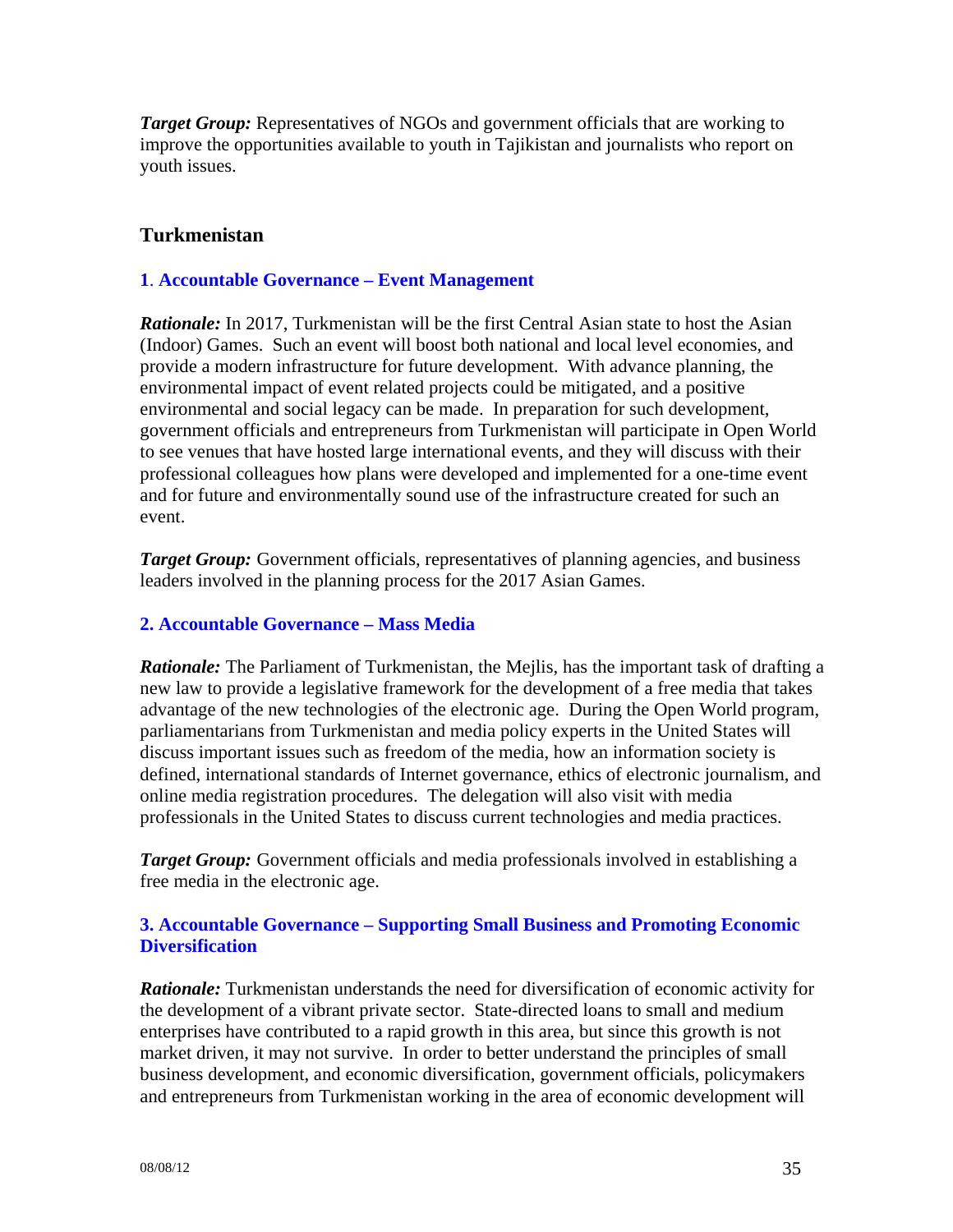***Target Group:*** Representatives of NGOs and government officials that are working to improve the opportunities available to youth in Tajikistan and journalists who report on youth issues.

## Turkmenistan

### 1. Accountable Governance – Event Management

***Rationale:*** In 2017, Turkmenistan will be the first Central Asian state to host the Asian (Indoor) Games. Such an event will boost both national and local level economies, and provide a modern infrastructure for future development. With advance planning, the environmental impact of event related projects could be mitigated, and a positive environmental and social legacy can be made. In preparation for such development, government officials and entrepreneurs from Turkmenistan will participate in Open World to see venues that have hosted large international events, and they will discuss with their professional colleagues how plans were developed and implemented for a one-time event and for future and environmentally sound use of the infrastructure created for such an event.

***Target Group:*** Government officials, representatives of planning agencies, and business leaders involved in the planning process for the 2017 Asian Games.

### 2. Accountable Governance – Mass Media

***Rationale:*** The Parliament of Turkmenistan, the Mejlis, has the important task of drafting a new law to provide a legislative framework for the development of a free media that takes advantage of the new technologies of the electronic age. During the Open World program, parliamentarians from Turkmenistan and media policy experts in the United States will discuss important issues such as freedom of the media, how an information society is defined, international standards of Internet governance, ethics of electronic journalism, and online media registration procedures. The delegation will also visit with media professionals in the United States to discuss current technologies and media practices.

***Target Group:*** Government officials and media professionals involved in establishing a free media in the electronic age.

### 3. Accountable Governance – Supporting Small Business and Promoting Economic Diversification

***Rationale:*** Turkmenistan understands the need for diversification of economic activity for the development of a vibrant private sector. State-directed loans to small and medium enterprises have contributed to a rapid growth in this area, but since this growth is not market driven, it may not survive. In order to better understand the principles of small business development, and economic diversification, government officials, policymakers and entrepreneurs from Turkmenistan working in the area of economic development will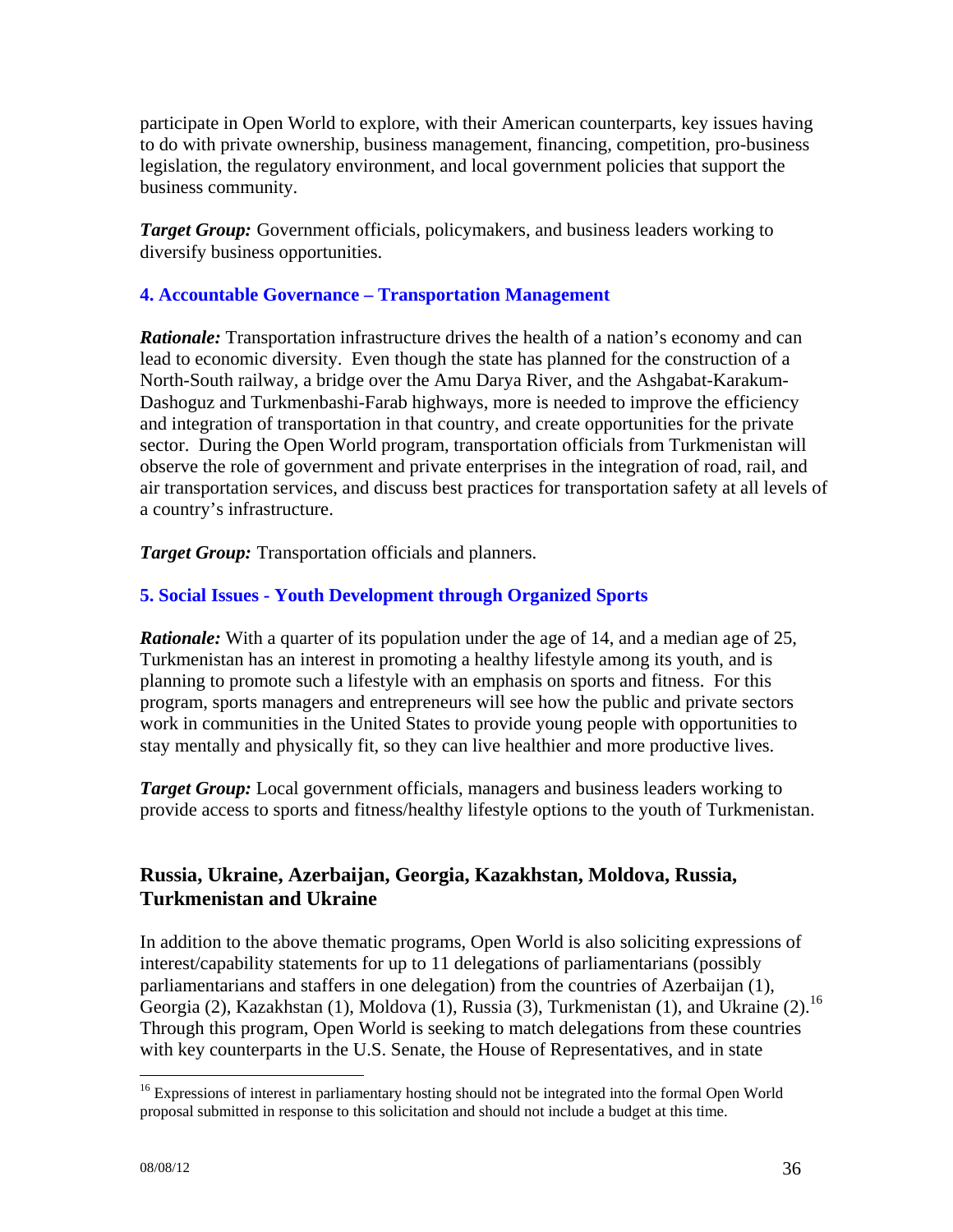participate in Open World to explore, with their American counterparts, key issues having to do with private ownership, business management, financing, competition, pro-business legislation, the regulatory environment, and local government policies that support the business community.

***Target Group:*** Government officials, policymakers, and business leaders working to diversify business opportunities.

### 4. Accountable Governance – Transportation Management

***Rationale:*** Transportation infrastructure drives the health of a nation's economy and can lead to economic diversity. Even though the state has planned for the construction of a North-South railway, a bridge over the Amu Darya River, and the Ashgabat-Karakum-Dashoguz and Turkmenbashi-Farab highways, more is needed to improve the efficiency and integration of transportation in that country, and create opportunities for the private sector. During the Open World program, transportation officials from Turkmenistan will observe the role of government and private enterprises in the integration of road, rail, and air transportation services, and discuss best practices for transportation safety at all levels of a country's infrastructure.

***Target Group:*** Transportation officials and planners.

### 5. Social Issues - Youth Development through Organized Sports

***Rationale:*** With a quarter of its population under the age of 14, and a median age of 25, Turkmenistan has an interest in promoting a healthy lifestyle among its youth, and is planning to promote such a lifestyle with an emphasis on sports and fitness. For this program, sports managers and entrepreneurs will see how the public and private sectors work in communities in the United States to provide young people with opportunities to stay mentally and physically fit, so they can live healthier and more productive lives.

***Target Group:*** Local government officials, managers and business leaders working to provide access to sports and fitness/healthy lifestyle options to the youth of Turkmenistan.

## Russia, Ukraine, Azerbaijan, Georgia, Kazakhstan, Moldova, Russia, Turkmenistan and Ukraine

In addition to the above thematic programs, Open World is also soliciting expressions of interest/capability statements for up to 11 delegations of parliamentarians (possibly parliamentarians and staffers in one delegation) from the countries of Azerbaijan (1), Georgia (2), Kazakhstan (1), Moldova (1), Russia (3), Turkmenistan (1), and Ukraine (2).[16] Through this program, Open World is seeking to match delegations from these countries with key counterparts in the U.S. Senate, the House of Representatives, and in state

[16] Expressions of interest in parliamentary hosting should not be integrated into the formal Open World proposal submitted in response to this solicitation and should not include a budget at this time.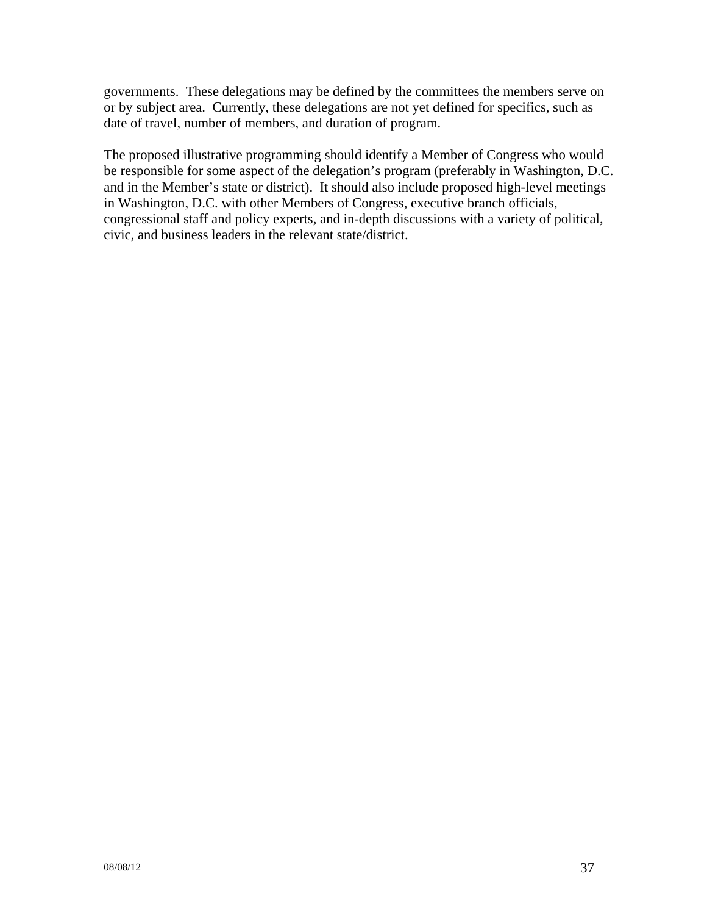governments. These delegations may be defined by the committees the members serve on or by subject area. Currently, these delegations are not yet defined for specifics, such as date of travel, number of members, and duration of program.

The proposed illustrative programming should identify a Member of Congress who would be responsible for some aspect of the delegation's program (preferably in Washington, D.C. and in the Member's state or district). It should also include proposed high-level meetings in Washington, D.C. with other Members of Congress, executive branch officials, congressional staff and policy experts, and in-depth discussions with a variety of political, civic, and business leaders in the relevant state/district.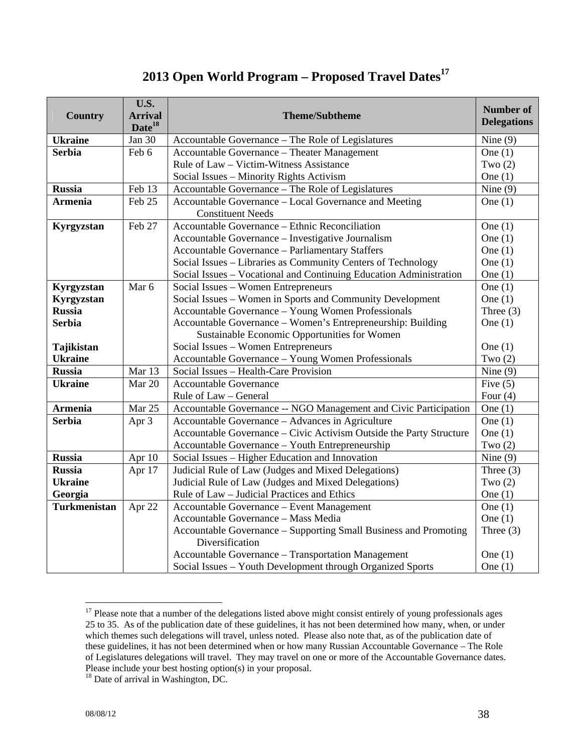# 2013 Open World Program – Proposed Travel Dates[17]

| Country | U.S. Arrival Date[18] | Theme/Subtheme | Number of Delegations |
|---|---|---|---|
| **Ukraine** | Jan 30 | Accountable Governance – The Role of Legislatures | Nine (9) |
| **Serbia** | Feb 6 | Accountable Governance – Theater Management | One (1) |
| | | Rule of Law – Victim-Witness Assistance | Two (2) |
| | | Social Issues – Minority Rights Activism | One (1) |
| **Russia** | Feb 13 | Accountable Governance – The Role of Legislatures | Nine (9) |
| **Armenia** | Feb 25 | Accountable Governance – Local Governance and Meeting Constituent Needs | One (1) |
| **Kyrgyzstan** | Feb 27 | Accountable Governance – Ethnic Reconciliation | One (1) |
| | | Accountable Governance – Investigative Journalism | One (1) |
| | | Accountable Governance – Parliamentary Staffers | One (1) |
| | | Social Issues – Libraries as Community Centers of Technology | One (1) |
| | | Social Issues – Vocational and Continuing Education Administration | One (1) |
| **Kyrgyzstan** | Mar 6 | Social Issues – Women Entrepreneurs | One (1) |
| **Kyrgyzstan** | | Social Issues – Women in Sports and Community Development | One (1) |
| **Russia** | | Accountable Governance – Young Women Professionals | Three (3) |
| **Serbia** | | Accountable Governance – Women's Entrepreneurship: Building Sustainable Economic Opportunities for Women | One (1) |
| **Tajikistan** | | Social Issues – Women Entrepreneurs | One (1) |
| **Ukraine** | | Accountable Governance – Young Women Professionals | Two (2) |
| **Russia** | Mar 13 | Social Issues – Health-Care Provision | Nine (9) |
| **Ukraine** | Mar 20 | Accountable Governance | Five (5) |
| | | Rule of Law – General | Four (4) |
| **Armenia** | Mar 25 | Accountable Governance -- NGO Management and Civic Participation | One (1) |
| **Serbia** | Apr 3 | Accountable Governance – Advances in Agriculture | One (1) |
| | | Accountable Governance – Civic Activism Outside the Party Structure | One (1) |
| | | Accountable Governance – Youth Entrepreneurship | Two (2) |
| **Russia** | Apr 10 | Social Issues – Higher Education and Innovation | Nine (9) |
| **Russia** | Apr 17 | Judicial Rule of Law (Judges and Mixed Delegations) | Three (3) |
| **Ukraine** | | Judicial Rule of Law (Judges and Mixed Delegations) | Two (2) |
| **Georgia** | | Rule of Law – Judicial Practices and Ethics | One (1) |
| **Turkmenistan** | Apr 22 | Accountable Governance – Event Management | One (1) |
| | | Accountable Governance – Mass Media | One (1) |
| | | Accountable Governance – Supporting Small Business and Promoting Diversification | Three (3) |
| | | Accountable Governance – Transportation Management | One (1) |
| | | Social Issues – Youth Development through Organized Sports | One (1) |

[17] Please note that a number of the delegations listed above might consist entirely of young professionals ages 25 to 35. As of the publication date of these guidelines, it has not been determined how many, when, or under which themes such delegations will travel, unless noted. Please also note that, as of the publication date of these guidelines, it has not been determined when or how many Russian Accountable Governance – The Role of Legislatures delegations will travel. They may travel on one or more of the Accountable Governance dates. Please include your best hosting option(s) in your proposal.

[18] Date of arrival in Washington, DC.

08/08/12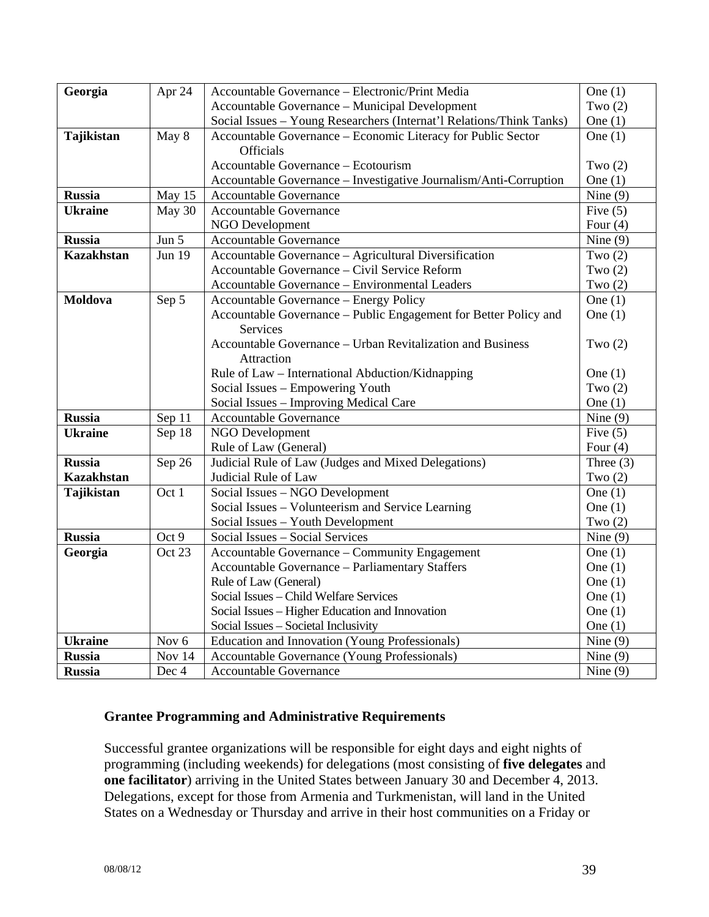| | | | |
|---|---|---|---|
| **Georgia** | Apr 24 | Accountable Governance – Electronic/Print Media | One (1) |
| | | Accountable Governance – Municipal Development | Two (2) |
| | | Social Issues – Young Researchers (Internat'l Relations/Think Tanks) | One (1) |
| **Tajikistan** | May 8 | Accountable Governance – Economic Literacy for Public Sector Officials | One (1) |
| | | Accountable Governance – Ecotourism | Two (2) |
| | | Accountable Governance – Investigative Journalism/Anti-Corruption | One (1) |
| **Russia** | May 15 | Accountable Governance | Nine (9) |
| **Ukraine** | May 30 | Accountable Governance | Five (5) |
| | | NGO Development | Four (4) |
| **Russia** | Jun 5 | Accountable Governance | Nine (9) |
| **Kazakhstan** | Jun 19 | Accountable Governance – Agricultural Diversification | Two (2) |
| | | Accountable Governance – Civil Service Reform | Two (2) |
| | | Accountable Governance – Environmental Leaders | Two (2) |
| **Moldova** | Sep 5 | Accountable Governance – Energy Policy | One (1) |
| | | Accountable Governance – Public Engagement for Better Policy and Services | One (1) |
| | | Accountable Governance – Urban Revitalization and Business Attraction | Two (2) |
| | | Rule of Law – International Abduction/Kidnapping | One (1) |
| | | Social Issues – Empowering Youth | Two (2) |
| | | Social Issues – Improving Medical Care | One (1) |
| **Russia** | Sep 11 | Accountable Governance | Nine (9) |
| **Ukraine** | Sep 18 | NGO Development | Five (5) |
| | | Rule of Law (General) | Four (4) |
| **Russia** | Sep 26 | Judicial Rule of Law (Judges and Mixed Delegations) | Three (3) |
| **Kazakhstan** | | Judicial Rule of Law | Two (2) |
| **Tajikistan** | Oct 1 | Social Issues – NGO Development | One (1) |
| | | Social Issues – Volunteerism and Service Learning | One (1) |
| | | Social Issues – Youth Development | Two (2) |
| **Russia** | Oct 9 | Social Issues – Social Services | Nine (9) |
| **Georgia** | Oct 23 | Accountable Governance – Community Engagement | One (1) |
| | | Accountable Governance – Parliamentary Staffers | One (1) |
| | | Rule of Law (General) | One (1) |
| | | Social Issues – Child Welfare Services | One (1) |
| | | Social Issues – Higher Education and Innovation | One (1) |
| | | Social Issues – Societal Inclusivity | One (1) |
| **Ukraine** | Nov 6 | Education and Innovation (Young Professionals) | Nine (9) |
| **Russia** | Nov 14 | Accountable Governance (Young Professionals) | Nine (9) |
| **Russia** | Dec 4 | Accountable Governance | Nine (9) |

### Grantee Programming and Administrative Requirements

Successful grantee organizations will be responsible for eight days and eight nights of programming (including weekends) for delegations (most consisting of **five delegates** and **one facilitator**) arriving in the United States between January 30 and December 4, 2013. Delegations, except for those from Armenia and Turkmenistan, will land in the United States on a Wednesday or Thursday and arrive in their host communities on a Friday or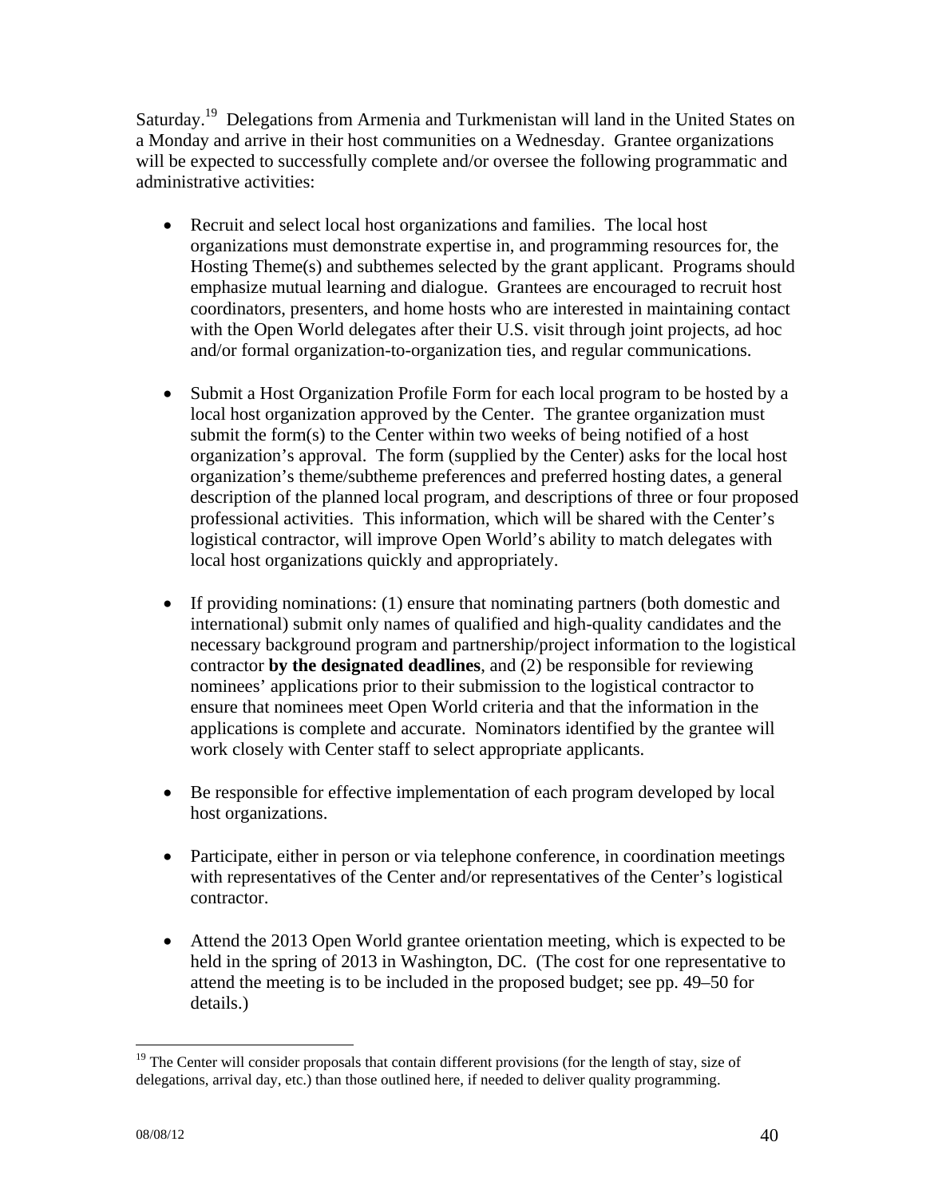Saturday.[19] Delegations from Armenia and Turkmenistan will land in the United States on a Monday and arrive in their host communities on a Wednesday. Grantee organizations will be expected to successfully complete and/or oversee the following programmatic and administrative activities:

- Recruit and select local host organizations and families. The local host organizations must demonstrate expertise in, and programming resources for, the Hosting Theme(s) and subthemes selected by the grant applicant. Programs should emphasize mutual learning and dialogue. Grantees are encouraged to recruit host coordinators, presenters, and home hosts who are interested in maintaining contact with the Open World delegates after their U.S. visit through joint projects, ad hoc and/or formal organization-to-organization ties, and regular communications.

- Submit a Host Organization Profile Form for each local program to be hosted by a local host organization approved by the Center. The grantee organization must submit the form(s) to the Center within two weeks of being notified of a host organization's approval. The form (supplied by the Center) asks for the local host organization's theme/subtheme preferences and preferred hosting dates, a general description of the planned local program, and descriptions of three or four proposed professional activities. This information, which will be shared with the Center's logistical contractor, will improve Open World's ability to match delegates with local host organizations quickly and appropriately.

- If providing nominations: (1) ensure that nominating partners (both domestic and international) submit only names of qualified and high-quality candidates and the necessary background program and partnership/project information to the logistical contractor **by the designated deadlines**, and (2) be responsible for reviewing nominees' applications prior to their submission to the logistical contractor to ensure that nominees meet Open World criteria and that the information in the applications is complete and accurate. Nominators identified by the grantee will work closely with Center staff to select appropriate applicants.

- Be responsible for effective implementation of each program developed by local host organizations.

- Participate, either in person or via telephone conference, in coordination meetings with representatives of the Center and/or representatives of the Center's logistical contractor.

- Attend the 2013 Open World grantee orientation meeting, which is expected to be held in the spring of 2013 in Washington, DC. (The cost for one representative to attend the meeting is to be included in the proposed budget; see pp. 49–50 for details.)

---

[19] The Center will consider proposals that contain different provisions (for the length of stay, size of delegations, arrival day, etc.) than those outlined here, if needed to deliver quality programming.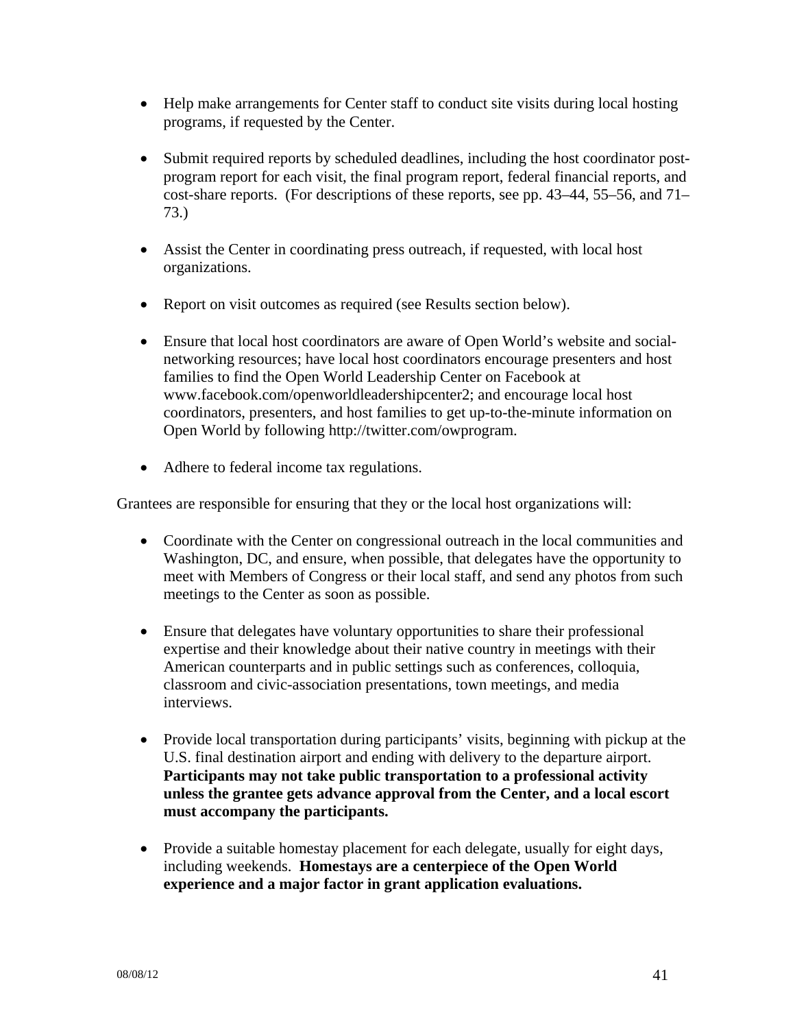- Help make arrangements for Center staff to conduct site visits during local hosting programs, if requested by the Center.

- Submit required reports by scheduled deadlines, including the host coordinator post-program report for each visit, the final program report, federal financial reports, and cost-share reports. (For descriptions of these reports, see pp. 43–44, 55–56, and 71–73.)

- Assist the Center in coordinating press outreach, if requested, with local host organizations.

- Report on visit outcomes as required (see Results section below).

- Ensure that local host coordinators are aware of Open World's website and social-networking resources; have local host coordinators encourage presenters and host families to find the Open World Leadership Center on Facebook at www.facebook.com/openworldleadershipcenter2; and encourage local host coordinators, presenters, and host families to get up-to-the-minute information on Open World by following http://twitter.com/owprogram.

- Adhere to federal income tax regulations.

Grantees are responsible for ensuring that they or the local host organizations will:

- Coordinate with the Center on congressional outreach in the local communities and Washington, DC, and ensure, when possible, that delegates have the opportunity to meet with Members of Congress or their local staff, and send any photos from such meetings to the Center as soon as possible.

- Ensure that delegates have voluntary opportunities to share their professional expertise and their knowledge about their native country in meetings with their American counterparts and in public settings such as conferences, colloquia, classroom and civic-association presentations, town meetings, and media interviews.

- Provide local transportation during participants' visits, beginning with pickup at the U.S. final destination airport and ending with delivery to the departure airport. **Participants may not take public transportation to a professional activity unless the grantee gets advance approval from the Center, and a local escort must accompany the participants.**

- Provide a suitable homestay placement for each delegate, usually for eight days, including weekends. **Homestays are a centerpiece of the Open World experience and a major factor in grant application evaluations.**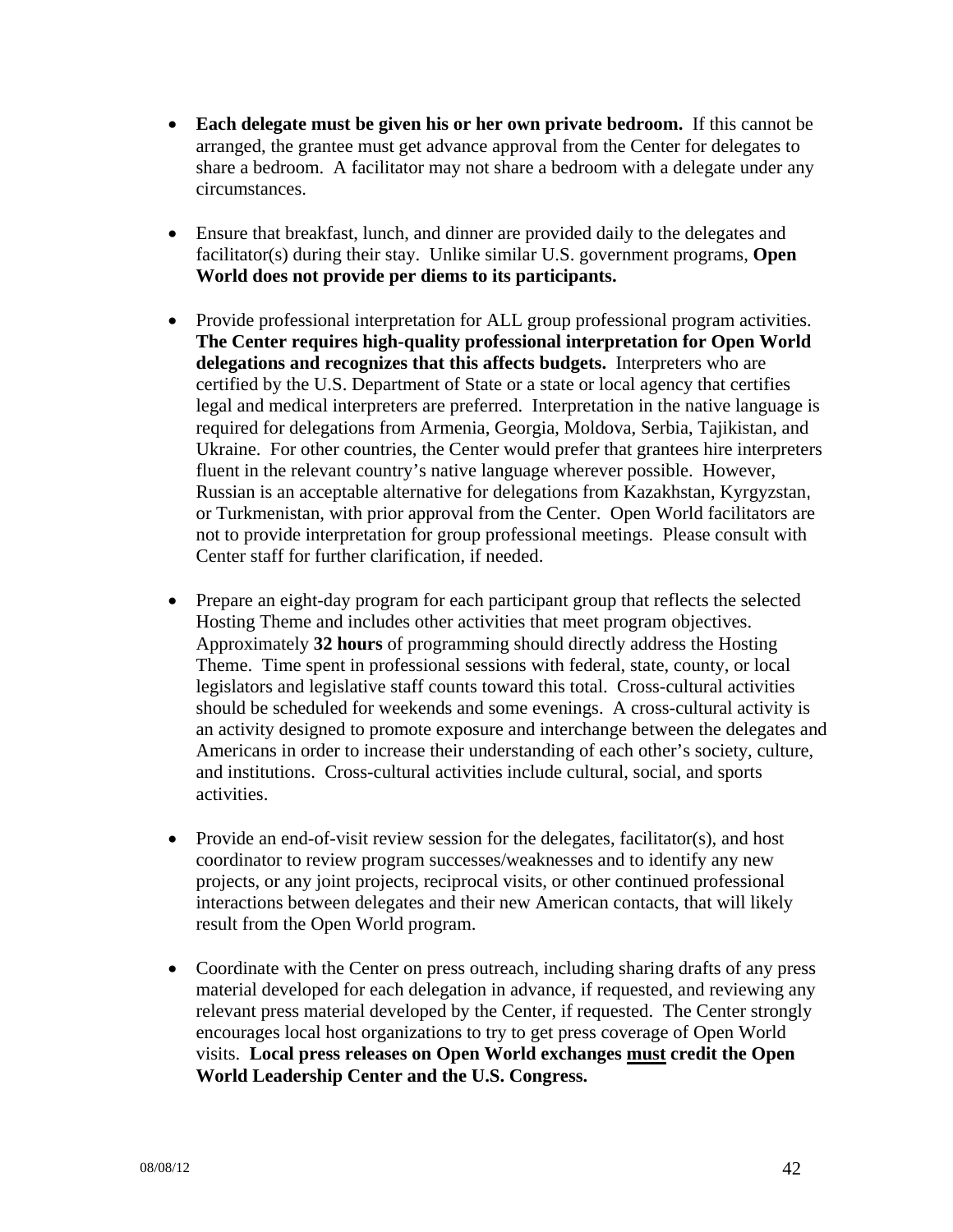- **Each delegate must be given his or her own private bedroom.** If this cannot be arranged, the grantee must get advance approval from the Center for delegates to share a bedroom. A facilitator may not share a bedroom with a delegate under any circumstances.

- Ensure that breakfast, lunch, and dinner are provided daily to the delegates and facilitator(s) during their stay. Unlike similar U.S. government programs, **Open World does not provide per diems to its participants.**

- Provide professional interpretation for ALL group professional program activities. **The Center requires high-quality professional interpretation for Open World delegations and recognizes that this affects budgets.** Interpreters who are certified by the U.S. Department of State or a state or local agency that certifies legal and medical interpreters are preferred. Interpretation in the native language is required for delegations from Armenia, Georgia, Moldova, Serbia, Tajikistan, and Ukraine. For other countries, the Center would prefer that grantees hire interpreters fluent in the relevant country's native language wherever possible. However, Russian is an acceptable alternative for delegations from Kazakhstan, Kyrgyzstan, or Turkmenistan, with prior approval from the Center. Open World facilitators are not to provide interpretation for group professional meetings. Please consult with Center staff for further clarification, if needed.

- Prepare an eight-day program for each participant group that reflects the selected Hosting Theme and includes other activities that meet program objectives. Approximately **32 hours** of programming should directly address the Hosting Theme. Time spent in professional sessions with federal, state, county, or local legislators and legislative staff counts toward this total. Cross-cultural activities should be scheduled for weekends and some evenings. A cross-cultural activity is an activity designed to promote exposure and interchange between the delegates and Americans in order to increase their understanding of each other's society, culture, and institutions. Cross-cultural activities include cultural, social, and sports activities.

- Provide an end-of-visit review session for the delegates, facilitator(s), and host coordinator to review program successes/weaknesses and to identify any new projects, or any joint projects, reciprocal visits, or other continued professional interactions between delegates and their new American contacts, that will likely result from the Open World program.

- Coordinate with the Center on press outreach, including sharing drafts of any press material developed for each delegation in advance, if requested, and reviewing any relevant press material developed by the Center, if requested. The Center strongly encourages local host organizations to try to get press coverage of Open World visits. **Local press releases on Open World exchanges <u>must</u> credit the Open World Leadership Center and the U.S. Congress.**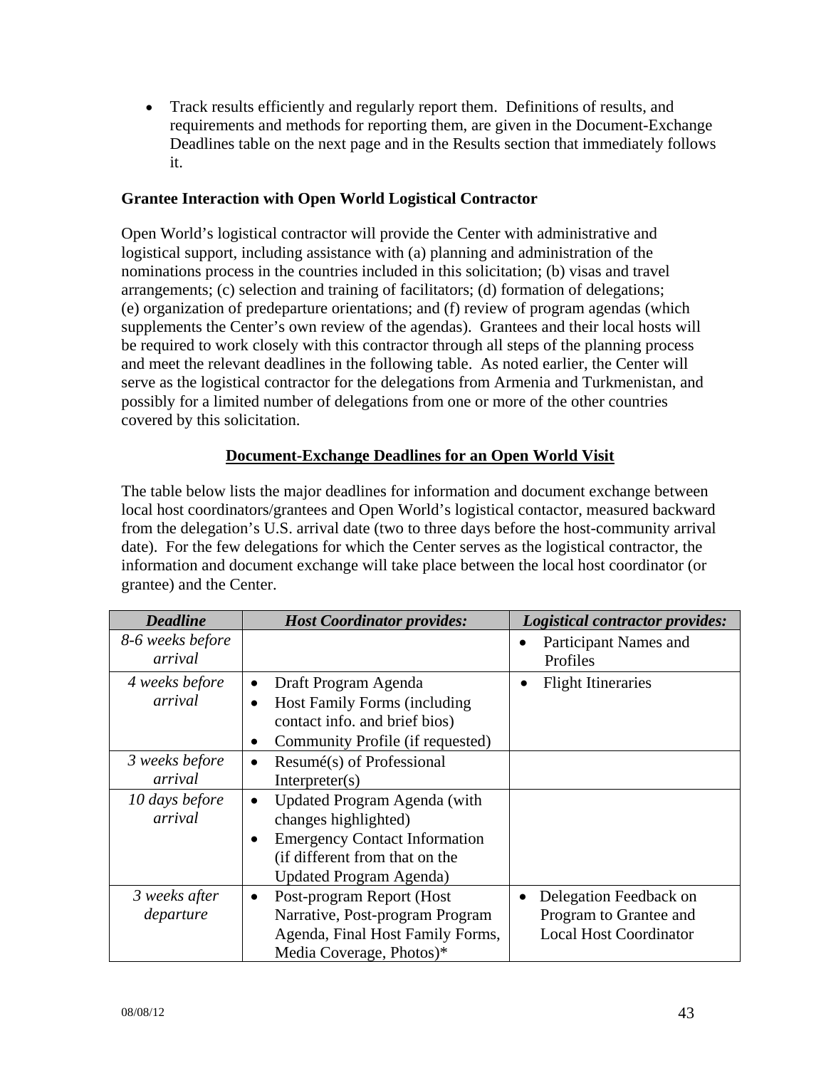- Track results efficiently and regularly report them. Definitions of results, and requirements and methods for reporting them, are given in the Document-Exchange Deadlines table on the next page and in the Results section that immediately follows it.

**Grantee Interaction with Open World Logistical Contractor**

Open World's logistical contractor will provide the Center with administrative and logistical support, including assistance with (a) planning and administration of the nominations process in the countries included in this solicitation; (b) visas and travel arrangements; (c) selection and training of facilitators; (d) formation of delegations; (e) organization of predeparture orientations; and (f) review of program agendas (which supplements the Center's own review of the agendas). Grantees and their local hosts will be required to work closely with this contractor through all steps of the planning process and meet the relevant deadlines in the following table. As noted earlier, the Center will serve as the logistical contractor for the delegations from Armenia and Turkmenistan, and possibly for a limited number of delegations from one or more of the other countries covered by this solicitation.

**Document-Exchange Deadlines for an Open World Visit**

The table below lists the major deadlines for information and document exchange between local host coordinators/grantees and Open World's logistical contactor, measured backward from the delegation's U.S. arrival date (two to three days before the host-community arrival date). For the few delegations for which the Center serves as the logistical contractor, the information and document exchange will take place between the local host coordinator (or grantee) and the Center.

| ***Deadline*** | ***Host Coordinator provides:*** | ***Logistical contractor provides:*** |
|---|---|---|
| *8-6 weeks before arrival* | | • Participant Names and Profiles |
| *4 weeks before arrival* | • Draft Program Agenda<br>• Host Family Forms (including contact info. and brief bios)<br>• Community Profile (if requested) | • Flight Itineraries |
| *3 weeks before arrival* | • Resumé(s) of Professional Interpreter(s) | |
| *10 days before arrival* | • Updated Program Agenda (with changes highlighted)<br>• Emergency Contact Information (if different from that on the Updated Program Agenda) | |
| *3 weeks after departure* | • Post-program Report (Host Narrative, Post-program Program Agenda, Final Host Family Forms, Media Coverage, Photos)* | • Delegation Feedback on Program to Grantee and Local Host Coordinator |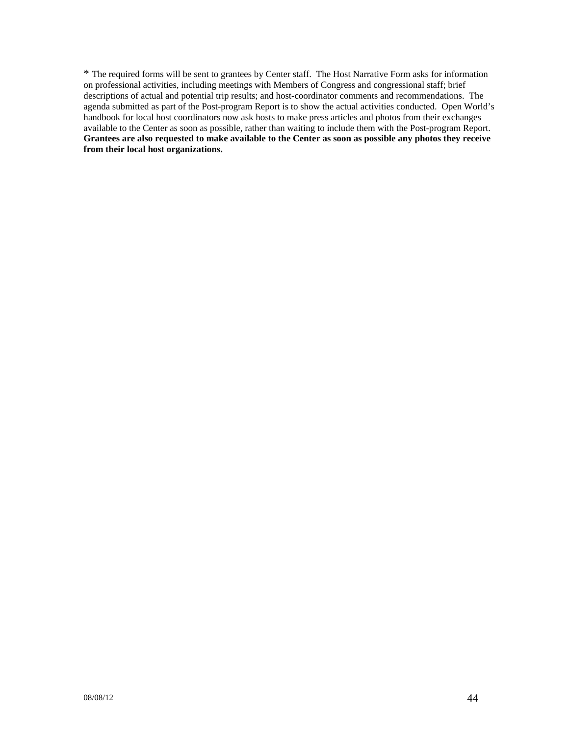* The required forms will be sent to grantees by Center staff. The Host Narrative Form asks for information on professional activities, including meetings with Members of Congress and congressional staff; brief descriptions of actual and potential trip results; and host-coordinator comments and recommendations. The agenda submitted as part of the Post-program Report is to show the actual activities conducted. Open World's handbook for local host coordinators now ask hosts to make press articles and photos from their exchanges available to the Center as soon as possible, rather than waiting to include them with the Post-program Report. **Grantees are also requested to make available to the Center as soon as possible any photos they receive from their local host organizations.**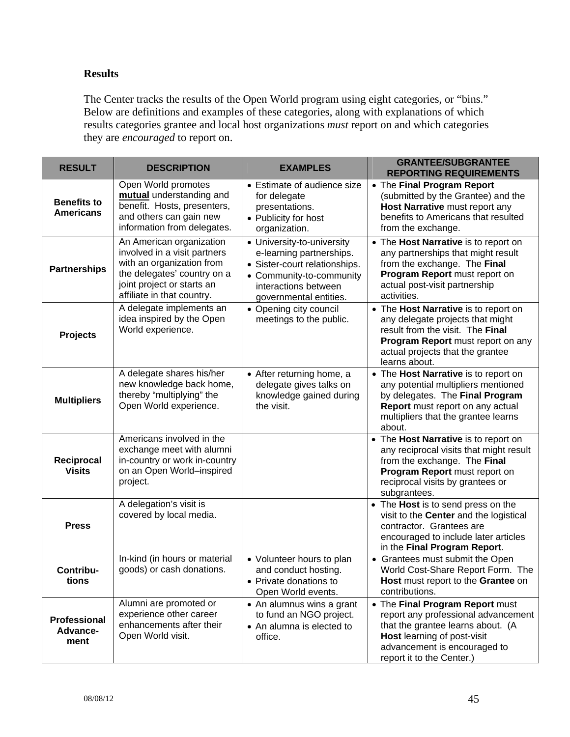**Results**

The Center tracks the results of the Open World program using eight categories, or "bins." Below are definitions and examples of these categories, along with explanations of which results categories grantee and local host organizations *must* report on and which categories they are *encouraged* to report on.

| RESULT | DESCRIPTION | EXAMPLES | GRANTEE/SUBGRANTEE REPORTING REQUIREMENTS |
|---|---|---|---|
| **Benefits to Americans** | Open World promotes **mutual** understanding and benefit. Hosts, presenters, and others can gain new information from delegates. | • Estimate of audience size for delegate presentations.<br>• Publicity for host organization. | • The **Final Program Report** (submitted by the Grantee) and the **Host Narrative** must report any benefits to Americans that resulted from the exchange. |
| **Partnerships** | An American organization involved in a visit partners with an organization from the delegates' country on a joint project or starts an affiliate in that country. | • University-to-university e-learning partnerships.<br>• Sister-court relationships.<br>• Community-to-community interactions between governmental entities. | • The **Host Narrative** is to report on any partnerships that might result from the exchange. The **Final Program Report** must report on actual post-visit partnership activities. |
| **Projects** | A delegate implements an idea inspired by the Open World experience. | • Opening city council meetings to the public. | • The **Host Narrative** is to report on any delegate projects that might result from the visit. The **Final Program Report** must report on any actual projects that the grantee learns about. |
| **Multipliers** | A delegate shares his/her new knowledge back home, thereby "multiplying" the Open World experience. | • After returning home, a delegate gives talks on knowledge gained during the visit. | • The **Host Narrative** is to report on any potential multipliers mentioned by delegates. The **Final Program Report** must report on any actual multipliers that the grantee learns about. |
| **Reciprocal Visits** | Americans involved in the exchange meet with alumni in-country or work in-country on an Open World–inspired project. | | • The **Host Narrative** is to report on any reciprocal visits that might result from the exchange. The **Final Program Report** must report on reciprocal visits by grantees or subgrantees. |
| **Press** | A delegation's visit is covered by local media. | | • The **Host** is to send press on the visit to the **Center** and the logistical contractor. Grantees are encouraged to include later articles in the **Final Program Report**. |
| **Contribu-tions** | In-kind (in hours or material goods) or cash donations. | • Volunteer hours to plan and conduct hosting.<br>• Private donations to Open World events. | • Grantees must submit the Open World Cost-Share Report Form. The **Host** must report to the **Grantee** on contributions. |
| **Professional Advance-ment** | Alumni are promoted or experience other career enhancements after their Open World visit. | • An alumnus wins a grant to fund an NGO project.<br>• An alumna is elected to office. | • The **Final Program Report** must report any professional advancement that the grantee learns about. (A **Host** learning of post-visit advancement is encouraged to report it to the Center.) |

08/08/12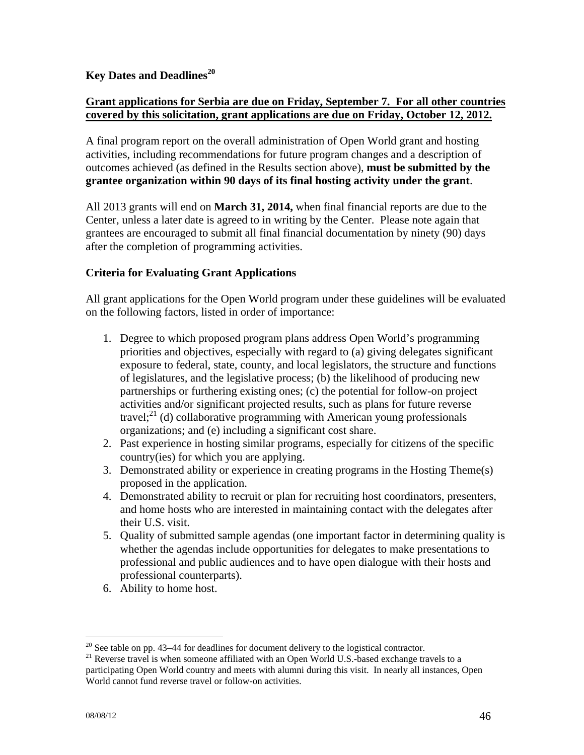**Key Dates and Deadlines**[20]

**Grant applications for Serbia are due on Friday, September 7. For all other countries covered by this solicitation, grant applications are due on Friday, October 12, 2012.**

A final program report on the overall administration of Open World grant and hosting activities, including recommendations for future program changes and a description of outcomes achieved (as defined in the Results section above), **must be submitted by the grantee organization within 90 days of its final hosting activity under the grant**.

All 2013 grants will end on **March 31, 2014,** when final financial reports are due to the Center, unless a later date is agreed to in writing by the Center. Please note again that grantees are encouraged to submit all final financial documentation by ninety (90) days after the completion of programming activities.

**Criteria for Evaluating Grant Applications**

All grant applications for the Open World program under these guidelines will be evaluated on the following factors, listed in order of importance:

1. Degree to which proposed program plans address Open World's programming priorities and objectives, especially with regard to (a) giving delegates significant exposure to federal, state, county, and local legislators, the structure and functions of legislatures, and the legislative process; (b) the likelihood of producing new partnerships or furthering existing ones; (c) the potential for follow-on project activities and/or significant projected results, such as plans for future reverse travel;[21] (d) collaborative programming with American young professionals organizations; and (e) including a significant cost share.
2. Past experience in hosting similar programs, especially for citizens of the specific country(ies) for which you are applying.
3. Demonstrated ability or experience in creating programs in the Hosting Theme(s) proposed in the application.
4. Demonstrated ability to recruit or plan for recruiting host coordinators, presenters, and home hosts who are interested in maintaining contact with the delegates after their U.S. visit.
5. Quality of submitted sample agendas (one important factor in determining quality is whether the agendas include opportunities for delegates to make presentations to professional and public audiences and to have open dialogue with their hosts and professional counterparts).
6. Ability to home host.

---

[20] See table on pp. 43–44 for deadlines for document delivery to the logistical contractor.

[21] Reverse travel is when someone affiliated with an Open World U.S.-based exchange travels to a participating Open World country and meets with alumni during this visit. In nearly all instances, Open World cannot fund reverse travel or follow-on activities.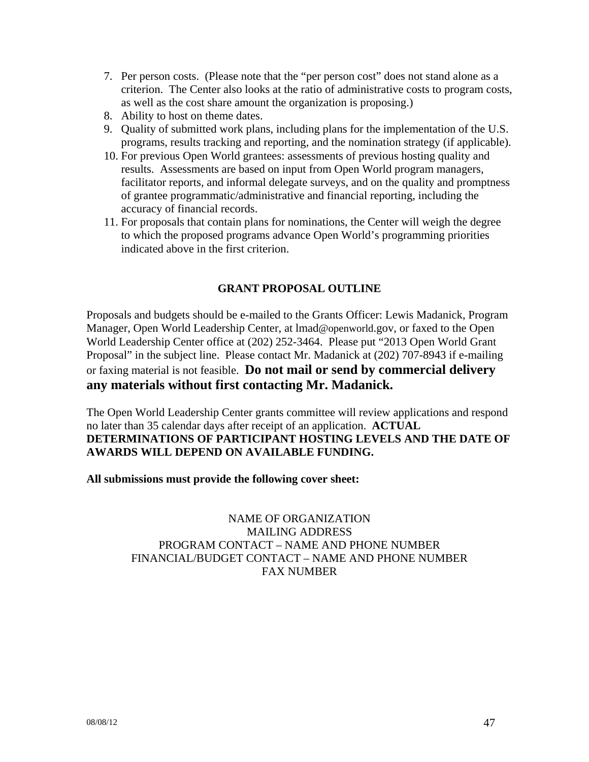7. Per person costs. (Please note that the "per person cost" does not stand alone as a criterion. The Center also looks at the ratio of administrative costs to program costs, as well as the cost share amount the organization is proposing.)
8. Ability to host on theme dates.
9. Quality of submitted work plans, including plans for the implementation of the U.S. programs, results tracking and reporting, and the nomination strategy (if applicable).
10. For previous Open World grantees: assessments of previous hosting quality and results. Assessments are based on input from Open World program managers, facilitator reports, and informal delegate surveys, and on the quality and promptness of grantee programmatic/administrative and financial reporting, including the accuracy of financial records.
11. For proposals that contain plans for nominations, the Center will weigh the degree to which the proposed programs advance Open World's programming priorities indicated above in the first criterion.

## GRANT PROPOSAL OUTLINE

Proposals and budgets should be e-mailed to the Grants Officer: Lewis Madanick, Program Manager, Open World Leadership Center, at lmad@openworld.gov, or faxed to the Open World Leadership Center office at (202) 252-3464. Please put "2013 Open World Grant Proposal" in the subject line. Please contact Mr. Madanick at (202) 707-8943 if e-mailing or faxing material is not feasible. **Do not mail or send by commercial delivery any materials without first contacting Mr. Madanick.**

The Open World Leadership Center grants committee will review applications and respond no later than 35 calendar days after receipt of an application. **ACTUAL DETERMINATIONS OF PARTICIPANT HOSTING LEVELS AND THE DATE OF AWARDS WILL DEPEND ON AVAILABLE FUNDING.**

**All submissions must provide the following cover sheet:**

NAME OF ORGANIZATION
MAILING ADDRESS
PROGRAM CONTACT – NAME AND PHONE NUMBER
FINANCIAL/BUDGET CONTACT – NAME AND PHONE NUMBER
FAX NUMBER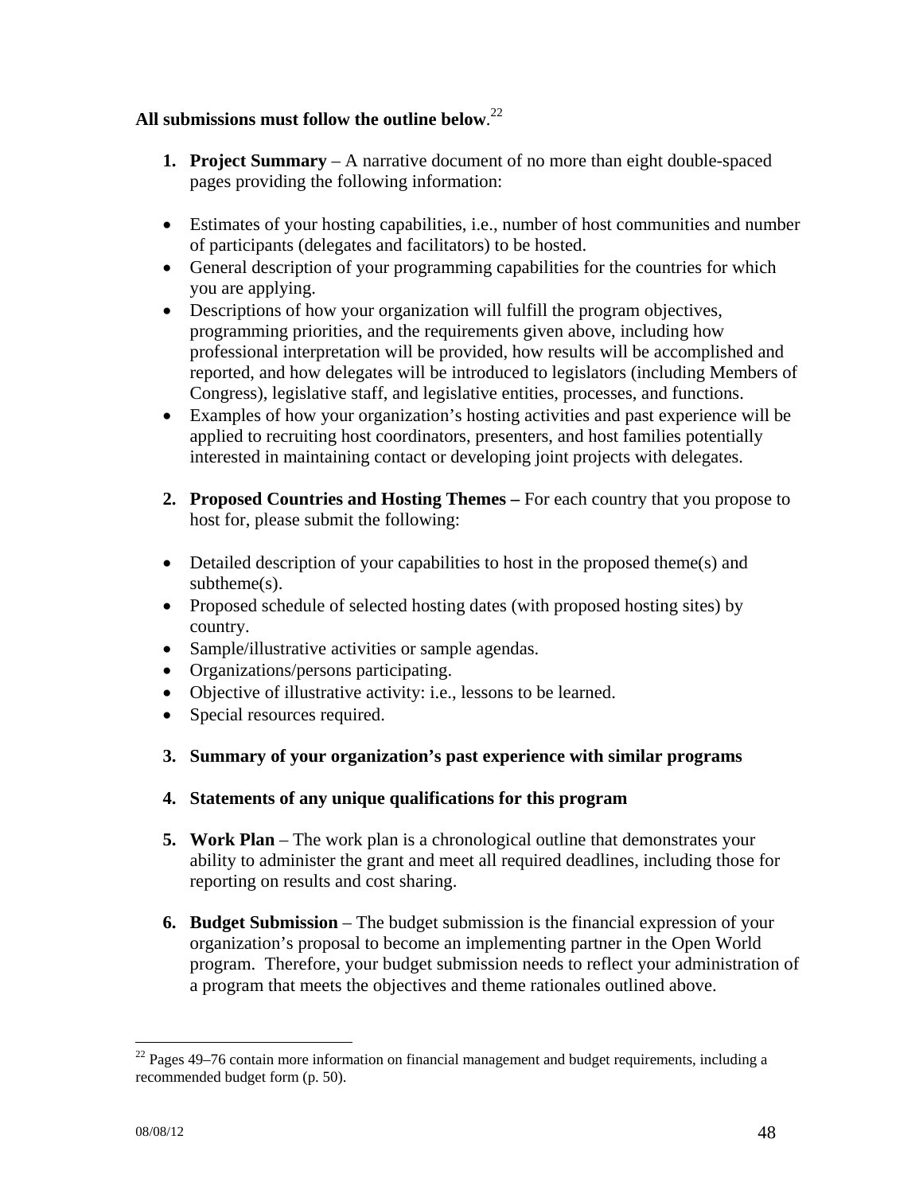**All submissions must follow the outline below**.[22]

1. **Project Summary** – A narrative document of no more than eight double-spaced pages providing the following information:

- Estimates of your hosting capabilities, i.e., number of host communities and number of participants (delegates and facilitators) to be hosted.
- General description of your programming capabilities for the countries for which you are applying.
- Descriptions of how your organization will fulfill the program objectives, programming priorities, and the requirements given above, including how professional interpretation will be provided, how results will be accomplished and reported, and how delegates will be introduced to legislators (including Members of Congress), legislative staff, and legislative entities, processes, and functions.
- Examples of how your organization's hosting activities and past experience will be applied to recruiting host coordinators, presenters, and host families potentially interested in maintaining contact or developing joint projects with delegates.

2. **Proposed Countries and Hosting Themes –** For each country that you propose to host for, please submit the following:

- Detailed description of your capabilities to host in the proposed theme(s) and subtheme(s).
- Proposed schedule of selected hosting dates (with proposed hosting sites) by country.
- Sample/illustrative activities or sample agendas.
- Organizations/persons participating.
- Objective of illustrative activity: i.e., lessons to be learned.
- Special resources required.

3. **Summary of your organization's past experience with similar programs**

4. **Statements of any unique qualifications for this program**

5. **Work Plan** – The work plan is a chronological outline that demonstrates your ability to administer the grant and meet all required deadlines, including those for reporting on results and cost sharing.

6. **Budget Submission** – The budget submission is the financial expression of your organization's proposal to become an implementing partner in the Open World program. Therefore, your budget submission needs to reflect your administration of a program that meets the objectives and theme rationales outlined above.

---

[22] Pages 49–76 contain more information on financial management and budget requirements, including a recommended budget form (p. 50).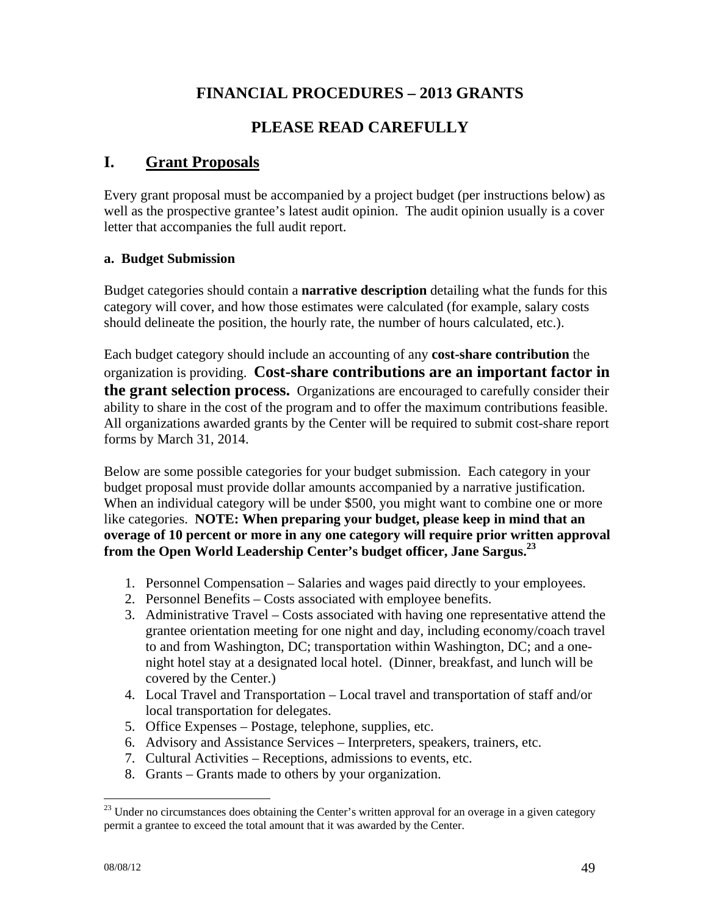# FINANCIAL PROCEDURES – 2013 GRANTS

# PLEASE READ CAREFULLY

## I. Grant Proposals

Every grant proposal must be accompanied by a project budget (per instructions below) as well as the prospective grantee's latest audit opinion. The audit opinion usually is a cover letter that accompanies the full audit report.

### a. Budget Submission

Budget categories should contain a **narrative description** detailing what the funds for this category will cover, and how those estimates were calculated (for example, salary costs should delineate the position, the hourly rate, the number of hours calculated, etc.).

Each budget category should include an accounting of any **cost-share contribution** the organization is providing. **Cost-share contributions are an important factor in the grant selection process.** Organizations are encouraged to carefully consider their ability to share in the cost of the program and to offer the maximum contributions feasible. All organizations awarded grants by the Center will be required to submit cost-share report forms by March 31, 2014.

Below are some possible categories for your budget submission. Each category in your budget proposal must provide dollar amounts accompanied by a narrative justification. When an individual category will be under $500, you might want to combine one or more like categories. **NOTE: When preparing your budget, please keep in mind that an overage of 10 percent or more in any one category will require prior written approval from the Open World Leadership Center's budget officer, Jane Sargus.[23]**

1. Personnel Compensation – Salaries and wages paid directly to your employees.
2. Personnel Benefits – Costs associated with employee benefits.
3. Administrative Travel – Costs associated with having one representative attend the grantee orientation meeting for one night and day, including economy/coach travel to and from Washington, DC; transportation within Washington, DC; and a one-night hotel stay at a designated local hotel. (Dinner, breakfast, and lunch will be covered by the Center.)
4. Local Travel and Transportation – Local travel and transportation of staff and/or local transportation for delegates.
5. Office Expenses – Postage, telephone, supplies, etc.
6. Advisory and Assistance Services – Interpreters, speakers, trainers, etc.
7. Cultural Activities – Receptions, admissions to events, etc.
8. Grants – Grants made to others by your organization.

---

[23] Under no circumstances does obtaining the Center's written approval for an overage in a given category permit a grantee to exceed the total amount that it was awarded by the Center.

08/08/12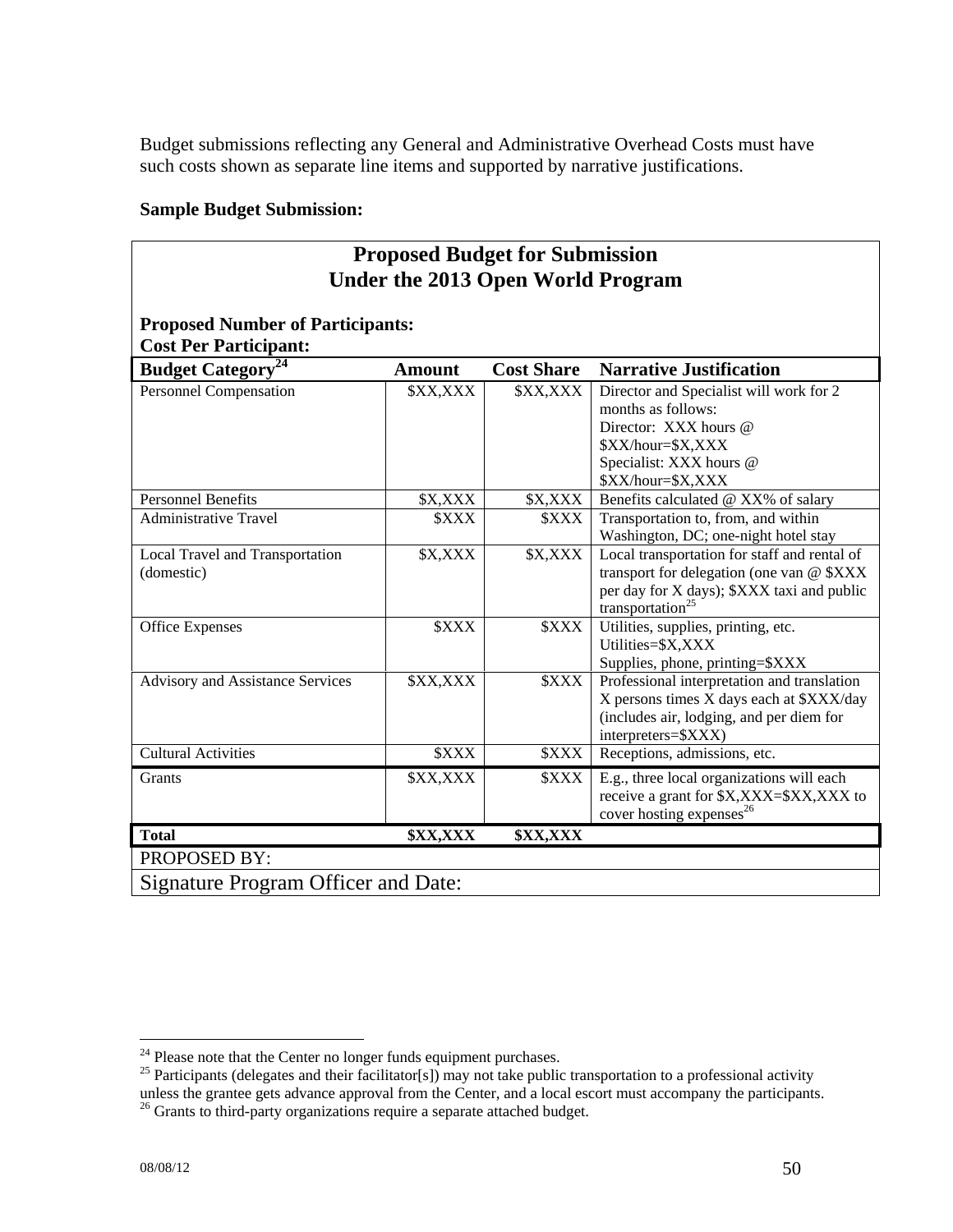Budget submissions reflecting any General and Administrative Overhead Costs must have such costs shown as separate line items and supported by narrative justifications.

**Sample Budget Submission:**

## Proposed Budget for Submission Under the 2013 Open World Program

**Proposed Number of Participants:**
**Cost Per Participant:**

| Budget Category[24] | Amount | Cost Share | Narrative Justification |
|---|---|---|---|
| Personnel Compensation | $XX,XXX | $XX,XXX | Director and Specialist will work for 2 months as follows: Director: XXX hours @ $XX/hour=$X,XXX Specialist: XXX hours @ $XX/hour=$X,XXX |
| Personnel Benefits | $X,XXX | $X,XXX | Benefits calculated @ XX% of salary |
| Administrative Travel | $XXX | $XXX | Transportation to, from, and within Washington, DC; one-night hotel stay |
| Local Travel and Transportation (domestic) | $X,XXX | $X,XXX | Local transportation for staff and rental of transport for delegation (one van @ $XXX per day for X days); $XXX taxi and public transportation[25] |
| Office Expenses | $XXX | $XXX | Utilities, supplies, printing, etc. Utilities=$X,XXX Supplies, phone, printing=$XXX |
| Advisory and Assistance Services | $XX,XXX | $XXX | Professional interpretation and translation X persons times X days each at $XXX/day (includes air, lodging, and per diem for interpreters=$XXX) |
| Cultural Activities | $XXX | $XXX | Receptions, admissions, etc. |
| Grants | $XX,XXX | $XXX | E.g., three local organizations will each receive a grant for $X,XXX=$XX,XXX to cover hosting expenses[26] |
| **Total** | **$XX,XXX** | **$XX,XXX** | |

PROPOSED BY:

Signature Program Officer and Date:

---

[24] Please note that the Center no longer funds equipment purchases.

[25] Participants (delegates and their facilitator[s]) may not take public transportation to a professional activity unless the grantee gets advance approval from the Center, and a local escort must accompany the participants.

[26] Grants to third-party organizations require a separate attached budget.

08/08/12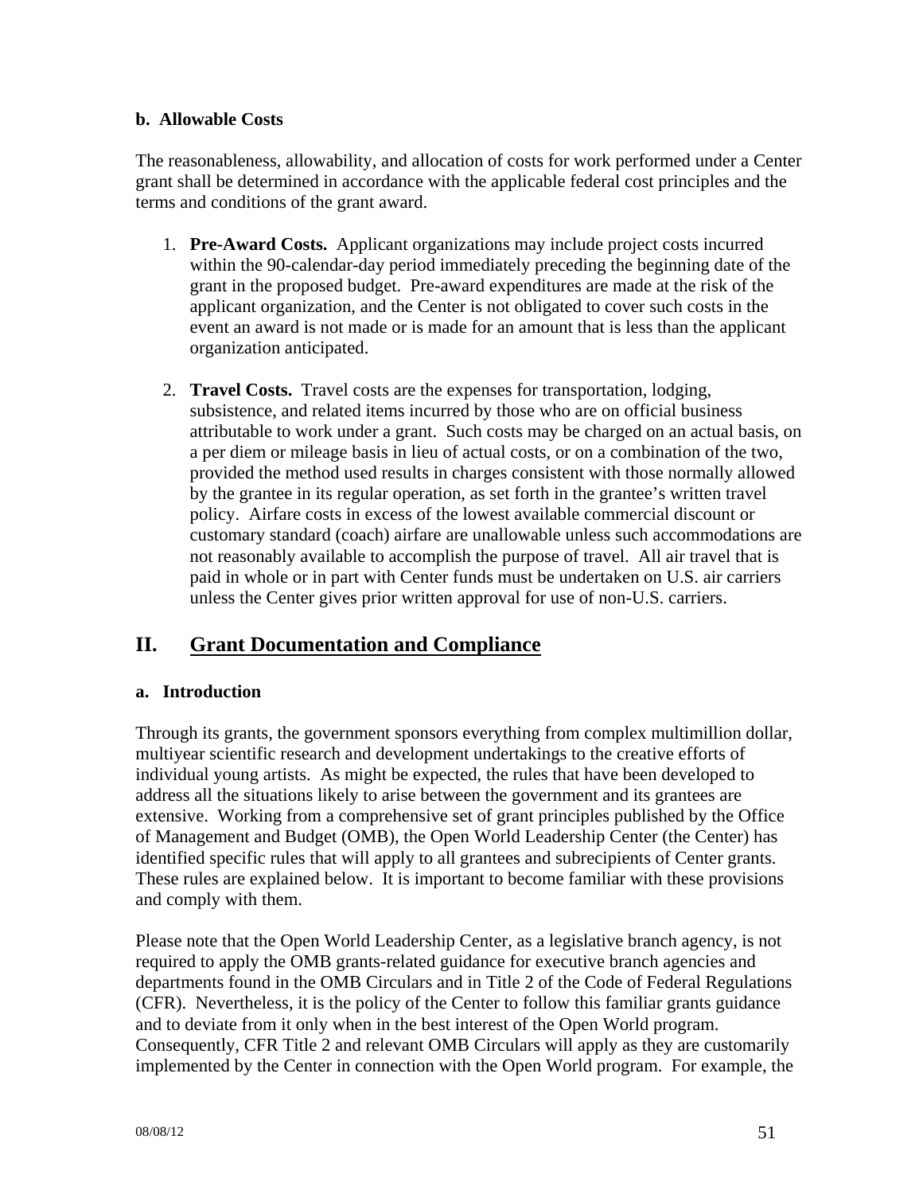### b. Allowable Costs

The reasonableness, allowability, and allocation of costs for work performed under a Center grant shall be determined in accordance with the applicable federal cost principles and the terms and conditions of the grant award.

1. **Pre-Award Costs.** Applicant organizations may include project costs incurred within the 90-calendar-day period immediately preceding the beginning date of the grant in the proposed budget. Pre-award expenditures are made at the risk of the applicant organization, and the Center is not obligated to cover such costs in the event an award is not made or is made for an amount that is less than the applicant organization anticipated.

2. **Travel Costs.** Travel costs are the expenses for transportation, lodging, subsistence, and related items incurred by those who are on official business attributable to work under a grant. Such costs may be charged on an actual basis, on a per diem or mileage basis in lieu of actual costs, or on a combination of the two, provided the method used results in charges consistent with those normally allowed by the grantee in its regular operation, as set forth in the grantee's written travel policy. Airfare costs in excess of the lowest available commercial discount or customary standard (coach) airfare are unallowable unless such accommodations are not reasonably available to accomplish the purpose of travel. All air travel that is paid in whole or in part with Center funds must be undertaken on U.S. air carriers unless the Center gives prior written approval for use of non-U.S. carriers.

## II. Grant Documentation and Compliance

### a. Introduction

Through its grants, the government sponsors everything from complex multimillion dollar, multiyear scientific research and development undertakings to the creative efforts of individual young artists. As might be expected, the rules that have been developed to address all the situations likely to arise between the government and its grantees are extensive. Working from a comprehensive set of grant principles published by the Office of Management and Budget (OMB), the Open World Leadership Center (the Center) has identified specific rules that will apply to all grantees and subrecipients of Center grants. These rules are explained below. It is important to become familiar with these provisions and comply with them.

Please note that the Open World Leadership Center, as a legislative branch agency, is not required to apply the OMB grants-related guidance for executive branch agencies and departments found in the OMB Circulars and in Title 2 of the Code of Federal Regulations (CFR). Nevertheless, it is the policy of the Center to follow this familiar grants guidance and to deviate from it only when in the best interest of the Open World program. Consequently, CFR Title 2 and relevant OMB Circulars will apply as they are customarily implemented by the Center in connection with the Open World program. For example, the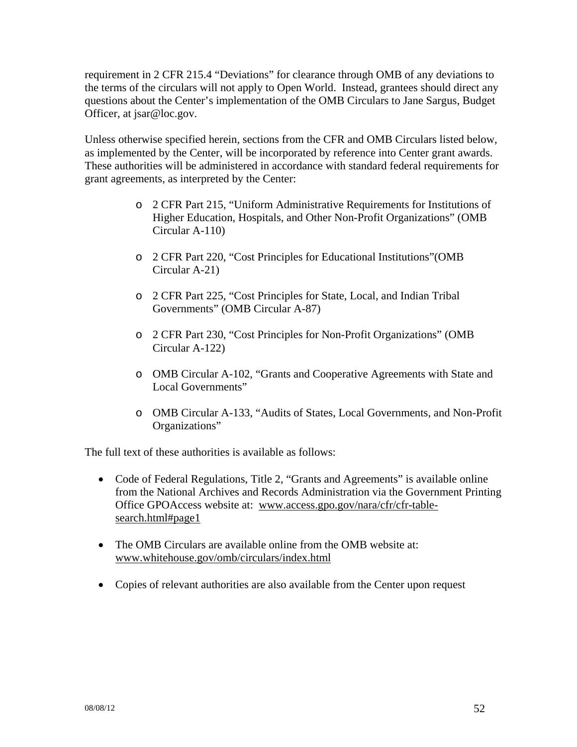requirement in 2 CFR 215.4 “Deviations” for clearance through OMB of any deviations to the terms of the circulars will not apply to Open World. Instead, grantees should direct any questions about the Center’s implementation of the OMB Circulars to Jane Sargus, Budget Officer, at jsar@loc.gov.

Unless otherwise specified herein, sections from the CFR and OMB Circulars listed below, as implemented by the Center, will be incorporated by reference into Center grant awards. These authorities will be administered in accordance with standard federal requirements for grant agreements, as interpreted by the Center:

- 2 CFR Part 215, “Uniform Administrative Requirements for Institutions of Higher Education, Hospitals, and Other Non-Profit Organizations” (OMB Circular A-110)
- 2 CFR Part 220, “Cost Principles for Educational Institutions”(OMB Circular A-21)
- 2 CFR Part 225, “Cost Principles for State, Local, and Indian Tribal Governments” (OMB Circular A-87)
- 2 CFR Part 230, “Cost Principles for Non-Profit Organizations” (OMB Circular A-122)
- OMB Circular A-102, “Grants and Cooperative Agreements with State and Local Governments”
- OMB Circular A-133, “Audits of States, Local Governments, and Non-Profit Organizations”

The full text of these authorities is available as follows:

- Code of Federal Regulations, Title 2, “Grants and Agreements” is available online from the National Archives and Records Administration via the Government Printing Office GPOAccess website at: www.access.gpo.gov/nara/cfr/cfr-table-search.html#page1
- The OMB Circulars are available online from the OMB website at: www.whitehouse.gov/omb/circulars/index.html
- Copies of relevant authorities are also available from the Center upon request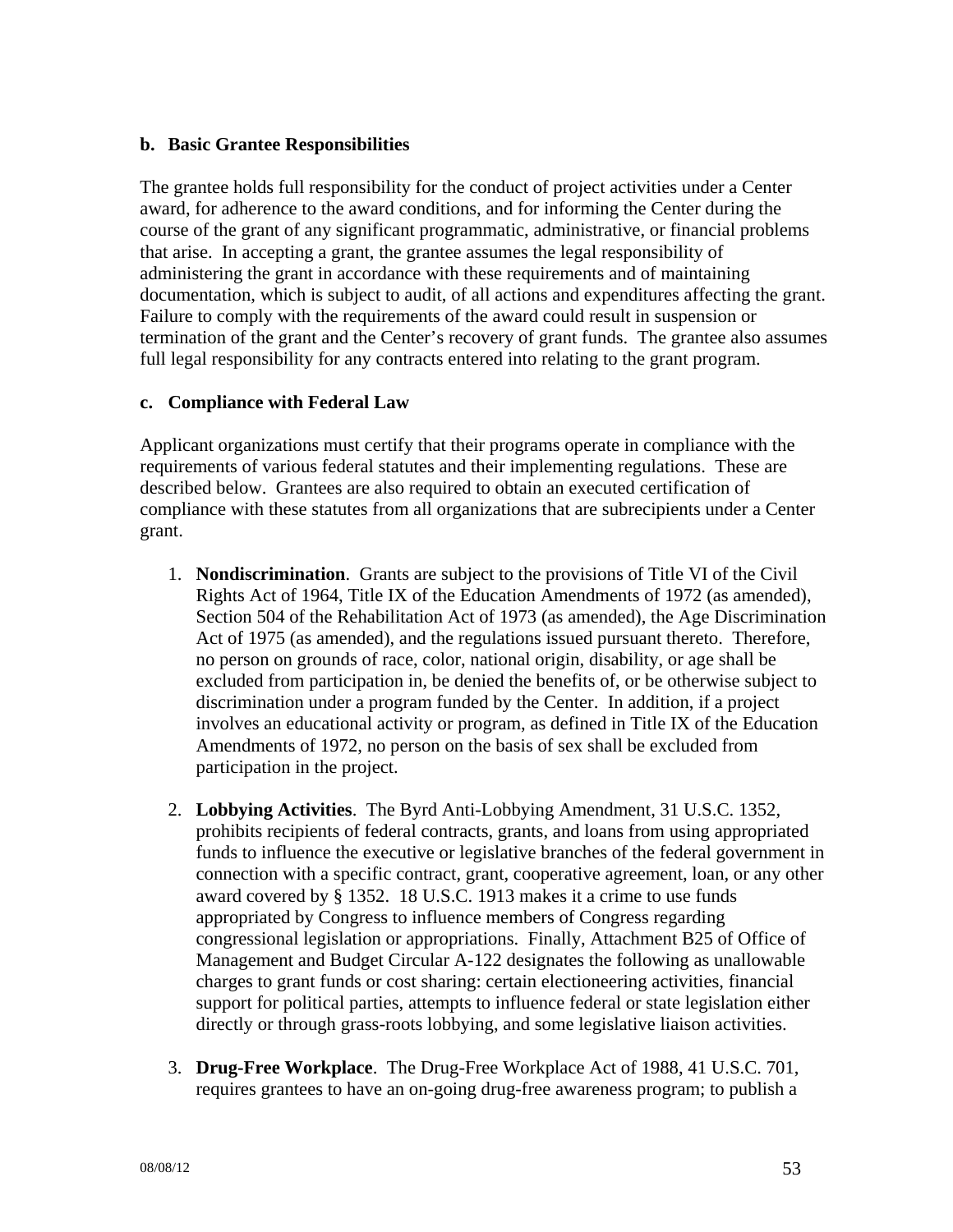**b. Basic Grantee Responsibilities**

The grantee holds full responsibility for the conduct of project activities under a Center award, for adherence to the award conditions, and for informing the Center during the course of the grant of any significant programmatic, administrative, or financial problems that arise. In accepting a grant, the grantee assumes the legal responsibility of administering the grant in accordance with these requirements and of maintaining documentation, which is subject to audit, of all actions and expenditures affecting the grant. Failure to comply with the requirements of the award could result in suspension or termination of the grant and the Center's recovery of grant funds. The grantee also assumes full legal responsibility for any contracts entered into relating to the grant program.

**c. Compliance with Federal Law**

Applicant organizations must certify that their programs operate in compliance with the requirements of various federal statutes and their implementing regulations. These are described below. Grantees are also required to obtain an executed certification of compliance with these statutes from all organizations that are subrecipients under a Center grant.

1. **Nondiscrimination**. Grants are subject to the provisions of Title VI of the Civil Rights Act of 1964, Title IX of the Education Amendments of 1972 (as amended), Section 504 of the Rehabilitation Act of 1973 (as amended), the Age Discrimination Act of 1975 (as amended), and the regulations issued pursuant thereto. Therefore, no person on grounds of race, color, national origin, disability, or age shall be excluded from participation in, be denied the benefits of, or be otherwise subject to discrimination under a program funded by the Center. In addition, if a project involves an educational activity or program, as defined in Title IX of the Education Amendments of 1972, no person on the basis of sex shall be excluded from participation in the project.

2. **Lobbying Activities**. The Byrd Anti-Lobbying Amendment, 31 U.S.C. 1352, prohibits recipients of federal contracts, grants, and loans from using appropriated funds to influence the executive or legislative branches of the federal government in connection with a specific contract, grant, cooperative agreement, loan, or any other award covered by § 1352. 18 U.S.C. 1913 makes it a crime to use funds appropriated by Congress to influence members of Congress regarding congressional legislation or appropriations. Finally, Attachment B25 of Office of Management and Budget Circular A-122 designates the following as unallowable charges to grant funds or cost sharing: certain electioneering activities, financial support for political parties, attempts to influence federal or state legislation either directly or through grass-roots lobbying, and some legislative liaison activities.

3. **Drug-Free Workplace**. The Drug-Free Workplace Act of 1988, 41 U.S.C. 701, requires grantees to have an on-going drug-free awareness program; to publish a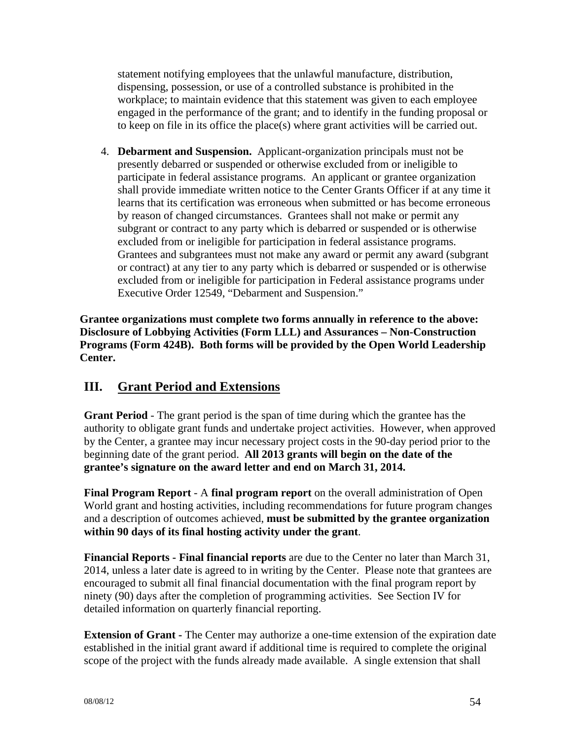statement notifying employees that the unlawful manufacture, distribution, dispensing, possession, or use of a controlled substance is prohibited in the workplace; to maintain evidence that this statement was given to each employee engaged in the performance of the grant; and to identify in the funding proposal or to keep on file in its office the place(s) where grant activities will be carried out.

4. **Debarment and Suspension.** Applicant-organization principals must not be presently debarred or suspended or otherwise excluded from or ineligible to participate in federal assistance programs. An applicant or grantee organization shall provide immediate written notice to the Center Grants Officer if at any time it learns that its certification was erroneous when submitted or has become erroneous by reason of changed circumstances. Grantees shall not make or permit any subgrant or contract to any party which is debarred or suspended or is otherwise excluded from or ineligible for participation in federal assistance programs. Grantees and subgrantees must not make any award or permit any award (subgrant or contract) at any tier to any party which is debarred or suspended or is otherwise excluded from or ineligible for participation in Federal assistance programs under Executive Order 12549, "Debarment and Suspension."

**Grantee organizations must complete two forms annually in reference to the above: Disclosure of Lobbying Activities (Form LLL) and Assurances – Non-Construction Programs (Form 424B). Both forms will be provided by the Open World Leadership Center.**

## III. Grant Period and Extensions

**Grant Period** - The grant period is the span of time during which the grantee has the authority to obligate grant funds and undertake project activities. However, when approved by the Center, a grantee may incur necessary project costs in the 90-day period prior to the beginning date of the grant period. **All 2013 grants will begin on the date of the grantee's signature on the award letter and end on March 31, 2014.**

**Final Program Report** - A **final program report** on the overall administration of Open World grant and hosting activities, including recommendations for future program changes and a description of outcomes achieved, **must be submitted by the grantee organization within 90 days of its final hosting activity under the grant**.

**Financial Reports - Final financial reports** are due to the Center no later than March 31, 2014, unless a later date is agreed to in writing by the Center. Please note that grantees are encouraged to submit all final financial documentation with the final program report by ninety (90) days after the completion of programming activities. See Section IV for detailed information on quarterly financial reporting.

**Extension of Grant** - The Center may authorize a one-time extension of the expiration date established in the initial grant award if additional time is required to complete the original scope of the project with the funds already made available. A single extension that shall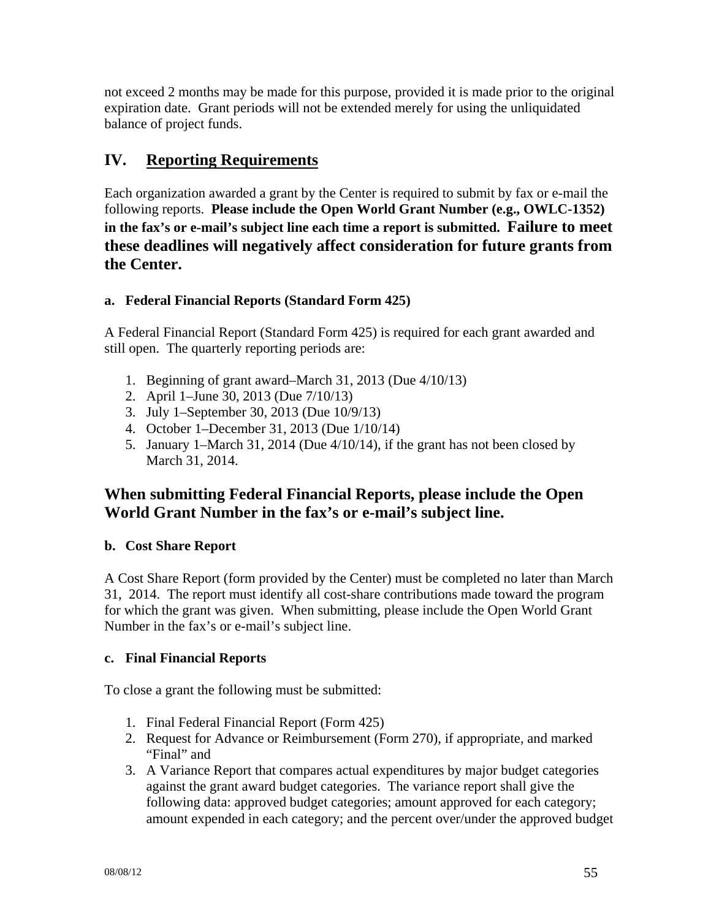not exceed 2 months may be made for this purpose, provided it is made prior to the original expiration date. Grant periods will not be extended merely for using the unliquidated balance of project funds.

## IV. Reporting Requirements

Each organization awarded a grant by the Center is required to submit by fax or e-mail the following reports. **Please include the Open World Grant Number (e.g., OWLC-1352) in the fax's or e-mail's subject line each time a report is submitted. Failure to meet these deadlines will negatively affect consideration for future grants from the Center.**

### a. Federal Financial Reports (Standard Form 425)

A Federal Financial Report (Standard Form 425) is required for each grant awarded and still open. The quarterly reporting periods are:

1. Beginning of grant award–March 31, 2013 (Due 4/10/13)
2. April 1–June 30, 2013 (Due 7/10/13)
3. July 1–September 30, 2013 (Due 10/9/13)
4. October 1–December 31, 2013 (Due 1/10/14)
5. January 1–March 31, 2014 (Due 4/10/14), if the grant has not been closed by March 31, 2014.

**When submitting Federal Financial Reports, please include the Open World Grant Number in the fax's or e-mail's subject line.**

### b. Cost Share Report

A Cost Share Report (form provided by the Center) must be completed no later than March 31, 2014. The report must identify all cost-share contributions made toward the program for which the grant was given. When submitting, please include the Open World Grant Number in the fax's or e-mail's subject line.

### c. Final Financial Reports

To close a grant the following must be submitted:

1. Final Federal Financial Report (Form 425)
2. Request for Advance or Reimbursement (Form 270), if appropriate, and marked "Final" and
3. A Variance Report that compares actual expenditures by major budget categories against the grant award budget categories. The variance report shall give the following data: approved budget categories; amount approved for each category; amount expended in each category; and the percent over/under the approved budget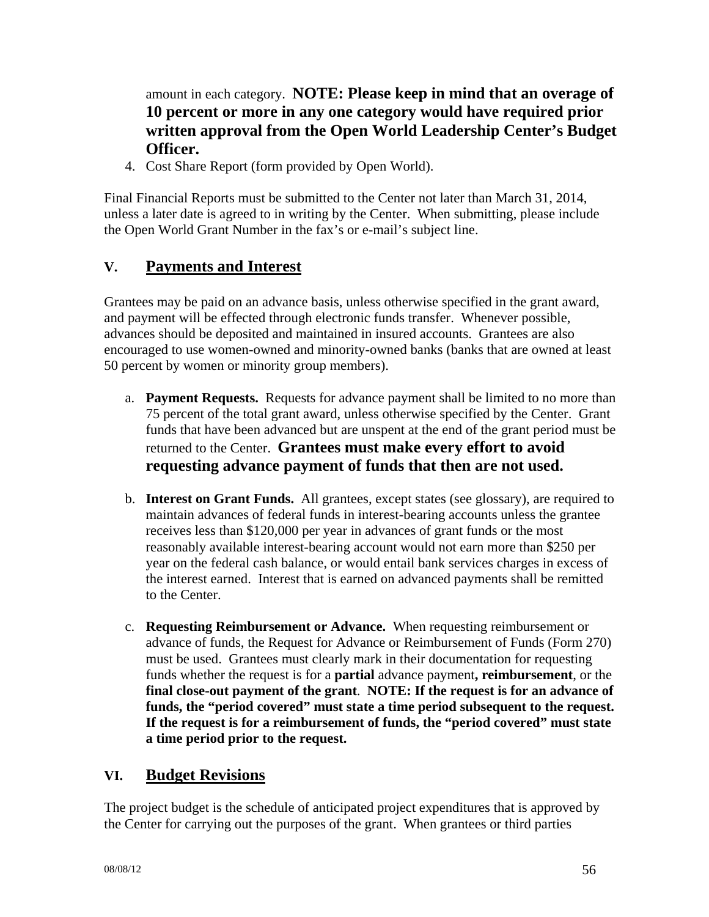amount in each category. **NOTE: Please keep in mind that an overage of 10 percent or more in any one category would have required prior written approval from the Open World Leadership Center's Budget Officer.**

4. Cost Share Report (form provided by Open World).

Final Financial Reports must be submitted to the Center not later than March 31, 2014, unless a later date is agreed to in writing by the Center. When submitting, please include the Open World Grant Number in the fax's or e-mail's subject line.

## V. Payments and Interest

Grantees may be paid on an advance basis, unless otherwise specified in the grant award, and payment will be effected through electronic funds transfer. Whenever possible, advances should be deposited and maintained in insured accounts. Grantees are also encouraged to use women-owned and minority-owned banks (banks that are owned at least 50 percent by women or minority group members).

a. **Payment Requests.** Requests for advance payment shall be limited to no more than 75 percent of the total grant award, unless otherwise specified by the Center. Grant funds that have been advanced but are unspent at the end of the grant period must be returned to the Center. **Grantees must make every effort to avoid requesting advance payment of funds that then are not used.**

b. **Interest on Grant Funds.** All grantees, except states (see glossary), are required to maintain advances of federal funds in interest-bearing accounts unless the grantee receives less than $120,000 per year in advances of grant funds or the most reasonably available interest-bearing account would not earn more than $250 per year on the federal cash balance, or would entail bank services charges in excess of the interest earned. Interest that is earned on advanced payments shall be remitted to the Center.

c. **Requesting Reimbursement or Advance.** When requesting reimbursement or advance of funds, the Request for Advance or Reimbursement of Funds (Form 270) must be used. Grantees must clearly mark in their documentation for requesting funds whether the request is for a **partial** advance payment**, reimbursement**, or the **final close-out payment of the grant**. **NOTE: If the request is for an advance of funds, the "period covered" must state a time period subsequent to the request. If the request is for a reimbursement of funds, the "period covered" must state a time period prior to the request.**

## VI. Budget Revisions

The project budget is the schedule of anticipated project expenditures that is approved by the Center for carrying out the purposes of the grant. When grantees or third parties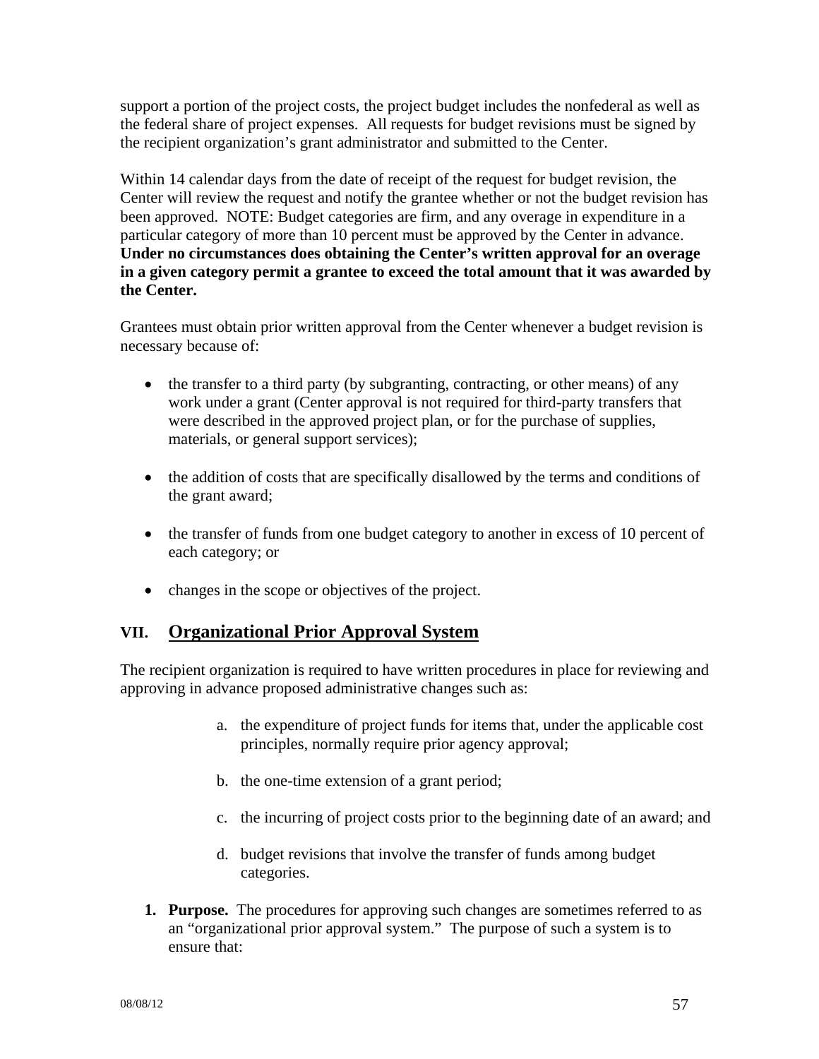support a portion of the project costs, the project budget includes the nonfederal as well as the federal share of project expenses. All requests for budget revisions must be signed by the recipient organization's grant administrator and submitted to the Center.

Within 14 calendar days from the date of receipt of the request for budget revision, the Center will review the request and notify the grantee whether or not the budget revision has been approved. NOTE: Budget categories are firm, and any overage in expenditure in a particular category of more than 10 percent must be approved by the Center in advance. **Under no circumstances does obtaining the Center's written approval for an overage in a given category permit a grantee to exceed the total amount that it was awarded by the Center.**

Grantees must obtain prior written approval from the Center whenever a budget revision is necessary because of:

- the transfer to a third party (by subgranting, contracting, or other means) of any work under a grant (Center approval is not required for third-party transfers that were described in the approved project plan, or for the purchase of supplies, materials, or general support services);
- the addition of costs that are specifically disallowed by the terms and conditions of the grant award;
- the transfer of funds from one budget category to another in excess of 10 percent of each category; or
- changes in the scope or objectives of the project.

## VII. Organizational Prior Approval System

The recipient organization is required to have written procedures in place for reviewing and approving in advance proposed administrative changes such as:

a. the expenditure of project funds for items that, under the applicable cost principles, normally require prior agency approval;

b. the one-time extension of a grant period;

c. the incurring of project costs prior to the beginning date of an award; and

d. budget revisions that involve the transfer of funds among budget categories.

1. **Purpose.** The procedures for approving such changes are sometimes referred to as an "organizational prior approval system." The purpose of such a system is to ensure that: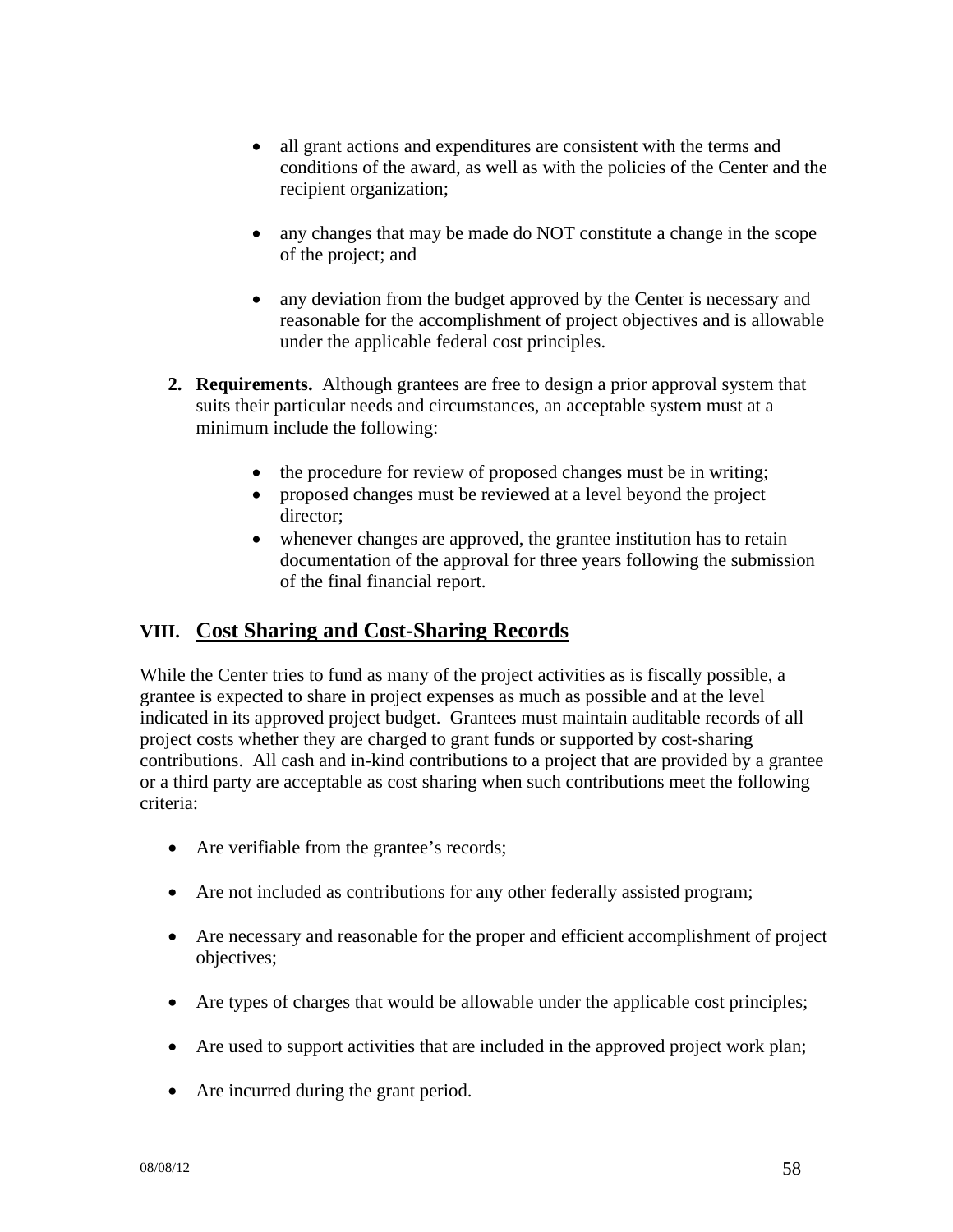- all grant actions and expenditures are consistent with the terms and conditions of the award, as well as with the policies of the Center and the recipient organization;

- any changes that may be made do NOT constitute a change in the scope of the project; and

- any deviation from the budget approved by the Center is necessary and reasonable for the accomplishment of project objectives and is allowable under the applicable federal cost principles.

2. **Requirements.** Although grantees are free to design a prior approval system that suits their particular needs and circumstances, an acceptable system must at a minimum include the following:

   - the procedure for review of proposed changes must be in writing;
   - proposed changes must be reviewed at a level beyond the project director;
   - whenever changes are approved, the grantee institution has to retain documentation of the approval for three years following the submission of the final financial report.

## VIII. Cost Sharing and Cost-Sharing Records

While the Center tries to fund as many of the project activities as is fiscally possible, a grantee is expected to share in project expenses as much as possible and at the level indicated in its approved project budget. Grantees must maintain auditable records of all project costs whether they are charged to grant funds or supported by cost-sharing contributions. All cash and in-kind contributions to a project that are provided by a grantee or a third party are acceptable as cost sharing when such contributions meet the following criteria:

- Are verifiable from the grantee's records;

- Are not included as contributions for any other federally assisted program;

- Are necessary and reasonable for the proper and efficient accomplishment of project objectives;

- Are types of charges that would be allowable under the applicable cost principles;

- Are used to support activities that are included in the approved project work plan;

- Are incurred during the grant period.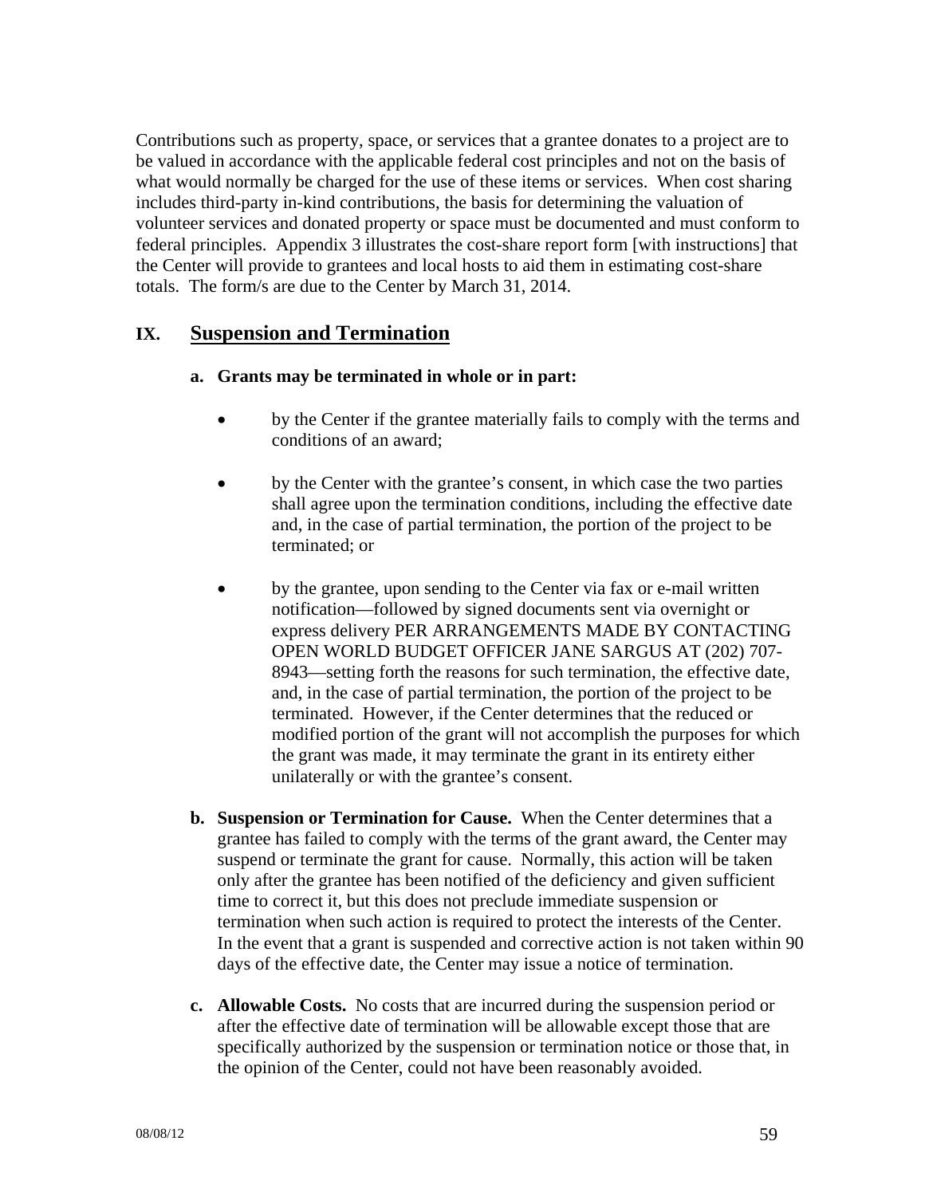Contributions such as property, space, or services that a grantee donates to a project are to be valued in accordance with the applicable federal cost principles and not on the basis of what would normally be charged for the use of these items or services. When cost sharing includes third-party in-kind contributions, the basis for determining the valuation of volunteer services and donated property or space must be documented and must conform to federal principles. Appendix 3 illustrates the cost-share report form [with instructions] that the Center will provide to grantees and local hosts to aid them in estimating cost-share totals. The form/s are due to the Center by March 31, 2014.

## IX. Suspension and Termination

**a. Grants may be terminated in whole or in part:**

- by the Center if the grantee materially fails to comply with the terms and conditions of an award;
- by the Center with the grantee's consent, in which case the two parties shall agree upon the termination conditions, including the effective date and, in the case of partial termination, the portion of the project to be terminated; or
- by the grantee, upon sending to the Center via fax or e-mail written notification—followed by signed documents sent via overnight or express delivery PER ARRANGEMENTS MADE BY CONTACTING OPEN WORLD BUDGET OFFICER JANE SARGUS AT (202) 707-8943—setting forth the reasons for such termination, the effective date, and, in the case of partial termination, the portion of the project to be terminated. However, if the Center determines that the reduced or modified portion of the grant will not accomplish the purposes for which the grant was made, it may terminate the grant in its entirety either unilaterally or with the grantee's consent.

**b. Suspension or Termination for Cause.** When the Center determines that a grantee has failed to comply with the terms of the grant award, the Center may suspend or terminate the grant for cause. Normally, this action will be taken only after the grantee has been notified of the deficiency and given sufficient time to correct it, but this does not preclude immediate suspension or termination when such action is required to protect the interests of the Center. In the event that a grant is suspended and corrective action is not taken within 90 days of the effective date, the Center may issue a notice of termination.

**c. Allowable Costs.** No costs that are incurred during the suspension period or after the effective date of termination will be allowable except those that are specifically authorized by the suspension or termination notice or those that, in the opinion of the Center, could not have been reasonably avoided.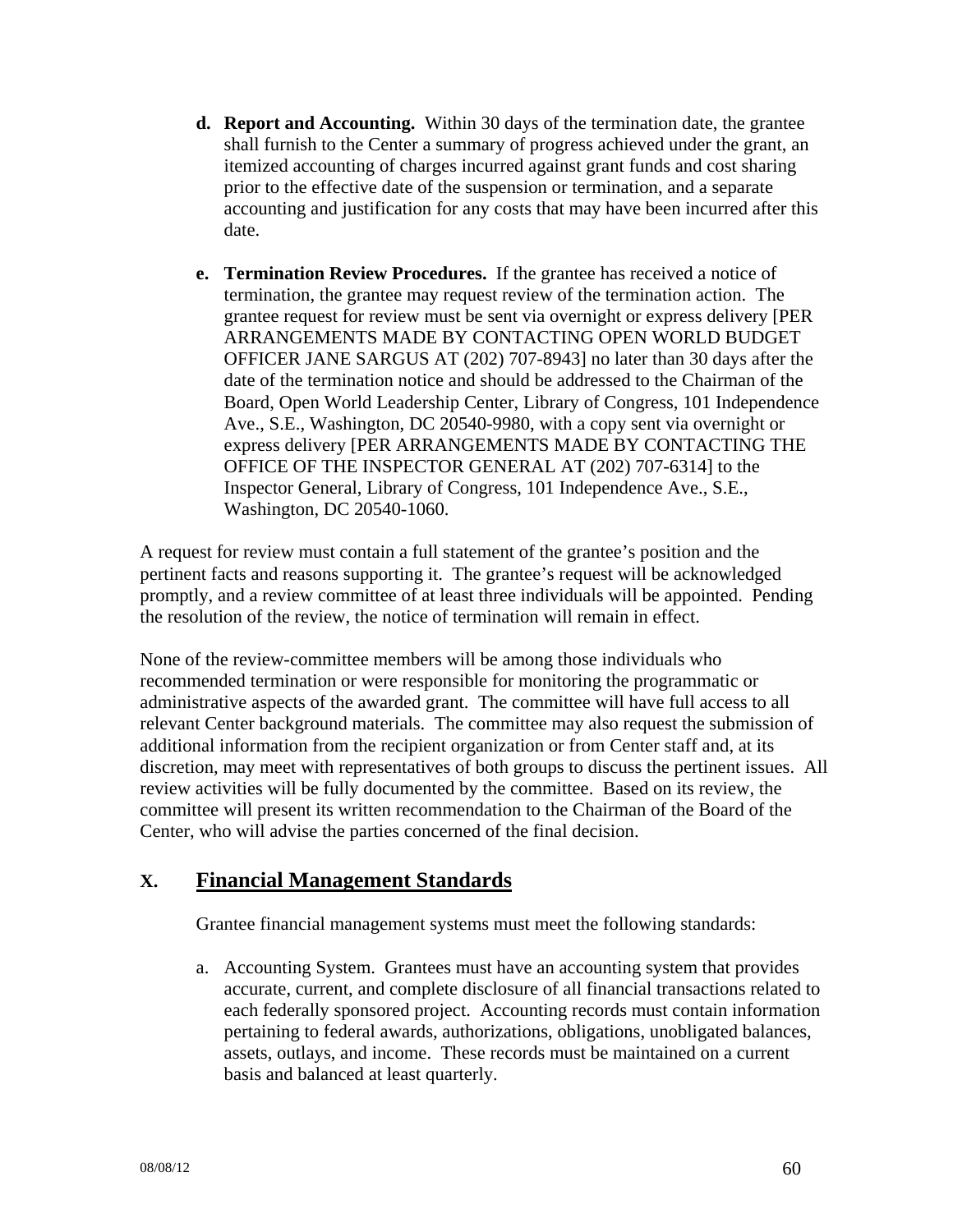d. **Report and Accounting.** Within 30 days of the termination date, the grantee shall furnish to the Center a summary of progress achieved under the grant, an itemized accounting of charges incurred against grant funds and cost sharing prior to the effective date of the suspension or termination, and a separate accounting and justification for any costs that may have been incurred after this date.

e. **Termination Review Procedures.** If the grantee has received a notice of termination, the grantee may request review of the termination action. The grantee request for review must be sent via overnight or express delivery [PER ARRANGEMENTS MADE BY CONTACTING OPEN WORLD BUDGET OFFICER JANE SARGUS AT (202) 707-8943] no later than 30 days after the date of the termination notice and should be addressed to the Chairman of the Board, Open World Leadership Center, Library of Congress, 101 Independence Ave., S.E., Washington, DC 20540-9980, with a copy sent via overnight or express delivery [PER ARRANGEMENTS MADE BY CONTACTING THE OFFICE OF THE INSPECTOR GENERAL AT (202) 707-6314] to the Inspector General, Library of Congress, 101 Independence Ave., S.E., Washington, DC 20540-1060.

A request for review must contain a full statement of the grantee's position and the pertinent facts and reasons supporting it. The grantee's request will be acknowledged promptly, and a review committee of at least three individuals will be appointed. Pending the resolution of the review, the notice of termination will remain in effect.

None of the review-committee members will be among those individuals who recommended termination or were responsible for monitoring the programmatic or administrative aspects of the awarded grant. The committee will have full access to all relevant Center background materials. The committee may also request the submission of additional information from the recipient organization or from Center staff and, at its discretion, may meet with representatives of both groups to discuss the pertinent issues. All review activities will be fully documented by the committee. Based on its review, the committee will present its written recommendation to the Chairman of the Board of the Center, who will advise the parties concerned of the final decision.

## X. Financial Management Standards

Grantee financial management systems must meet the following standards:

a. Accounting System. Grantees must have an accounting system that provides accurate, current, and complete disclosure of all financial transactions related to each federally sponsored project. Accounting records must contain information pertaining to federal awards, authorizations, obligations, unobligated balances, assets, outlays, and income. These records must be maintained on a current basis and balanced at least quarterly.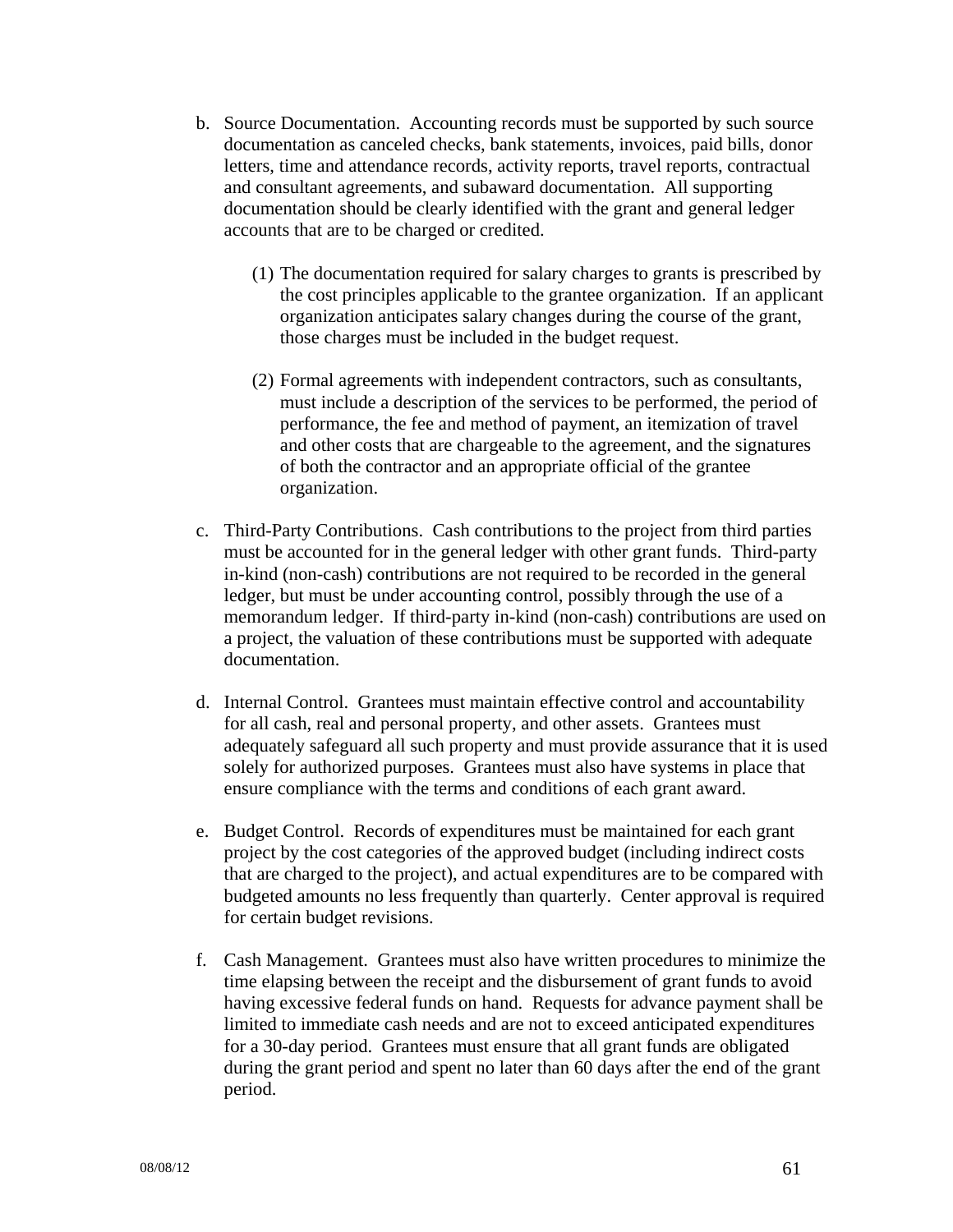b. Source Documentation. Accounting records must be supported by such source documentation as canceled checks, bank statements, invoices, paid bills, donor letters, time and attendance records, activity reports, travel reports, contractual and consultant agreements, and subaward documentation. All supporting documentation should be clearly identified with the grant and general ledger accounts that are to be charged or credited.

   (1) The documentation required for salary charges to grants is prescribed by the cost principles applicable to the grantee organization. If an applicant organization anticipates salary changes during the course of the grant, those charges must be included in the budget request.

   (2) Formal agreements with independent contractors, such as consultants, must include a description of the services to be performed, the period of performance, the fee and method of payment, an itemization of travel and other costs that are chargeable to the agreement, and the signatures of both the contractor and an appropriate official of the grantee organization.

c. Third-Party Contributions. Cash contributions to the project from third parties must be accounted for in the general ledger with other grant funds. Third-party in-kind (non-cash) contributions are not required to be recorded in the general ledger, but must be under accounting control, possibly through the use of a memorandum ledger. If third-party in-kind (non-cash) contributions are used on a project, the valuation of these contributions must be supported with adequate documentation.

d. Internal Control. Grantees must maintain effective control and accountability for all cash, real and personal property, and other assets. Grantees must adequately safeguard all such property and must provide assurance that it is used solely for authorized purposes. Grantees must also have systems in place that ensure compliance with the terms and conditions of each grant award.

e. Budget Control. Records of expenditures must be maintained for each grant project by the cost categories of the approved budget (including indirect costs that are charged to the project), and actual expenditures are to be compared with budgeted amounts no less frequently than quarterly. Center approval is required for certain budget revisions.

f. Cash Management. Grantees must also have written procedures to minimize the time elapsing between the receipt and the disbursement of grant funds to avoid having excessive federal funds on hand. Requests for advance payment shall be limited to immediate cash needs and are not to exceed anticipated expenditures for a 30-day period. Grantees must ensure that all grant funds are obligated during the grant period and spent no later than 60 days after the end of the grant period.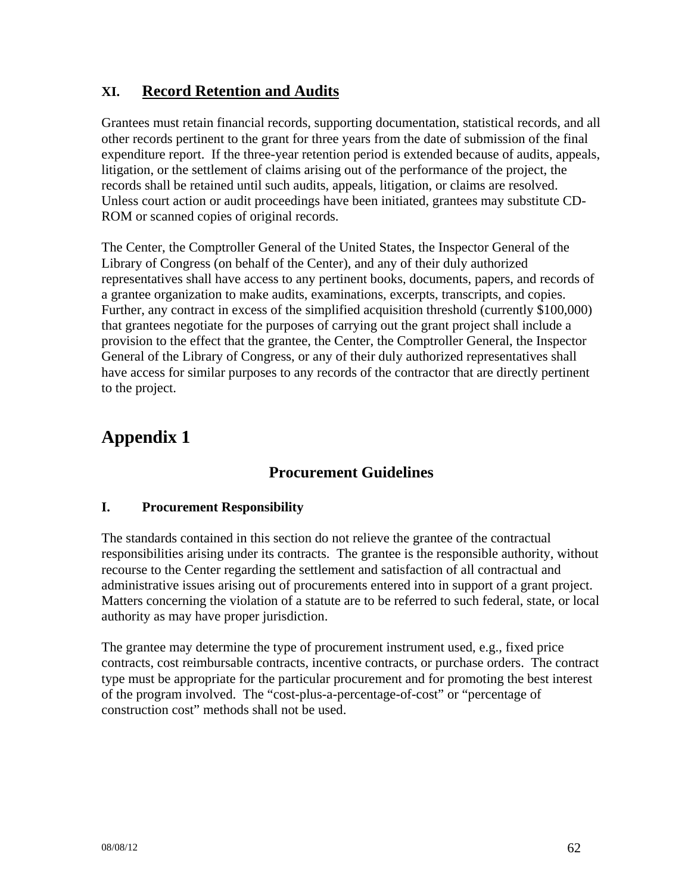## XI. Record Retention and Audits

Grantees must retain financial records, supporting documentation, statistical records, and all other records pertinent to the grant for three years from the date of submission of the final expenditure report. If the three-year retention period is extended because of audits, appeals, litigation, or the settlement of claims arising out of the performance of the project, the records shall be retained until such audits, appeals, litigation, or claims are resolved. Unless court action or audit proceedings have been initiated, grantees may substitute CD-ROM or scanned copies of original records.

The Center, the Comptroller General of the United States, the Inspector General of the Library of Congress (on behalf of the Center), and any of their duly authorized representatives shall have access to any pertinent books, documents, papers, and records of a grantee organization to make audits, examinations, excerpts, transcripts, and copies. Further, any contract in excess of the simplified acquisition threshold (currently $100,000) that grantees negotiate for the purposes of carrying out the grant project shall include a provision to the effect that the grantee, the Center, the Comptroller General, the Inspector General of the Library of Congress, or any of their duly authorized representatives shall have access for similar purposes to any records of the contractor that are directly pertinent to the project.

# Appendix 1

## Procurement Guidelines

### I. Procurement Responsibility

The standards contained in this section do not relieve the grantee of the contractual responsibilities arising under its contracts. The grantee is the responsible authority, without recourse to the Center regarding the settlement and satisfaction of all contractual and administrative issues arising out of procurements entered into in support of a grant project. Matters concerning the violation of a statute are to be referred to such federal, state, or local authority as may have proper jurisdiction.

The grantee may determine the type of procurement instrument used, e.g., fixed price contracts, cost reimbursable contracts, incentive contracts, or purchase orders. The contract type must be appropriate for the particular procurement and for promoting the best interest of the program involved. The "cost-plus-a-percentage-of-cost" or "percentage of construction cost" methods shall not be used.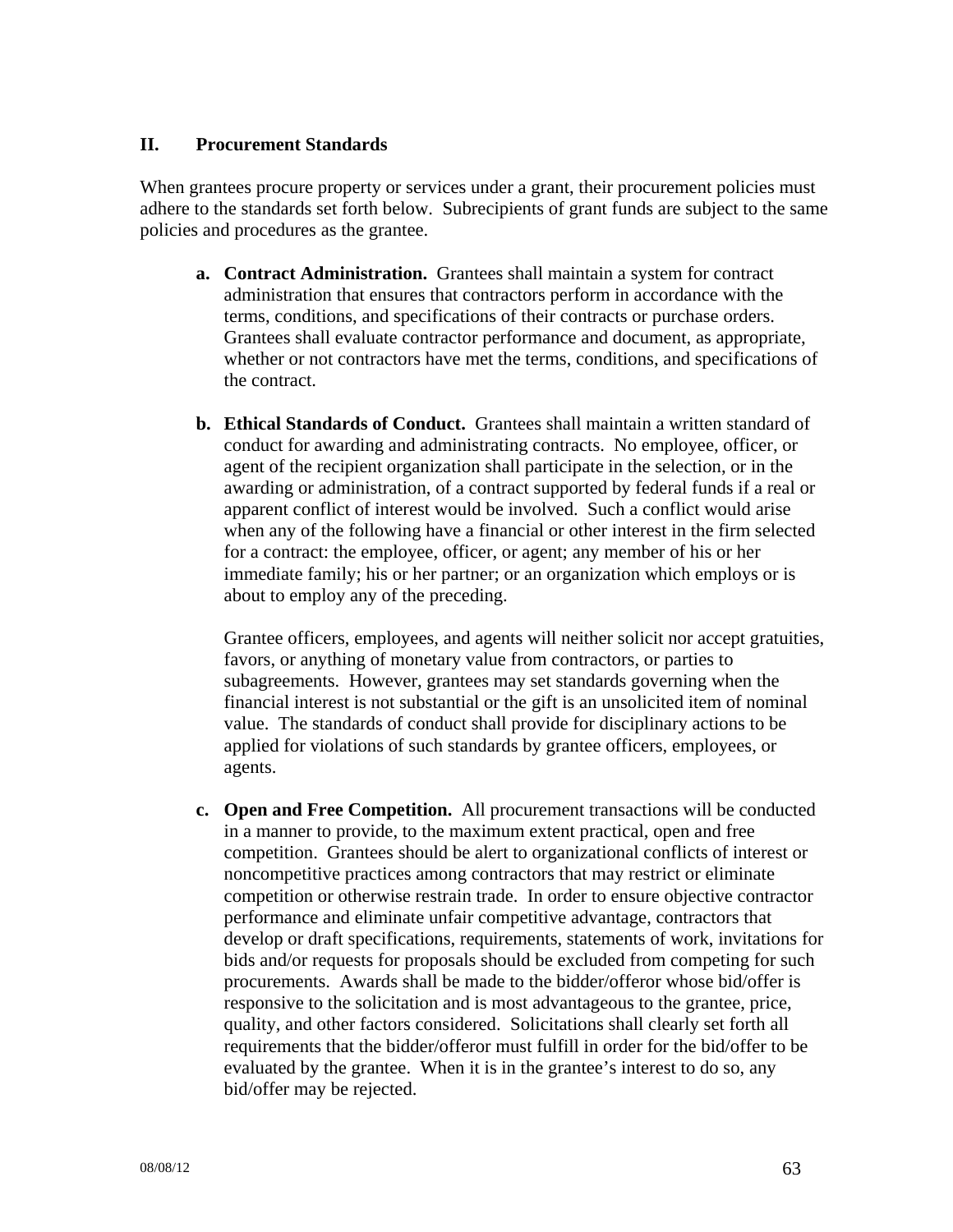## II. Procurement Standards

When grantees procure property or services under a grant, their procurement policies must adhere to the standards set forth below. Subrecipients of grant funds are subject to the same policies and procedures as the grantee.

**a. Contract Administration.** Grantees shall maintain a system for contract administration that ensures that contractors perform in accordance with the terms, conditions, and specifications of their contracts or purchase orders. Grantees shall evaluate contractor performance and document, as appropriate, whether or not contractors have met the terms, conditions, and specifications of the contract.

**b. Ethical Standards of Conduct.** Grantees shall maintain a written standard of conduct for awarding and administrating contracts. No employee, officer, or agent of the recipient organization shall participate in the selection, or in the awarding or administration, of a contract supported by federal funds if a real or apparent conflict of interest would be involved. Such a conflict would arise when any of the following have a financial or other interest in the firm selected for a contract: the employee, officer, or agent; any member of his or her immediate family; his or her partner; or an organization which employs or is about to employ any of the preceding.

Grantee officers, employees, and agents will neither solicit nor accept gratuities, favors, or anything of monetary value from contractors, or parties to subagreements. However, grantees may set standards governing when the financial interest is not substantial or the gift is an unsolicited item of nominal value. The standards of conduct shall provide for disciplinary actions to be applied for violations of such standards by grantee officers, employees, or agents.

**c. Open and Free Competition.** All procurement transactions will be conducted in a manner to provide, to the maximum extent practical, open and free competition. Grantees should be alert to organizational conflicts of interest or noncompetitive practices among contractors that may restrict or eliminate competition or otherwise restrain trade. In order to ensure objective contractor performance and eliminate unfair competitive advantage, contractors that develop or draft specifications, requirements, statements of work, invitations for bids and/or requests for proposals should be excluded from competing for such procurements. Awards shall be made to the bidder/offeror whose bid/offer is responsive to the solicitation and is most advantageous to the grantee, price, quality, and other factors considered. Solicitations shall clearly set forth all requirements that the bidder/offeror must fulfill in order for the bid/offer to be evaluated by the grantee. When it is in the grantee's interest to do so, any bid/offer may be rejected.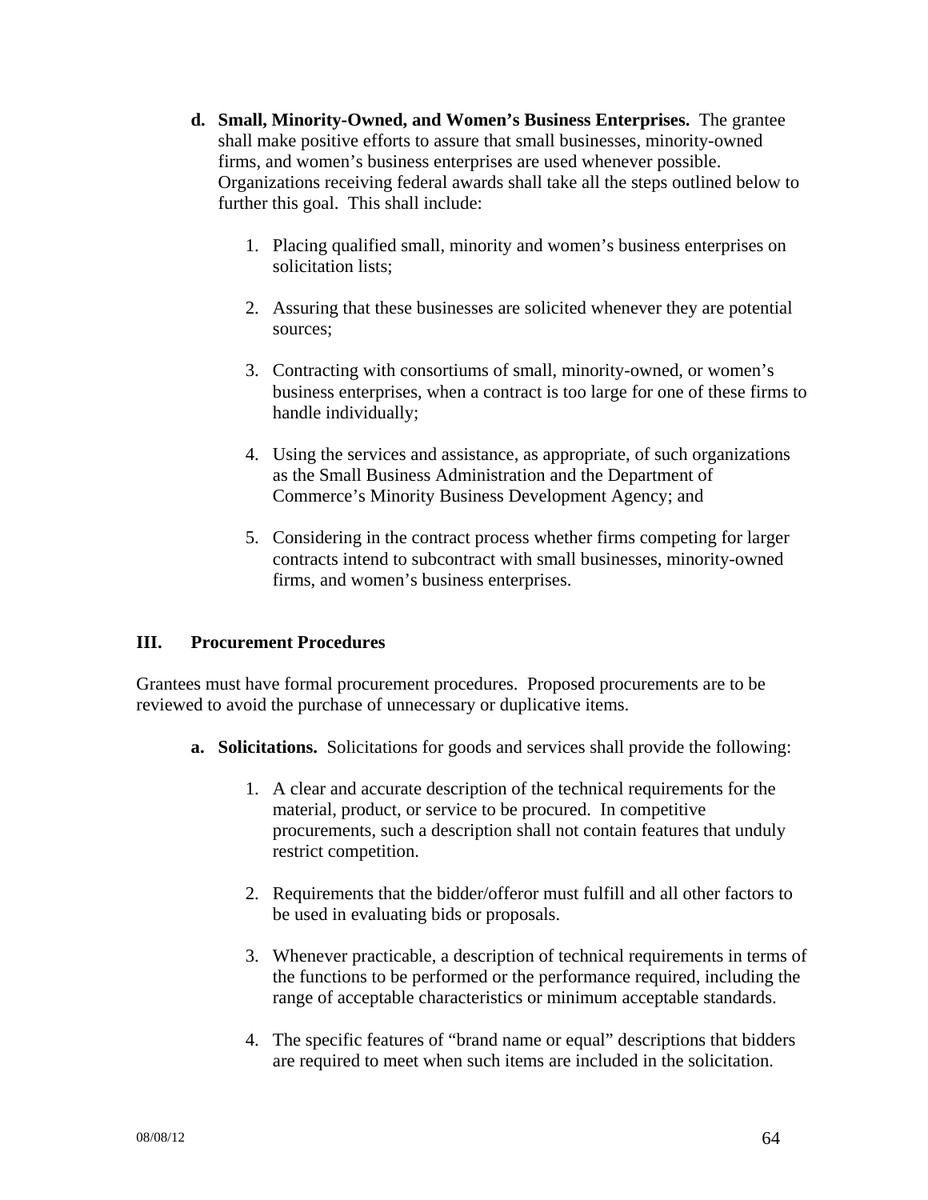**d. Small, Minority-Owned, and Women's Business Enterprises.** The grantee shall make positive efforts to assure that small businesses, minority-owned firms, and women's business enterprises are used whenever possible. Organizations receiving federal awards shall take all the steps outlined below to further this goal. This shall include:

1. Placing qualified small, minority and women's business enterprises on solicitation lists;

2. Assuring that these businesses are solicited whenever they are potential sources;

3. Contracting with consortiums of small, minority-owned, or women's business enterprises, when a contract is too large for one of these firms to handle individually;

4. Using the services and assistance, as appropriate, of such organizations as the Small Business Administration and the Department of Commerce's Minority Business Development Agency; and

5. Considering in the contract process whether firms competing for larger contracts intend to subcontract with small businesses, minority-owned firms, and women's business enterprises.

## III. Procurement Procedures

Grantees must have formal procurement procedures. Proposed procurements are to be reviewed to avoid the purchase of unnecessary or duplicative items.

**a. Solicitations.** Solicitations for goods and services shall provide the following:

1. A clear and accurate description of the technical requirements for the material, product, or service to be procured. In competitive procurements, such a description shall not contain features that unduly restrict competition.

2. Requirements that the bidder/offeror must fulfill and all other factors to be used in evaluating bids or proposals.

3. Whenever practicable, a description of technical requirements in terms of the functions to be performed or the performance required, including the range of acceptable characteristics or minimum acceptable standards.

4. The specific features of "brand name or equal" descriptions that bidders are required to meet when such items are included in the solicitation.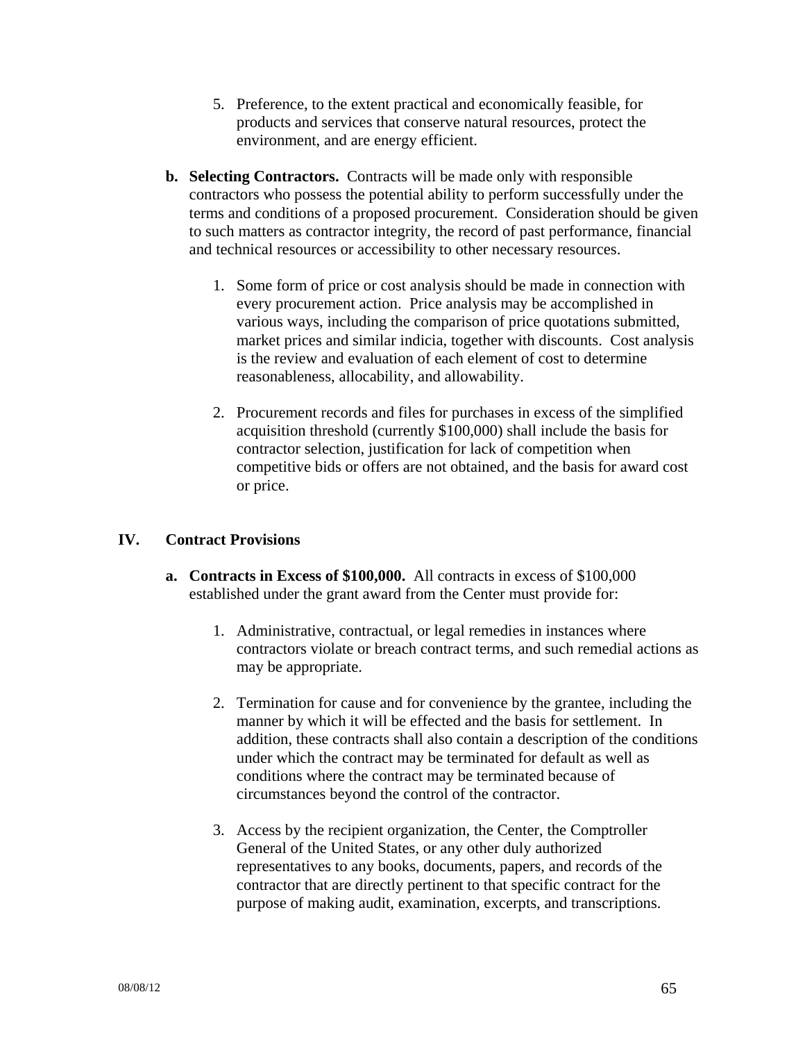5. Preference, to the extent practical and economically feasible, for products and services that conserve natural resources, protect the environment, and are energy efficient.

**b. Selecting Contractors.** Contracts will be made only with responsible contractors who possess the potential ability to perform successfully under the terms and conditions of a proposed procurement. Consideration should be given to such matters as contractor integrity, the record of past performance, financial and technical resources or accessibility to other necessary resources.

1. Some form of price or cost analysis should be made in connection with every procurement action. Price analysis may be accomplished in various ways, including the comparison of price quotations submitted, market prices and similar indicia, together with discounts. Cost analysis is the review and evaluation of each element of cost to determine reasonableness, allocability, and allowability.

2. Procurement records and files for purchases in excess of the simplified acquisition threshold (currently $100,000) shall include the basis for contractor selection, justification for lack of competition when competitive bids or offers are not obtained, and the basis for award cost or price.

## IV. Contract Provisions

**a. Contracts in Excess of $100,000.** All contracts in excess of $100,000 established under the grant award from the Center must provide for:

1. Administrative, contractual, or legal remedies in instances where contractors violate or breach contract terms, and such remedial actions as may be appropriate.

2. Termination for cause and for convenience by the grantee, including the manner by which it will be effected and the basis for settlement. In addition, these contracts shall also contain a description of the conditions under which the contract may be terminated for default as well as conditions where the contract may be terminated because of circumstances beyond the control of the contractor.

3. Access by the recipient organization, the Center, the Comptroller General of the United States, or any other duly authorized representatives to any books, documents, papers, and records of the contractor that are directly pertinent to that specific contract for the purpose of making audit, examination, excerpts, and transcriptions.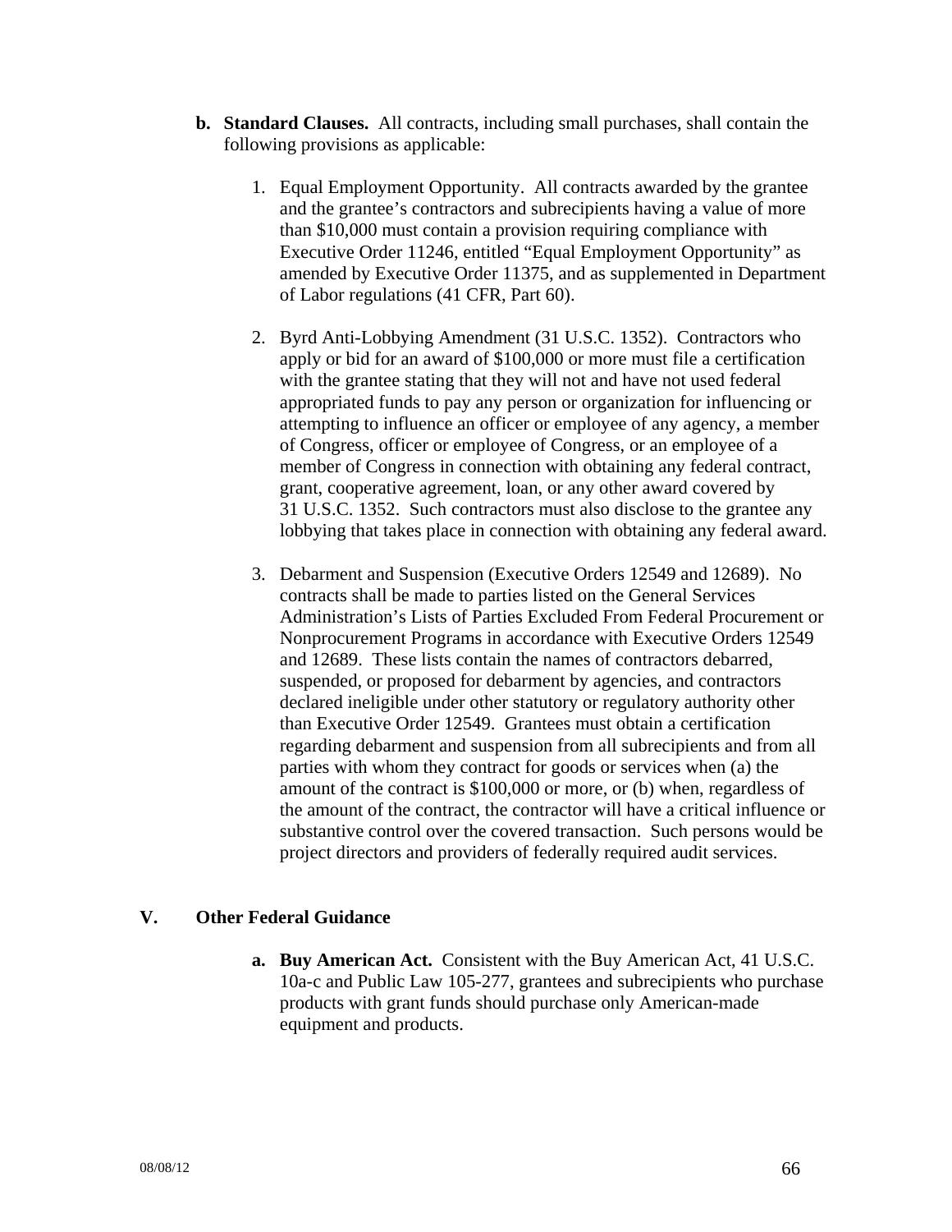**b. Standard Clauses.** All contracts, including small purchases, shall contain the following provisions as applicable:

1. Equal Employment Opportunity. All contracts awarded by the grantee and the grantee's contractors and subrecipients having a value of more than $10,000 must contain a provision requiring compliance with Executive Order 11246, entitled "Equal Employment Opportunity" as amended by Executive Order 11375, and as supplemented in Department of Labor regulations (41 CFR, Part 60).

2. Byrd Anti-Lobbying Amendment (31 U.S.C. 1352). Contractors who apply or bid for an award of $100,000 or more must file a certification with the grantee stating that they will not and have not used federal appropriated funds to pay any person or organization for influencing or attempting to influence an officer or employee of any agency, a member of Congress, officer or employee of Congress, or an employee of a member of Congress in connection with obtaining any federal contract, grant, cooperative agreement, loan, or any other award covered by 31 U.S.C. 1352. Such contractors must also disclose to the grantee any lobbying that takes place in connection with obtaining any federal award.

3. Debarment and Suspension (Executive Orders 12549 and 12689). No contracts shall be made to parties listed on the General Services Administration's Lists of Parties Excluded From Federal Procurement or Nonprocurement Programs in accordance with Executive Orders 12549 and 12689. These lists contain the names of contractors debarred, suspended, or proposed for debarment by agencies, and contractors declared ineligible under other statutory or regulatory authority other than Executive Order 12549. Grantees must obtain a certification regarding debarment and suspension from all subrecipients and from all parties with whom they contract for goods or services when (a) the amount of the contract is $100,000 or more, or (b) when, regardless of the amount of the contract, the contractor will have a critical influence or substantive control over the covered transaction. Such persons would be project directors and providers of federally required audit services.

## V. Other Federal Guidance

**a. Buy American Act.** Consistent with the Buy American Act, 41 U.S.C. 10a-c and Public Law 105-277, grantees and subrecipients who purchase products with grant funds should purchase only American-made equipment and products.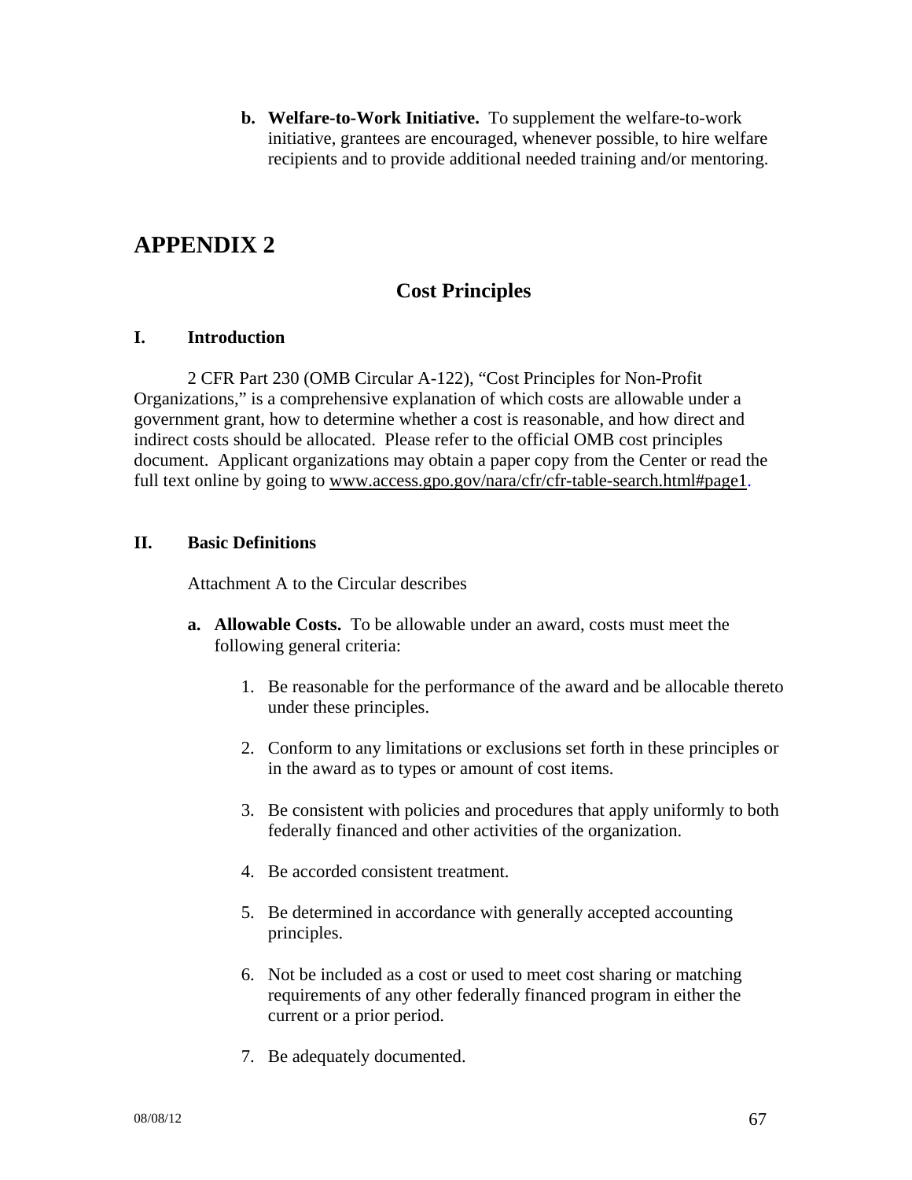b. **Welfare-to-Work Initiative.** To supplement the welfare-to-work initiative, grantees are encouraged, whenever possible, to hire welfare recipients and to provide additional needed training and/or mentoring.

# APPENDIX 2

## Cost Principles

### I. Introduction

2 CFR Part 230 (OMB Circular A-122), "Cost Principles for Non-Profit Organizations," is a comprehensive explanation of which costs are allowable under a government grant, how to determine whether a cost is reasonable, and how direct and indirect costs should be allocated. Please refer to the official OMB cost principles document. Applicant organizations may obtain a paper copy from the Center or read the full text online by going to www.access.gpo.gov/nara/cfr/cfr-table-search.html#page1.

### II. Basic Definitions

Attachment A to the Circular describes

a. **Allowable Costs.** To be allowable under an award, costs must meet the following general criteria:

1. Be reasonable for the performance of the award and be allocable thereto under these principles.
2. Conform to any limitations or exclusions set forth in these principles or in the award as to types or amount of cost items.
3. Be consistent with policies and procedures that apply uniformly to both federally financed and other activities of the organization.
4. Be accorded consistent treatment.
5. Be determined in accordance with generally accepted accounting principles.
6. Not be included as a cost or used to meet cost sharing or matching requirements of any other federally financed program in either the current or a prior period.
7. Be adequately documented.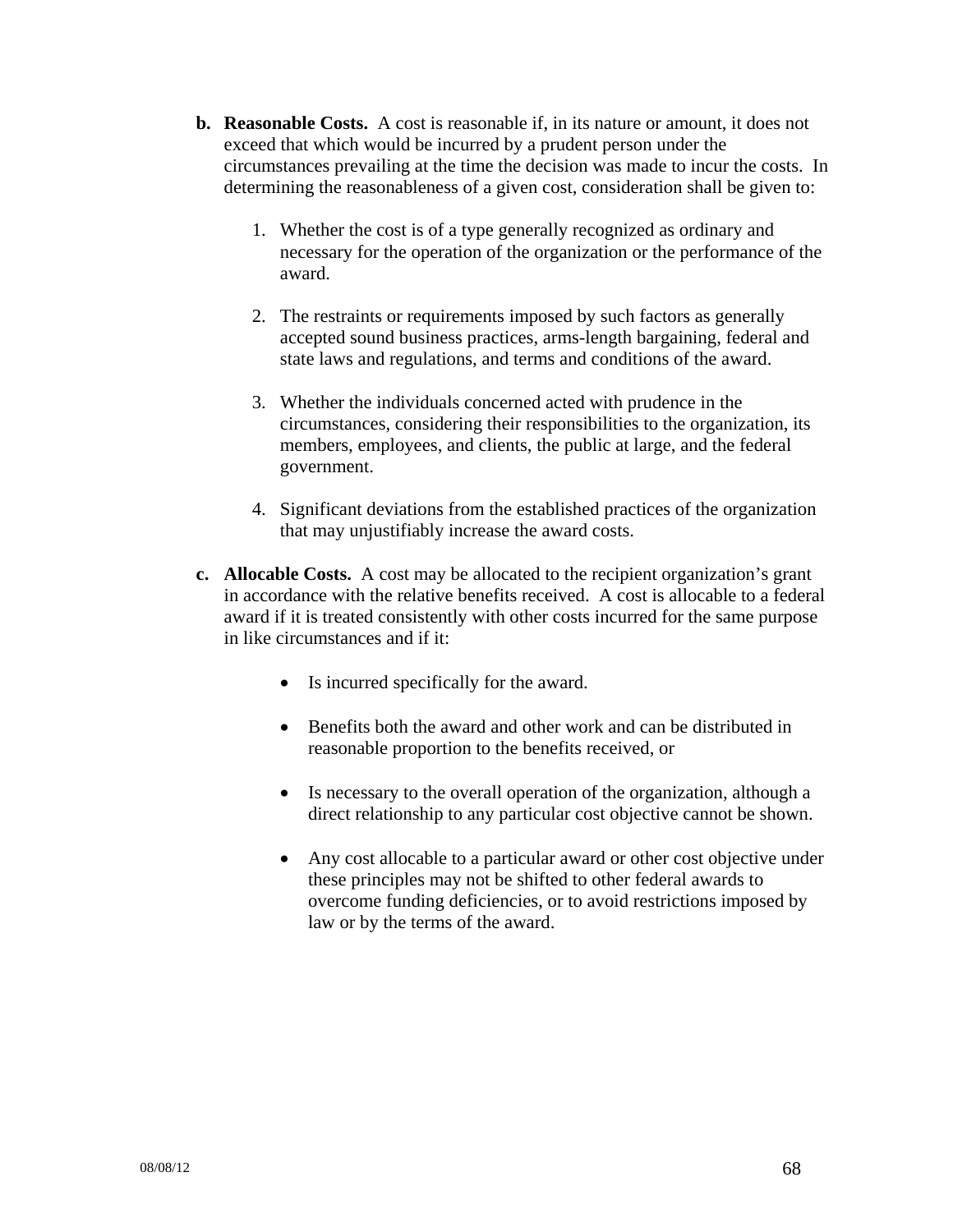**b. Reasonable Costs.** A cost is reasonable if, in its nature or amount, it does not exceed that which would be incurred by a prudent person under the circumstances prevailing at the time the decision was made to incur the costs. In determining the reasonableness of a given cost, consideration shall be given to:

1. Whether the cost is of a type generally recognized as ordinary and necessary for the operation of the organization or the performance of the award.

2. The restraints or requirements imposed by such factors as generally accepted sound business practices, arms-length bargaining, federal and state laws and regulations, and terms and conditions of the award.

3. Whether the individuals concerned acted with prudence in the circumstances, considering their responsibilities to the organization, its members, employees, and clients, the public at large, and the federal government.

4. Significant deviations from the established practices of the organization that may unjustifiably increase the award costs.

**c. Allocable Costs.** A cost may be allocated to the recipient organization's grant in accordance with the relative benefits received. A cost is allocable to a federal award if it is treated consistently with other costs incurred for the same purpose in like circumstances and if it:

- Is incurred specifically for the award.

- Benefits both the award and other work and can be distributed in reasonable proportion to the benefits received, or

- Is necessary to the overall operation of the organization, although a direct relationship to any particular cost objective cannot be shown.

- Any cost allocable to a particular award or other cost objective under these principles may not be shifted to other federal awards to overcome funding deficiencies, or to avoid restrictions imposed by law or by the terms of the award.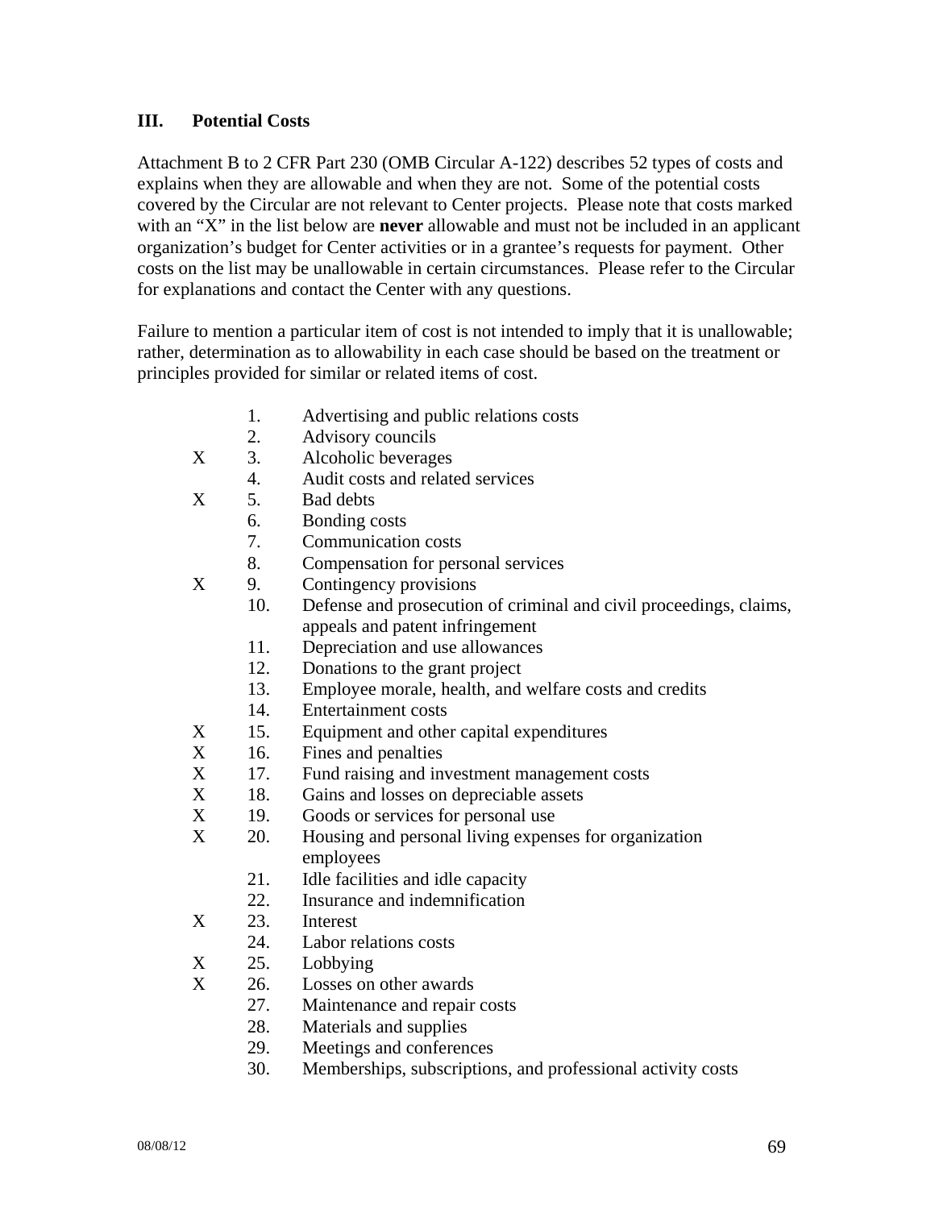## III. Potential Costs

Attachment B to 2 CFR Part 230 (OMB Circular A-122) describes 52 types of costs and explains when they are allowable and when they are not. Some of the potential costs covered by the Circular are not relevant to Center projects. Please note that costs marked with an "X" in the list below are **never** allowable and must not be included in an applicant organization's budget for Center activities or in a grantee's requests for payment. Other costs on the list may be unallowable in certain circumstances. Please refer to the Circular for explanations and contact the Center with any questions.

Failure to mention a particular item of cost is not intended to imply that it is unallowable; rather, determination as to allowability in each case should be based on the treatment or principles provided for similar or related items of cost.

| | | |
|---|---|---|
| | 1. | Advertising and public relations costs |
| | 2. | Advisory councils |
| X | 3. | Alcoholic beverages |
| | 4. | Audit costs and related services |
| X | 5. | Bad debts |
| | 6. | Bonding costs |
| | 7. | Communication costs |
| | 8. | Compensation for personal services |
| X | 9. | Contingency provisions |
| | 10. | Defense and prosecution of criminal and civil proceedings, claims, appeals and patent infringement |
| | 11. | Depreciation and use allowances |
| | 12. | Donations to the grant project |
| | 13. | Employee morale, health, and welfare costs and credits |
| | 14. | Entertainment costs |
| X | 15. | Equipment and other capital expenditures |
| X | 16. | Fines and penalties |
| X | 17. | Fund raising and investment management costs |
| X | 18. | Gains and losses on depreciable assets |
| X | 19. | Goods or services for personal use |
| X | 20. | Housing and personal living expenses for organization employees |
| | 21. | Idle facilities and idle capacity |
| | 22. | Insurance and indemnification |
| X | 23. | Interest |
| | 24. | Labor relations costs |
| X | 25. | Lobbying |
| X | 26. | Losses on other awards |
| | 27. | Maintenance and repair costs |
| | 28. | Materials and supplies |
| | 29. | Meetings and conferences |
| | 30. | Memberships, subscriptions, and professional activity costs |

08/08/12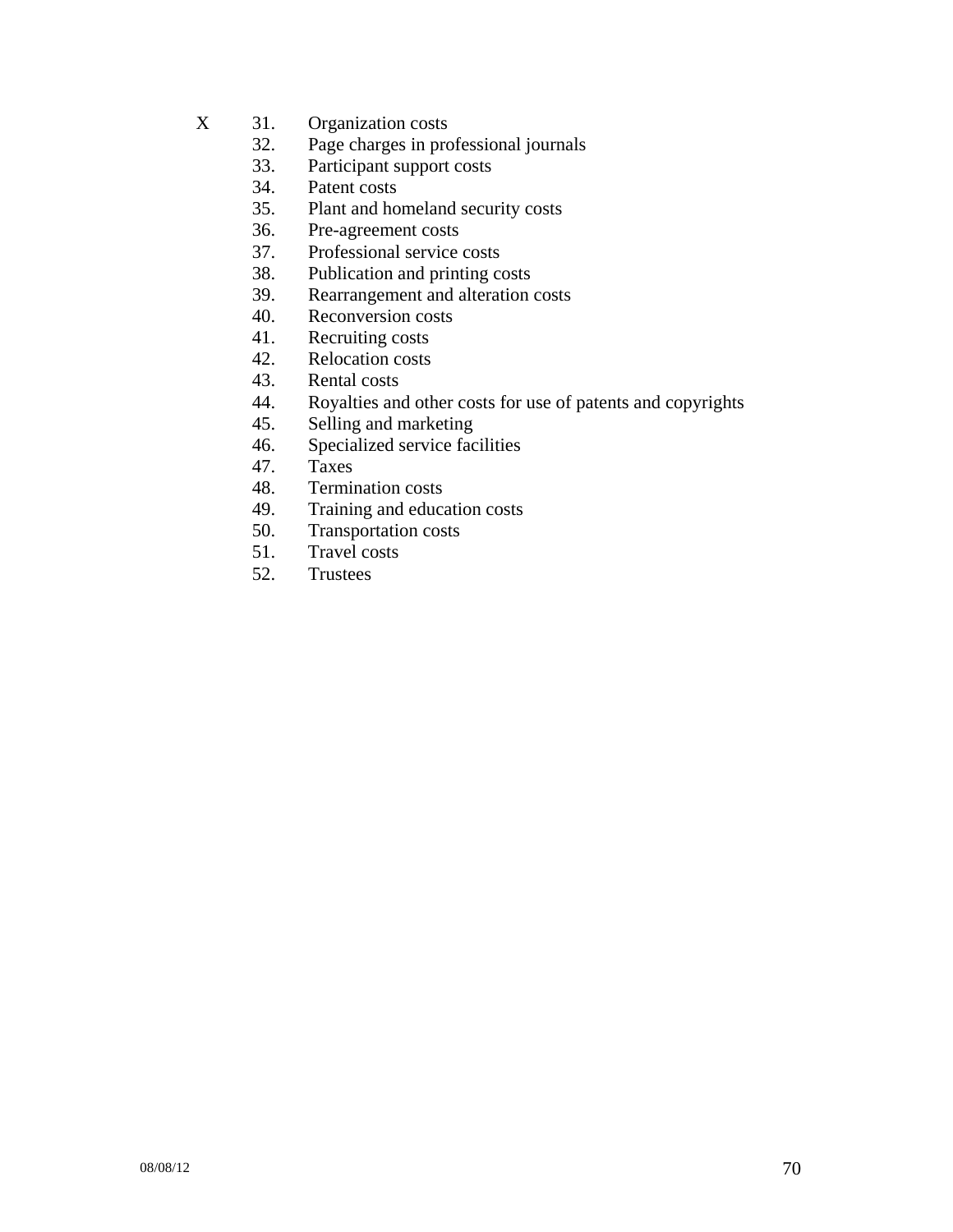X 31. Organization costs

32. Page charges in professional journals
33. Participant support costs
34. Patent costs
35. Plant and homeland security costs
36. Pre-agreement costs
37. Professional service costs
38. Publication and printing costs
39. Rearrangement and alteration costs
40. Reconversion costs
41. Recruiting costs
42. Relocation costs
43. Rental costs
44. Royalties and other costs for use of patents and copyrights
45. Selling and marketing
46. Specialized service facilities
47. Taxes
48. Termination costs
49. Training and education costs
50. Transportation costs
51. Travel costs
52. Trustees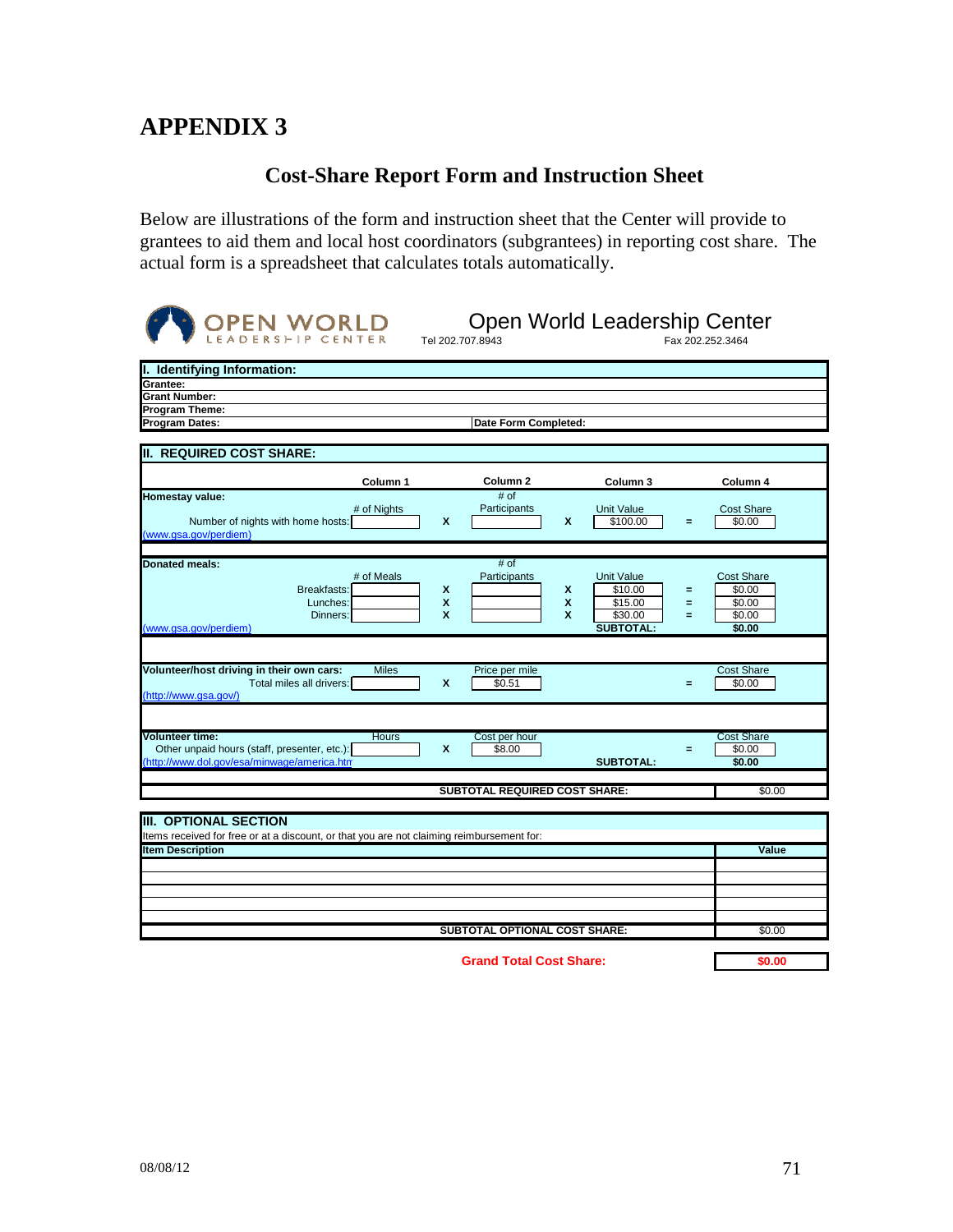# APPENDIX 3

## Cost-Share Report Form and Instruction Sheet

Below are illustrations of the form and instruction sheet that the Center will provide to grantees to aid them and local host coordinators (subgrantees) in reporting cost share. The actual form is a spreadsheet that calculates totals automatically.

OPEN WORLD LEADERSHIP CENTER

**Open World Leadership Center**

Tel 202.707.8943 Fax 202.252.3464

| **I. Identifying Information:** | |
|---|---|
| **Grantee:** | |
| **Grant Number:** | |
| **Program Theme:** | |
| **Program Dates:** | **Date Form Completed:** |

**II. REQUIRED COST SHARE:**

| | Column 1 | | Column 2 | | Column 3 | | Column 4 |
|---|---|---|---|---|---|---|---|
| **Homestay value:** | # of Nights | | # of Participants | | Unit Value | | Cost Share |
| Number of nights with home hosts: | | X | | X | $100.00 | = | $0.00 |
| (www.gsa.gov/perdiem) | | | | | | | |
| **Donated meals:** | # of Meals | | # of Participants | | Unit Value | | Cost Share |
| Breakfasts: | | X | | X | $10.00 | = | $0.00 |
| Lunches: | | X | | X | $15.00 | = | $0.00 |
| Dinners: | | X | | X | $30.00 | = | $0.00 |
| (www.gsa.gov/perdiem) | | | | | **SUBTOTAL:** | | **$0.00** |
| **Volunteer/host driving in their own cars:** | Miles | | Price per mile | | | | Cost Share |
| Total miles all drivers: | | X | $0.51 | | | = | $0.00 |
| (http://www.gsa.gov/) | | | | | | | |
| **Volunteer time:** | Hours | | Cost per hour | | | | Cost Share |
| Other unpaid hours (staff, presenter, etc.): | | X | $8.00 | | | = | $0.00 |
| (http://www.dol.gov/esa/minwage/america.htm) | | | | | **SUBTOTAL:** | | **$0.00** |
| | | | **SUBTOTAL REQUIRED COST SHARE:** | | | | $0.00 |

**III. OPTIONAL SECTION**

Items received for free or at a discount, or that you are not claiming reimbursement for:

| **Item Description** | **Value** |
|---|---|
| | |
| | |
| | |
| | |
| | |
| **SUBTOTAL OPTIONAL COST SHARE:** | $0.00 |

**Grand Total Cost Share:** **$0.00**

08/08/12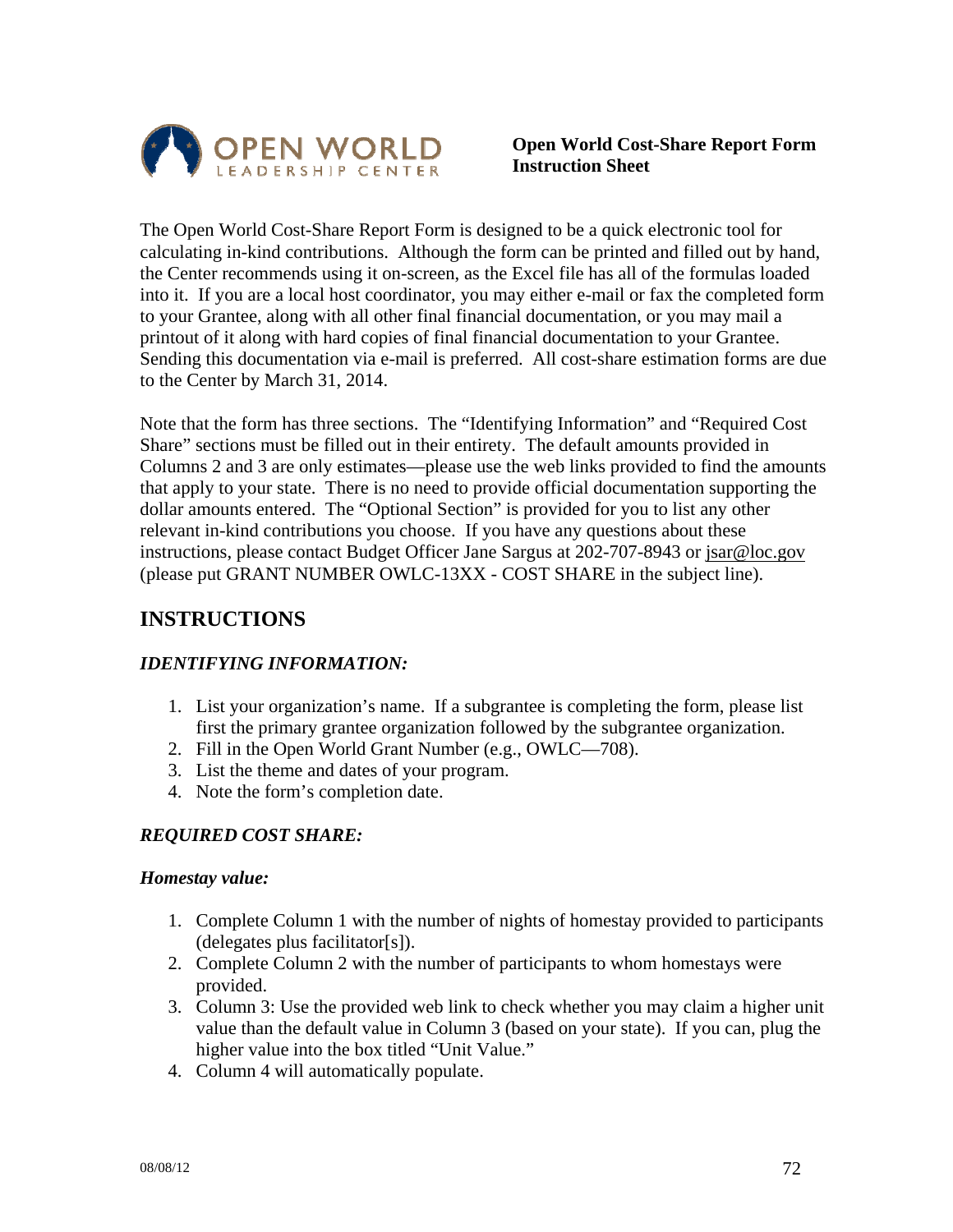**Open World Cost-Share Report Form Instruction Sheet**

The Open World Cost-Share Report Form is designed to be a quick electronic tool for calculating in-kind contributions. Although the form can be printed and filled out by hand, the Center recommends using it on-screen, as the Excel file has all of the formulas loaded into it. If you are a local host coordinator, you may either e-mail or fax the completed form to your Grantee, along with all other final financial documentation, or you may mail a printout of it along with hard copies of final financial documentation to your Grantee. Sending this documentation via e-mail is preferred. All cost-share estimation forms are due to the Center by March 31, 2014.

Note that the form has three sections. The "Identifying Information" and "Required Cost Share" sections must be filled out in their entirety. The default amounts provided in Columns 2 and 3 are only estimates—please use the web links provided to find the amounts that apply to your state. There is no need to provide official documentation supporting the dollar amounts entered. The "Optional Section" is provided for you to list any other relevant in-kind contributions you choose. If you have any questions about these instructions, please contact Budget Officer Jane Sargus at 202-707-8943 or jsar@loc.gov (please put GRANT NUMBER OWLC-13XX - COST SHARE in the subject line).

## INSTRUCTIONS

### *IDENTIFYING INFORMATION:*

1. List your organization's name. If a subgrantee is completing the form, please list first the primary grantee organization followed by the subgrantee organization.
2. Fill in the Open World Grant Number (e.g., OWLC—708).
3. List the theme and dates of your program.
4. Note the form's completion date.

### *REQUIRED COST SHARE:*

#### *Homestay value:*

1. Complete Column 1 with the number of nights of homestay provided to participants (delegates plus facilitator[s]).
2. Complete Column 2 with the number of participants to whom homestays were provided.
3. Column 3: Use the provided web link to check whether you may claim a higher unit value than the default value in Column 3 (based on your state). If you can, plug the higher value into the box titled "Unit Value."
4. Column 4 will automatically populate.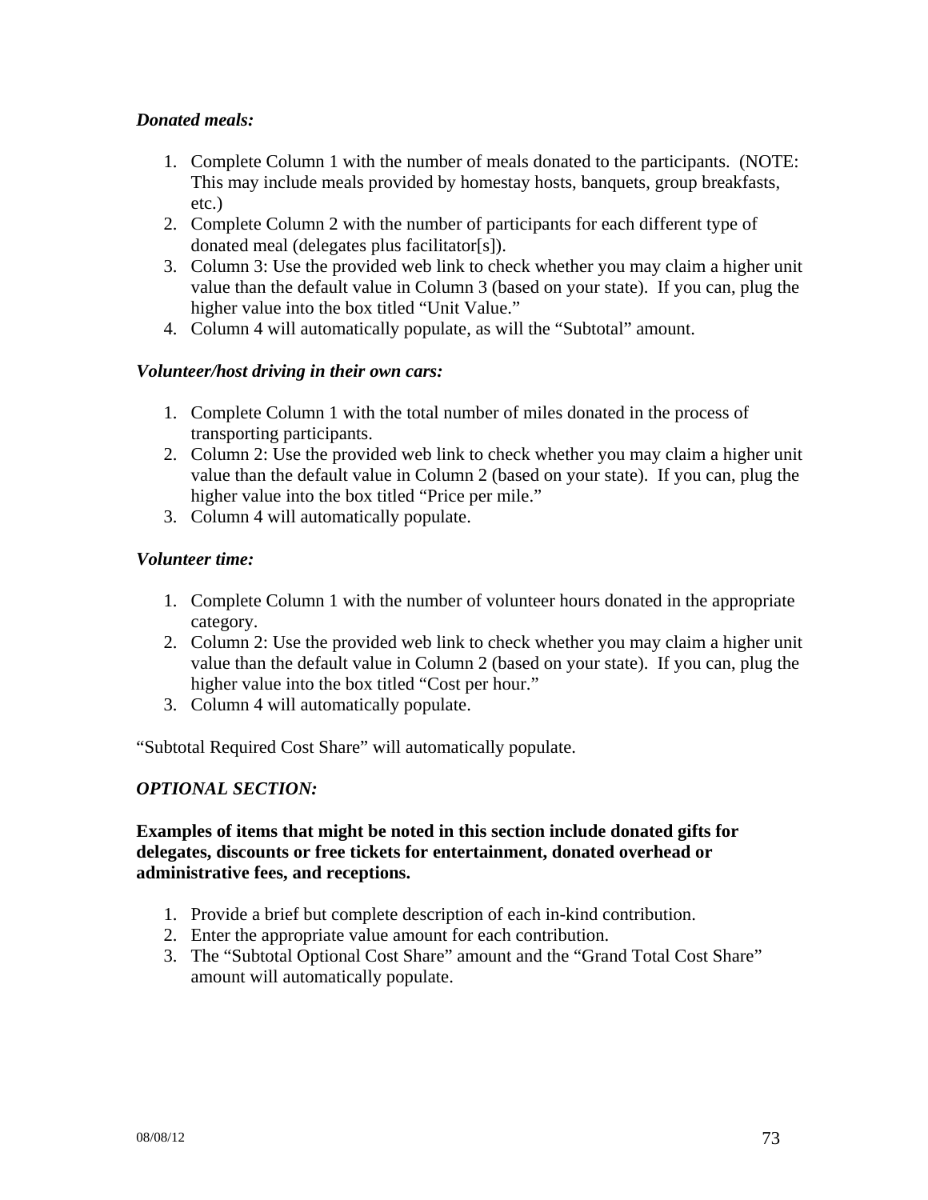*__Donated meals:__*

1. Complete Column 1 with the number of meals donated to the participants. (NOTE: This may include meals provided by homestay hosts, banquets, group breakfasts, etc.)
2. Complete Column 2 with the number of participants for each different type of donated meal (delegates plus facilitator[s]).
3. Column 3: Use the provided web link to check whether you may claim a higher unit value than the default value in Column 3 (based on your state). If you can, plug the higher value into the box titled "Unit Value."
4. Column 4 will automatically populate, as will the "Subtotal" amount.

*__Volunteer/host driving in their own cars:__*

1. Complete Column 1 with the total number of miles donated in the process of transporting participants.
2. Column 2: Use the provided web link to check whether you may claim a higher unit value than the default value in Column 2 (based on your state). If you can, plug the higher value into the box titled "Price per mile."
3. Column 4 will automatically populate.

*__Volunteer time:__*

1. Complete Column 1 with the number of volunteer hours donated in the appropriate category.
2. Column 2: Use the provided web link to check whether you may claim a higher unit value than the default value in Column 2 (based on your state). If you can, plug the higher value into the box titled "Cost per hour."
3. Column 4 will automatically populate.

"Subtotal Required Cost Share" will automatically populate.

*__OPTIONAL SECTION:__*

**Examples of items that might be noted in this section include donated gifts for delegates, discounts or free tickets for entertainment, donated overhead or administrative fees, and receptions.**

1. Provide a brief but complete description of each in-kind contribution.
2. Enter the appropriate value amount for each contribution.
3. The "Subtotal Optional Cost Share" amount and the "Grand Total Cost Share" amount will automatically populate.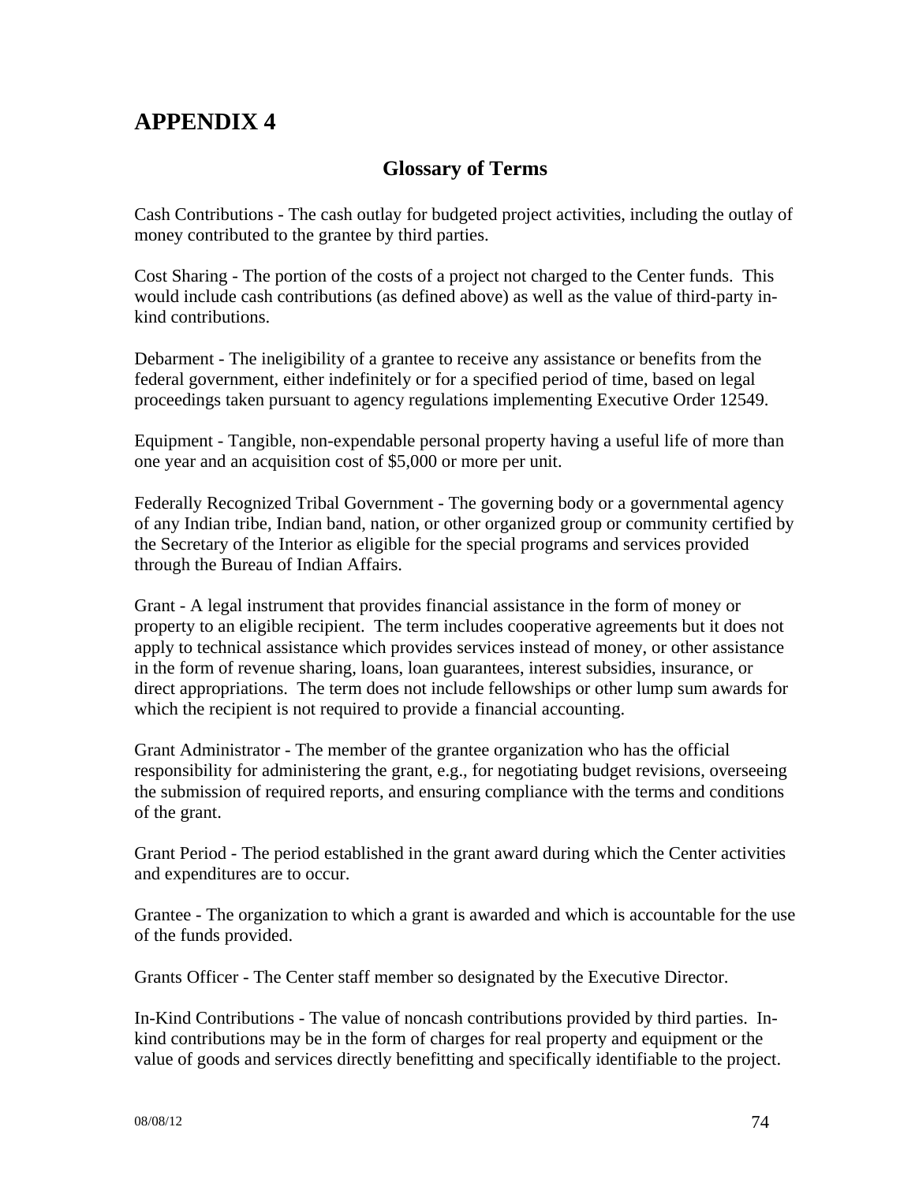# APPENDIX 4

## Glossary of Terms

Cash Contributions - The cash outlay for budgeted project activities, including the outlay of money contributed to the grantee by third parties.

Cost Sharing - The portion of the costs of a project not charged to the Center funds. This would include cash contributions (as defined above) as well as the value of third-party in-kind contributions.

Debarment - The ineligibility of a grantee to receive any assistance or benefits from the federal government, either indefinitely or for a specified period of time, based on legal proceedings taken pursuant to agency regulations implementing Executive Order 12549.

Equipment - Tangible, non-expendable personal property having a useful life of more than one year and an acquisition cost of $5,000 or more per unit.

Federally Recognized Tribal Government - The governing body or a governmental agency of any Indian tribe, Indian band, nation, or other organized group or community certified by the Secretary of the Interior as eligible for the special programs and services provided through the Bureau of Indian Affairs.

Grant - A legal instrument that provides financial assistance in the form of money or property to an eligible recipient. The term includes cooperative agreements but it does not apply to technical assistance which provides services instead of money, or other assistance in the form of revenue sharing, loans, loan guarantees, interest subsidies, insurance, or direct appropriations. The term does not include fellowships or other lump sum awards for which the recipient is not required to provide a financial accounting.

Grant Administrator - The member of the grantee organization who has the official responsibility for administering the grant, e.g., for negotiating budget revisions, overseeing the submission of required reports, and ensuring compliance with the terms and conditions of the grant.

Grant Period - The period established in the grant award during which the Center activities and expenditures are to occur.

Grantee - The organization to which a grant is awarded and which is accountable for the use of the funds provided.

Grants Officer - The Center staff member so designated by the Executive Director.

In-Kind Contributions - The value of noncash contributions provided by third parties. In-kind contributions may be in the form of charges for real property and equipment or the value of goods and services directly benefitting and specifically identifiable to the project.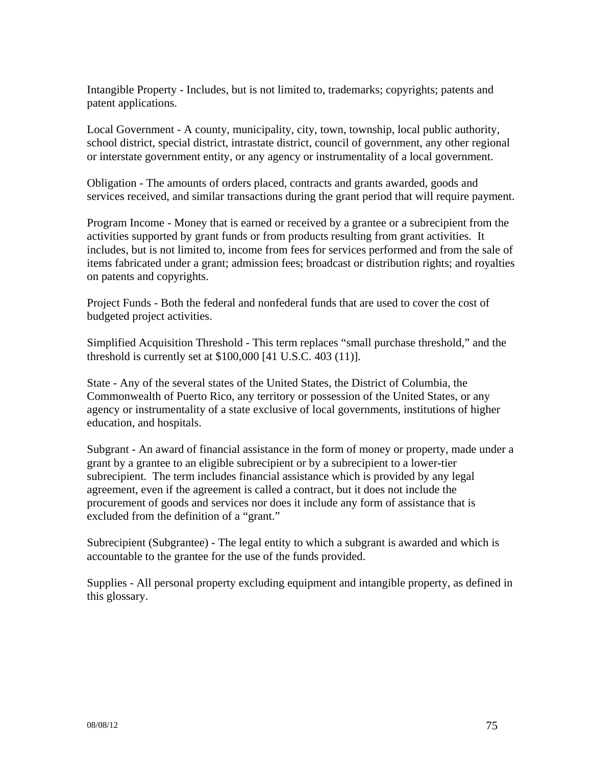Intangible Property - Includes, but is not limited to, trademarks; copyrights; patents and patent applications.

Local Government - A county, municipality, city, town, township, local public authority, school district, special district, intrastate district, council of government, any other regional or interstate government entity, or any agency or instrumentality of a local government.

Obligation - The amounts of orders placed, contracts and grants awarded, goods and services received, and similar transactions during the grant period that will require payment.

Program Income - Money that is earned or received by a grantee or a subrecipient from the activities supported by grant funds or from products resulting from grant activities. It includes, but is not limited to, income from fees for services performed and from the sale of items fabricated under a grant; admission fees; broadcast or distribution rights; and royalties on patents and copyrights.

Project Funds - Both the federal and nonfederal funds that are used to cover the cost of budgeted project activities.

Simplified Acquisition Threshold - This term replaces "small purchase threshold," and the threshold is currently set at $100,000 [41 U.S.C. 403 (11)].

State - Any of the several states of the United States, the District of Columbia, the Commonwealth of Puerto Rico, any territory or possession of the United States, or any agency or instrumentality of a state exclusive of local governments, institutions of higher education, and hospitals.

Subgrant - An award of financial assistance in the form of money or property, made under a grant by a grantee to an eligible subrecipient or by a subrecipient to a lower-tier subrecipient. The term includes financial assistance which is provided by any legal agreement, even if the agreement is called a contract, but it does not include the procurement of goods and services nor does it include any form of assistance that is excluded from the definition of a "grant."

Subrecipient (Subgrantee) - The legal entity to which a subgrant is awarded and which is accountable to the grantee for the use of the funds provided.

Supplies - All personal property excluding equipment and intangible property, as defined in this glossary.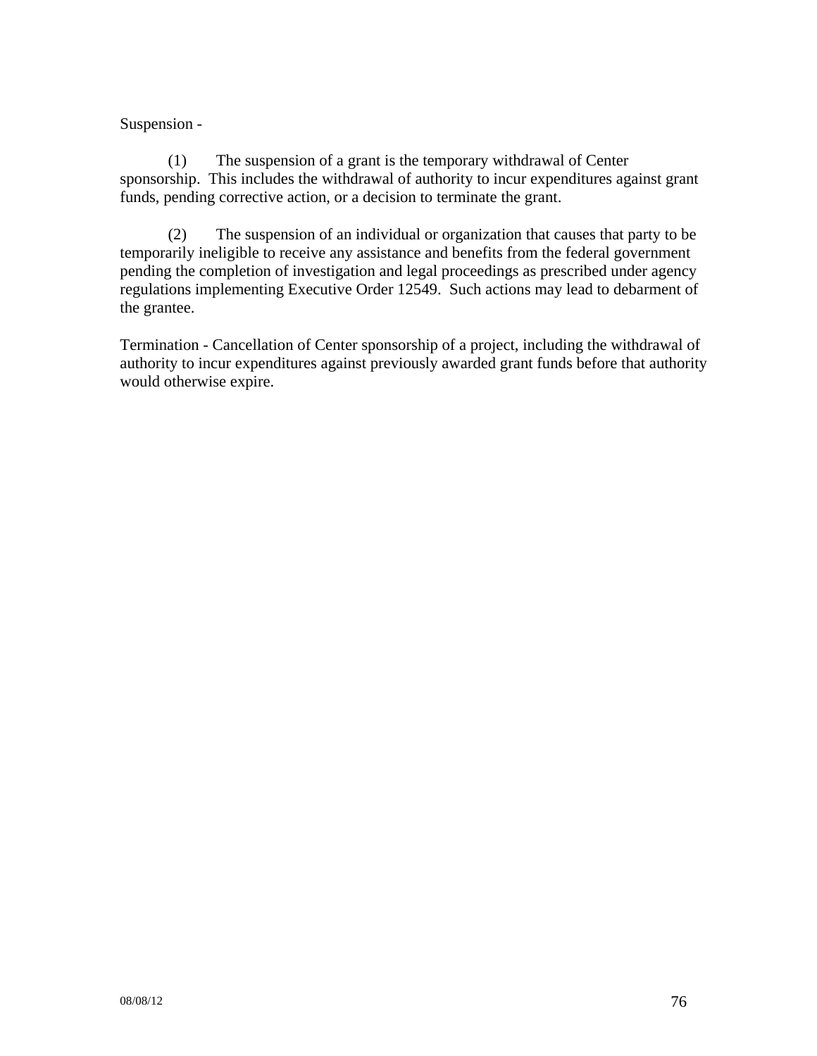Suspension -

(1) The suspension of a grant is the temporary withdrawal of Center sponsorship. This includes the withdrawal of authority to incur expenditures against grant funds, pending corrective action, or a decision to terminate the grant.

(2) The suspension of an individual or organization that causes that party to be temporarily ineligible to receive any assistance and benefits from the federal government pending the completion of investigation and legal proceedings as prescribed under agency regulations implementing Executive Order 12549. Such actions may lead to debarment of the grantee.

Termination - Cancellation of Center sponsorship of a project, including the withdrawal of authority to incur expenditures against previously awarded grant funds before that authority would otherwise expire.